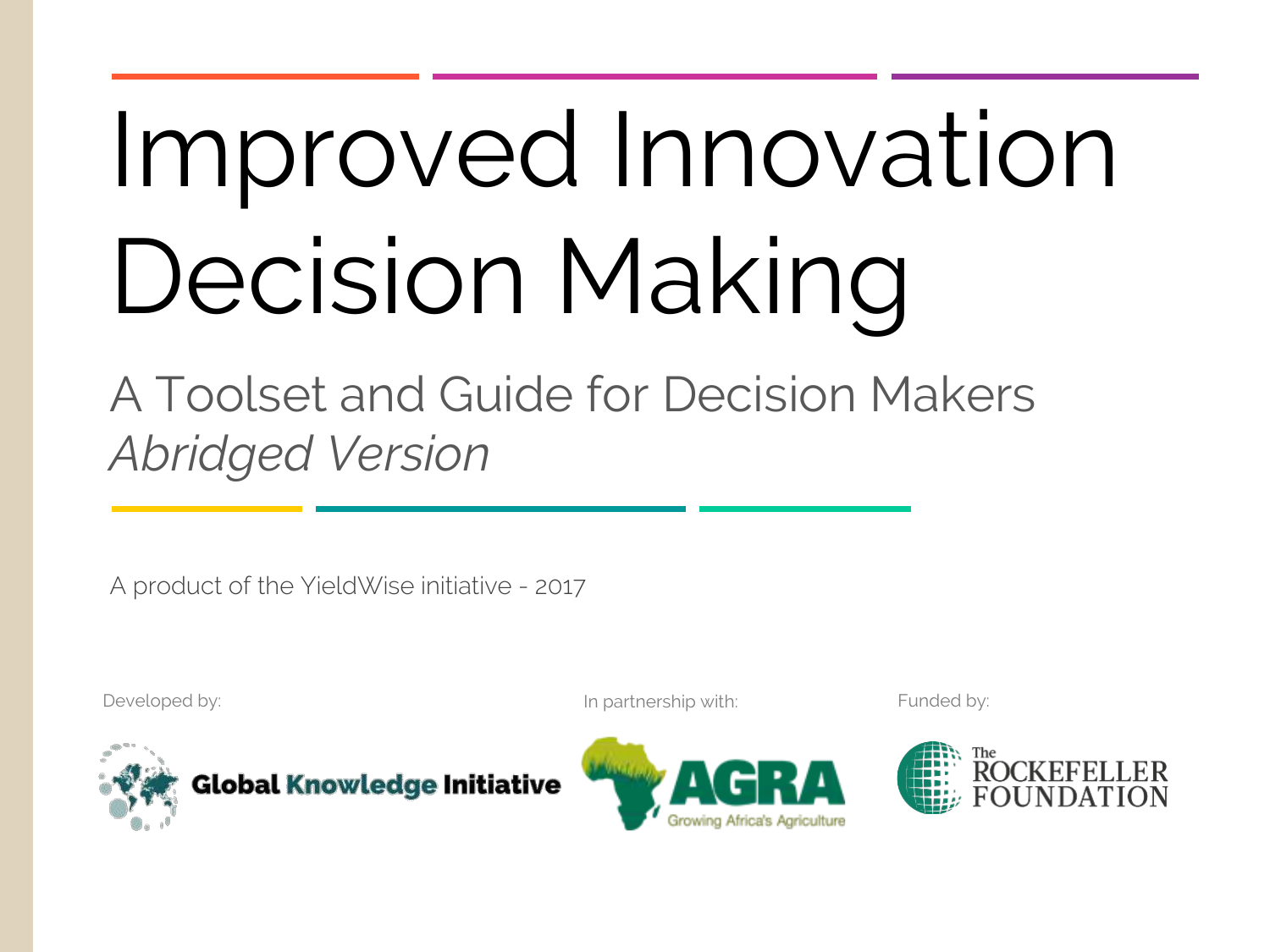# Improved Innovation Decision Making

## A Toolset and Guide for Decision Makers

*Abridged Version*

A product of the YieldWise initiative - 2017

Developed by: Global Knowledge Initiative

In partnership with: AGRA Growing Africa's Agriculture

Funded by: The Rockefeller Foundation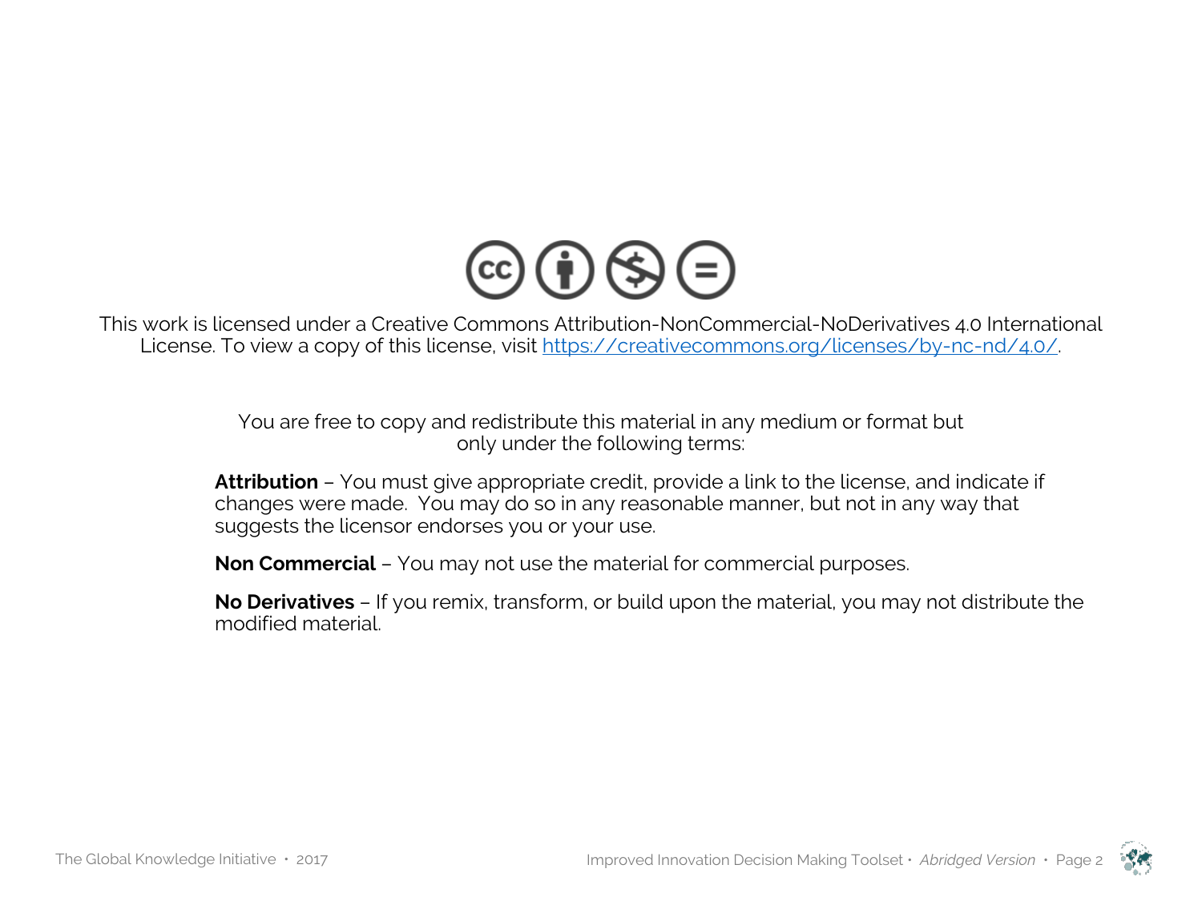This work is licensed under a Creative Commons Attribution-NonCommercial-NoDerivatives 4.0 International License. To view a copy of this license, visit [https://creativecommons.org/licenses/by-nc-nd/4.0/](https://creativecommons.org/licenses/by-nc-nd/4.0/).

You are free to copy and redistribute this material in any medium or format but only under the following terms:

**Attribution** – You must give appropriate credit, provide a link to the license, and indicate if changes were made. You may do so in any reasonable manner, but not in any way that suggests the licensor endorses you or your use.

**Non Commercial** – You may not use the material for commercial purposes.

**No Derivatives** – If you remix, transform, or build upon the material, you may not distribute the modified material.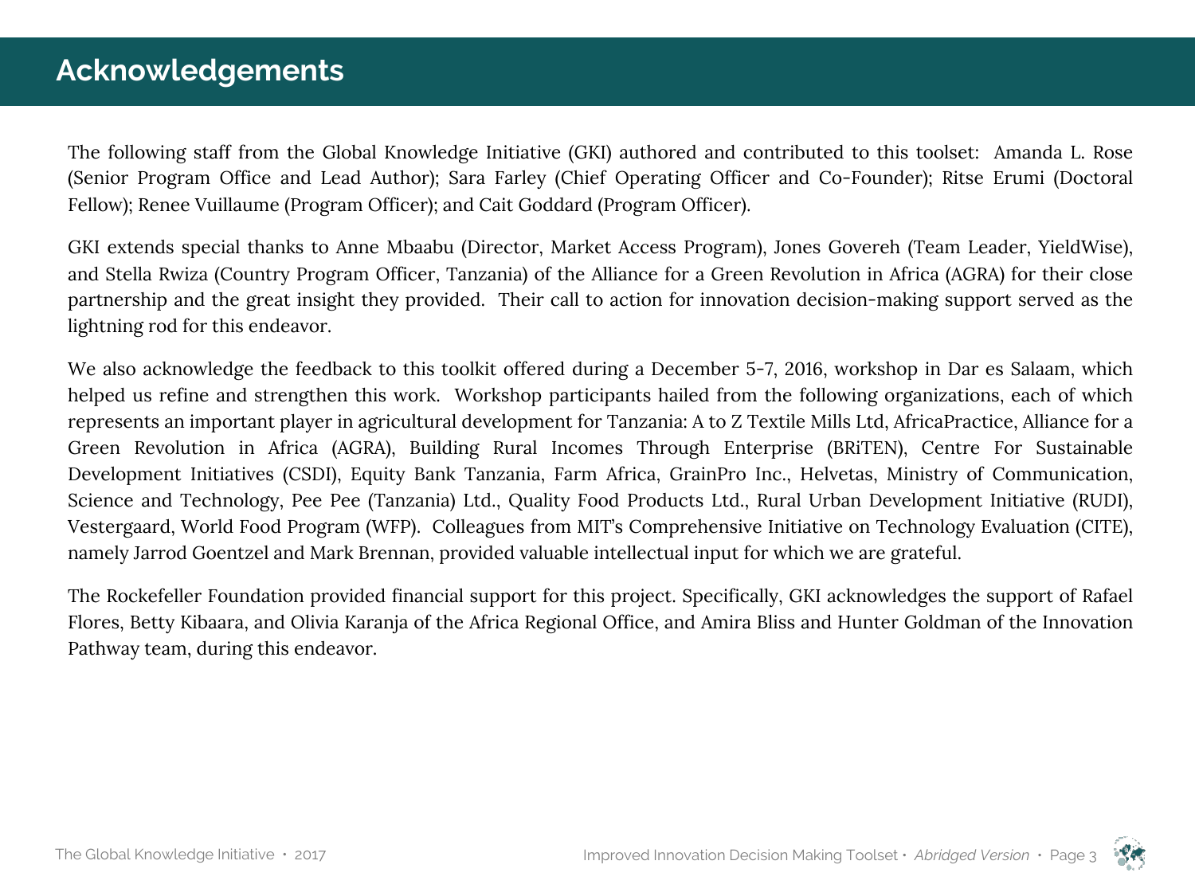# Acknowledgements

The following staff from the Global Knowledge Initiative (GKI) authored and contributed to this toolset: Amanda L. Rose (Senior Program Office and Lead Author); Sara Farley (Chief Operating Officer and Co-Founder); Ritse Erumi (Doctoral Fellow); Renee Vuillaume (Program Officer); and Cait Goddard (Program Officer).

GKI extends special thanks to Anne Mbaabu (Director, Market Access Program), Jones Govereh (Team Leader, YieldWise), and Stella Rwiza (Country Program Officer, Tanzania) of the Alliance for a Green Revolution in Africa (AGRA) for their close partnership and the great insight they provided. Their call to action for innovation decision-making support served as the lightning rod for this endeavor.

We also acknowledge the feedback to this toolkit offered during a December 5-7, 2016, workshop in Dar es Salaam, which helped us refine and strengthen this work. Workshop participants hailed from the following organizations, each of which represents an important player in agricultural development for Tanzania: A to Z Textile Mills Ltd, AfricaPractice, Alliance for a Green Revolution in Africa (AGRA), Building Rural Incomes Through Enterprise (BRiTEN), Centre For Sustainable Development Initiatives (CSDI), Equity Bank Tanzania, Farm Africa, GrainPro Inc., Helvetas, Ministry of Communication, Science and Technology, Pee Pee (Tanzania) Ltd., Quality Food Products Ltd., Rural Urban Development Initiative (RUDI), Vestergaard, World Food Program (WFP). Colleagues from MIT's Comprehensive Initiative on Technology Evaluation (CITE), namely Jarrod Goentzel and Mark Brennan, provided valuable intellectual input for which we are grateful.

The Rockefeller Foundation provided financial support for this project. Specifically, GKI acknowledges the support of Rafael Flores, Betty Kibaara, and Olivia Karanja of the Africa Regional Office, and Amira Bliss and Hunter Goldman of the Innovation Pathway team, during this endeavor.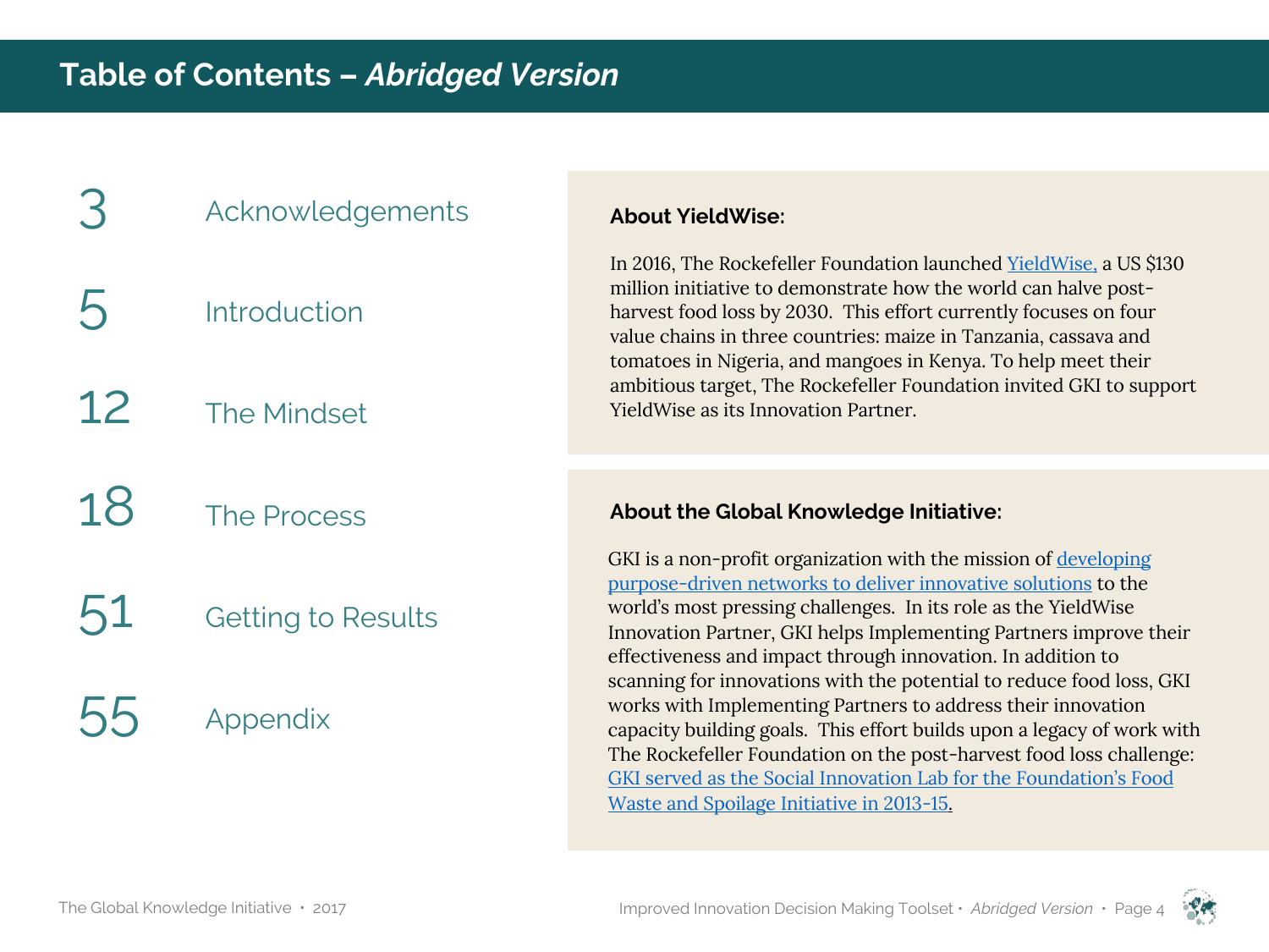# Table of Contents – *Abridged Version*

| | |
|---|---|
| 3 | Acknowledgements |
| 5 | Introduction |
| 12 | The Mindset |
| 18 | The Process |
| 51 | Getting to Results |
| 55 | Appendix |

**About YieldWise:**

In 2016, The Rockefeller Foundation launched YieldWise, a US $130 million initiative to demonstrate how the world can halve post-harvest food loss by 2030. This effort currently focuses on four value chains in three countries: maize in Tanzania, cassava and tomatoes in Nigeria, and mangoes in Kenya. To help meet their ambitious target, The Rockefeller Foundation invited GKI to support YieldWise as its Innovation Partner.

**About the Global Knowledge Initiative:**

GKI is a non-profit organization with the mission of developing purpose-driven networks to deliver innovative solutions to the world's most pressing challenges. In its role as the YieldWise Innovation Partner, GKI helps Implementing Partners improve their effectiveness and impact through innovation. In addition to scanning for innovations with the potential to reduce food loss, GKI works with Implementing Partners to address their innovation capacity building goals. This effort builds upon a legacy of work with The Rockefeller Foundation on the post-harvest food loss challenge: GKI served as the Social Innovation Lab for the Foundation's Food Waste and Spoilage Initiative in 2013-15.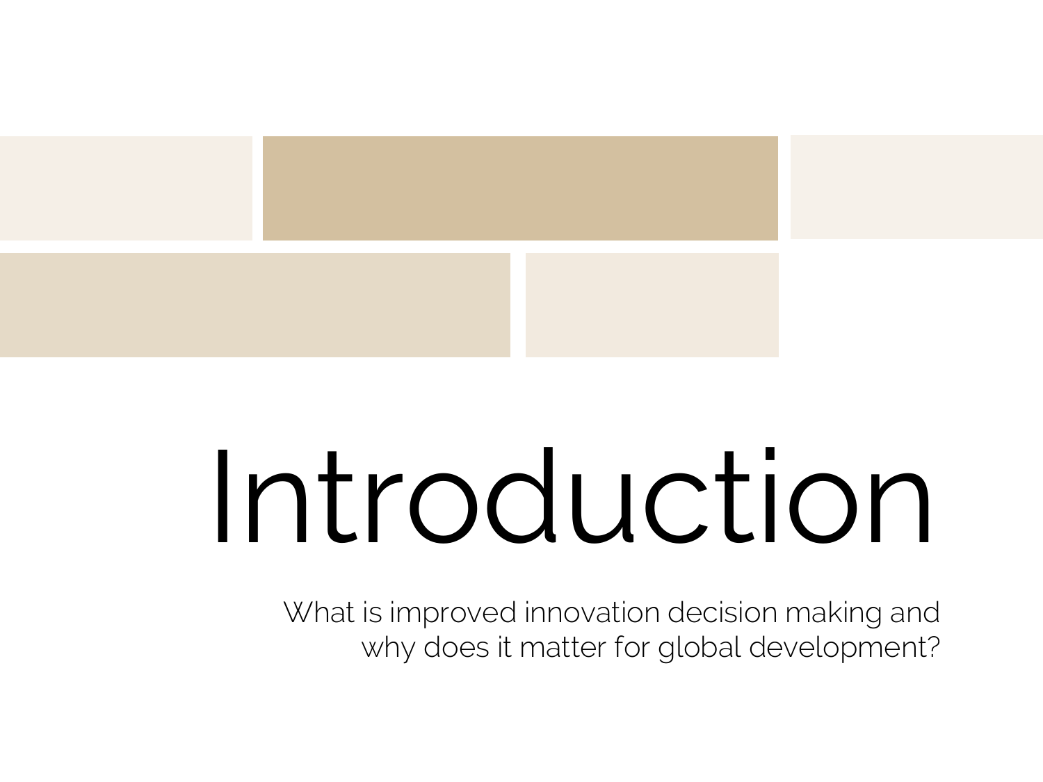# Introduction

What is improved innovation decision making and why does it matter for global development?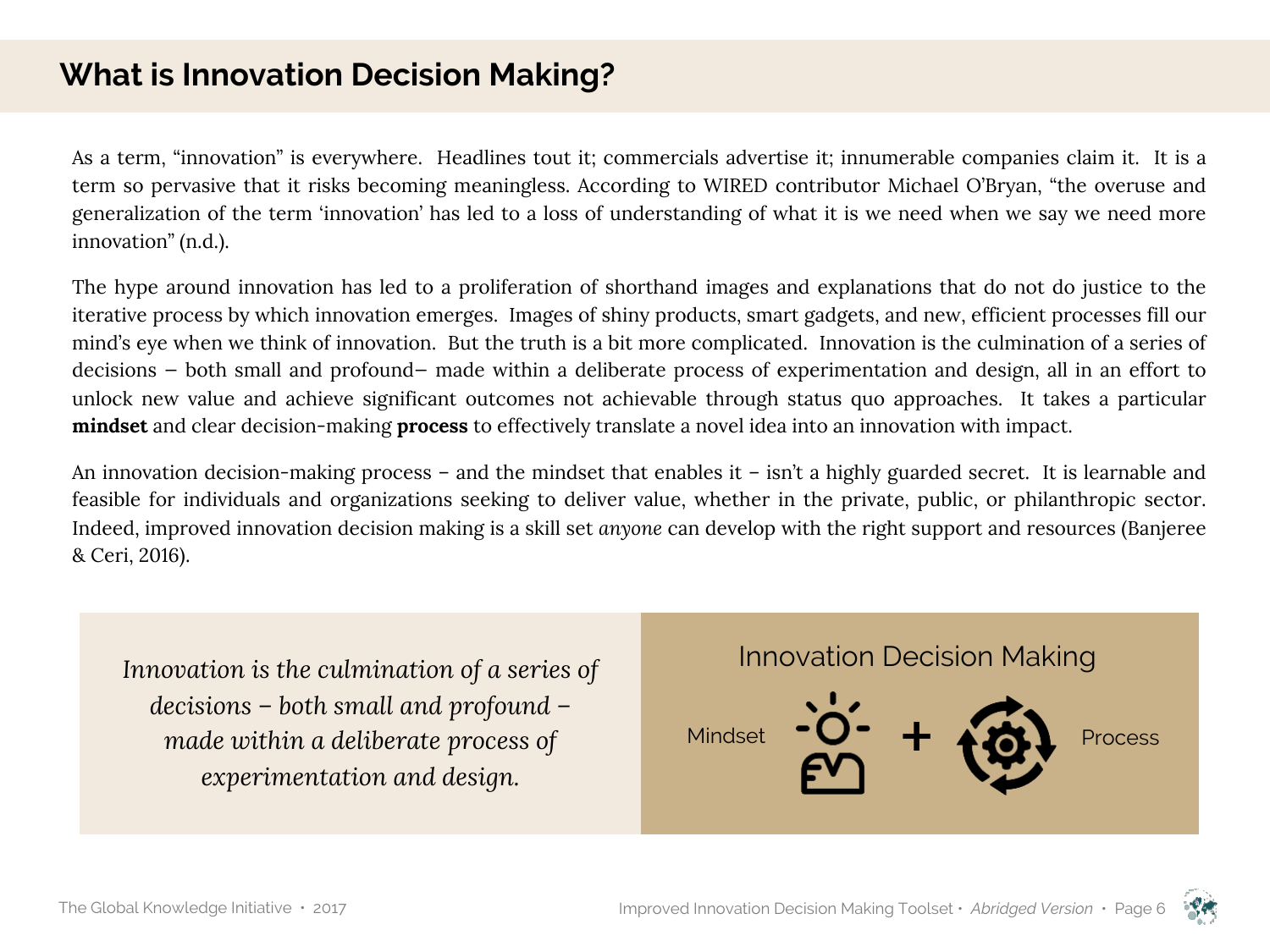## What is Innovation Decision Making?

As a term, “innovation” is everywhere. Headlines tout it; commercials advertise it; innumerable companies claim it. It is a term so pervasive that it risks becoming meaningless. According to WIRED contributor Michael O’Bryan, “the overuse and generalization of the term ‘innovation’ has led to a loss of understanding of what it is we need when we say we need more innovation” (n.d.).

The hype around innovation has led to a proliferation of shorthand images and explanations that do not do justice to the iterative process by which innovation emerges. Images of shiny products, smart gadgets, and new, efficient processes fill our mind’s eye when we think of innovation. But the truth is a bit more complicated. Innovation is the culmination of a series of decisions – both small and profound– made within a deliberate process of experimentation and design, all in an effort to unlock new value and achieve significant outcomes not achievable through status quo approaches. It takes a particular **mindset** and clear decision-making **process** to effectively translate a novel idea into an innovation with impact.

An innovation decision-making process – and the mindset that enables it – isn’t a highly guarded secret. It is learnable and feasible for individuals and organizations seeking to deliver value, whether in the private, public, or philanthropic sector. Indeed, improved innovation decision making is a skill set *anyone* can develop with the right support and resources (Banjeree & Ceri, 2016).

*Innovation is the culmination of a series of decisions – both small and profound – made within a deliberate process of experimentation and design.*

Innovation Decision Making

Mindset + Process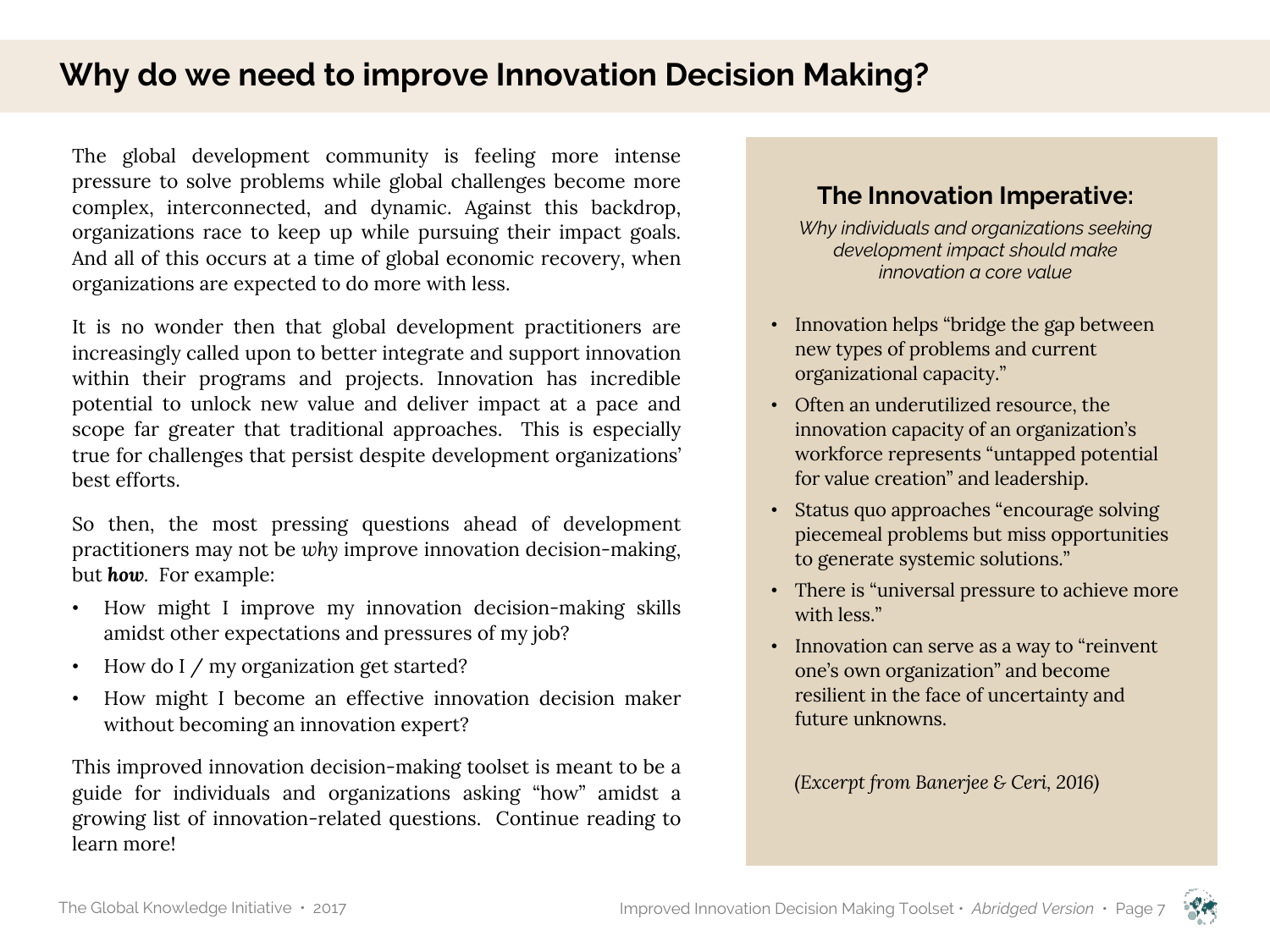# Why do we need to improve Innovation Decision Making?

The global development community is feeling more intense pressure to solve problems while global challenges become more complex, interconnected, and dynamic. Against this backdrop, organizations race to keep up while pursuing their impact goals. And all of this occurs at a time of global economic recovery, when organizations are expected to do more with less.

It is no wonder then that global development practitioners are increasingly called upon to better integrate and support innovation within their programs and projects. Innovation has incredible potential to unlock new value and deliver impact at a pace and scope far greater that traditional approaches. This is especially true for challenges that persist despite development organizations' best efforts.

So then, the most pressing questions ahead of development practitioners may not be *why* improve innovation decision-making, but ***how***. For example:

- How might I improve my innovation decision-making skills amidst other expectations and pressures of my job?
- How do I / my organization get started?
- How might I become an effective innovation decision maker without becoming an innovation expert?

This improved innovation decision-making toolset is meant to be a guide for individuals and organizations asking "how" amidst a growing list of innovation-related questions. Continue reading to learn more!

## The Innovation Imperative:

*Why individuals and organizations seeking development impact should make innovation a core value*

- Innovation helps "bridge the gap between new types of problems and current organizational capacity."
- Often an underutilized resource, the innovation capacity of an organization's workforce represents "untapped potential for value creation" and leadership.
- Status quo approaches "encourage solving piecemeal problems but miss opportunities to generate systemic solutions."
- There is "universal pressure to achieve more with less."
- Innovation can serve as a way to "reinvent one's own organization" and become resilient in the face of uncertainty and future unknowns.

*(Excerpt from Banerjee & Ceri, 2016)*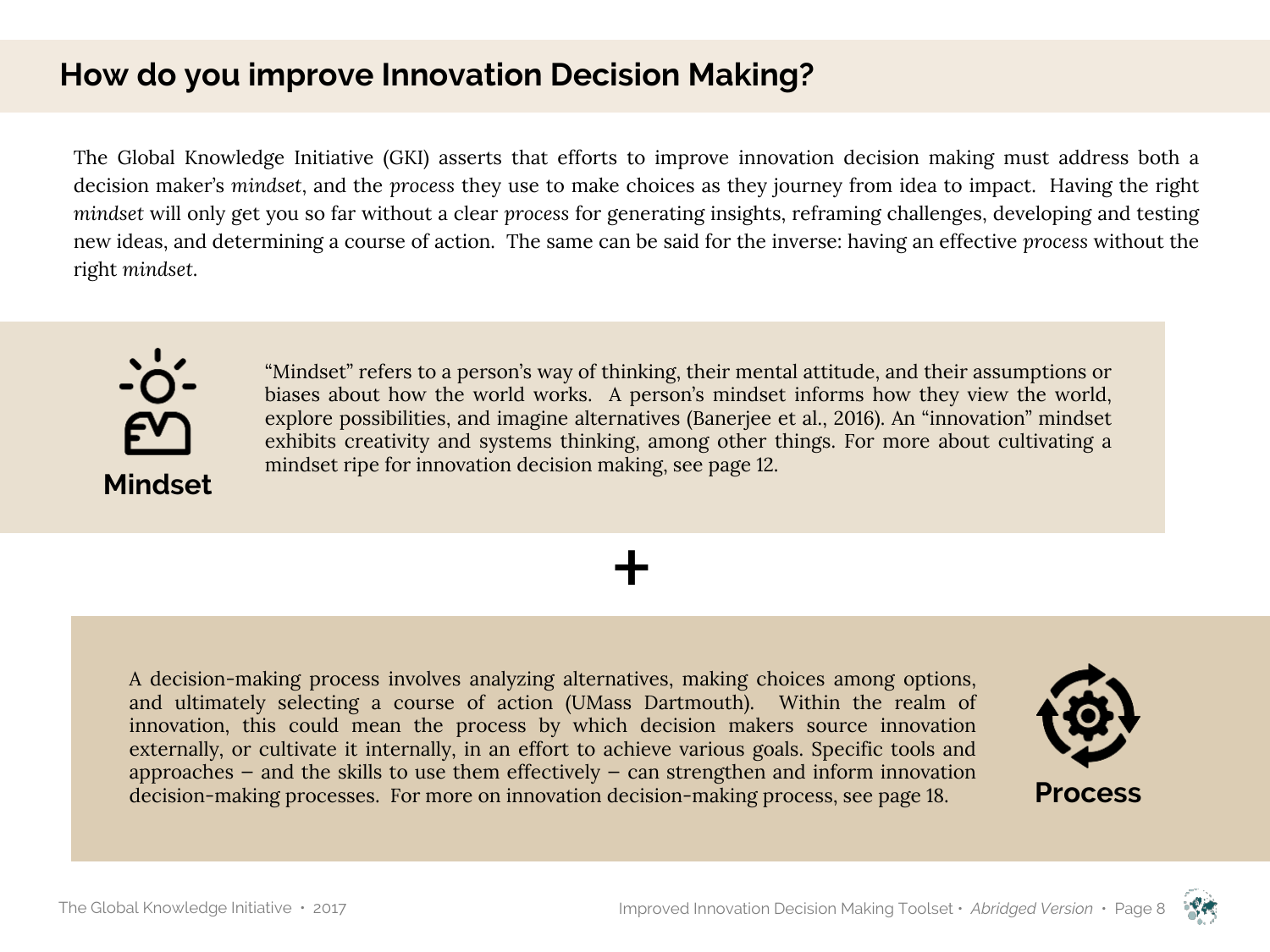# How do you improve Innovation Decision Making?

The Global Knowledge Initiative (GKI) asserts that efforts to improve innovation decision making must address both a decision maker's *mindset*, and the *process* they use to make choices as they journey from idea to impact. Having the right *mindset* will only get you so far without a clear *process* for generating insights, reframing challenges, developing and testing new ideas, and determining a course of action. The same can be said for the inverse: having an effective *process* without the right *mindset*.

**Mindset**

"Mindset" refers to a person's way of thinking, their mental attitude, and their assumptions or biases about how the world works. A person's mindset informs how they view the world, explore possibilities, and imagine alternatives (Banerjee et al., 2016). An "innovation" mindset exhibits creativity and systems thinking, among other things. For more about cultivating a mindset ripe for innovation decision making, see page 12.

**+**

**Process**

A decision-making process involves analyzing alternatives, making choices among options, and ultimately selecting a course of action (UMass Dartmouth). Within the realm of innovation, this could mean the process by which decision makers source innovation externally, or cultivate it internally, in an effort to achieve various goals. Specific tools and approaches – and the skills to use them effectively – can strengthen and inform innovation decision-making processes. For more on innovation decision-making process, see page 18.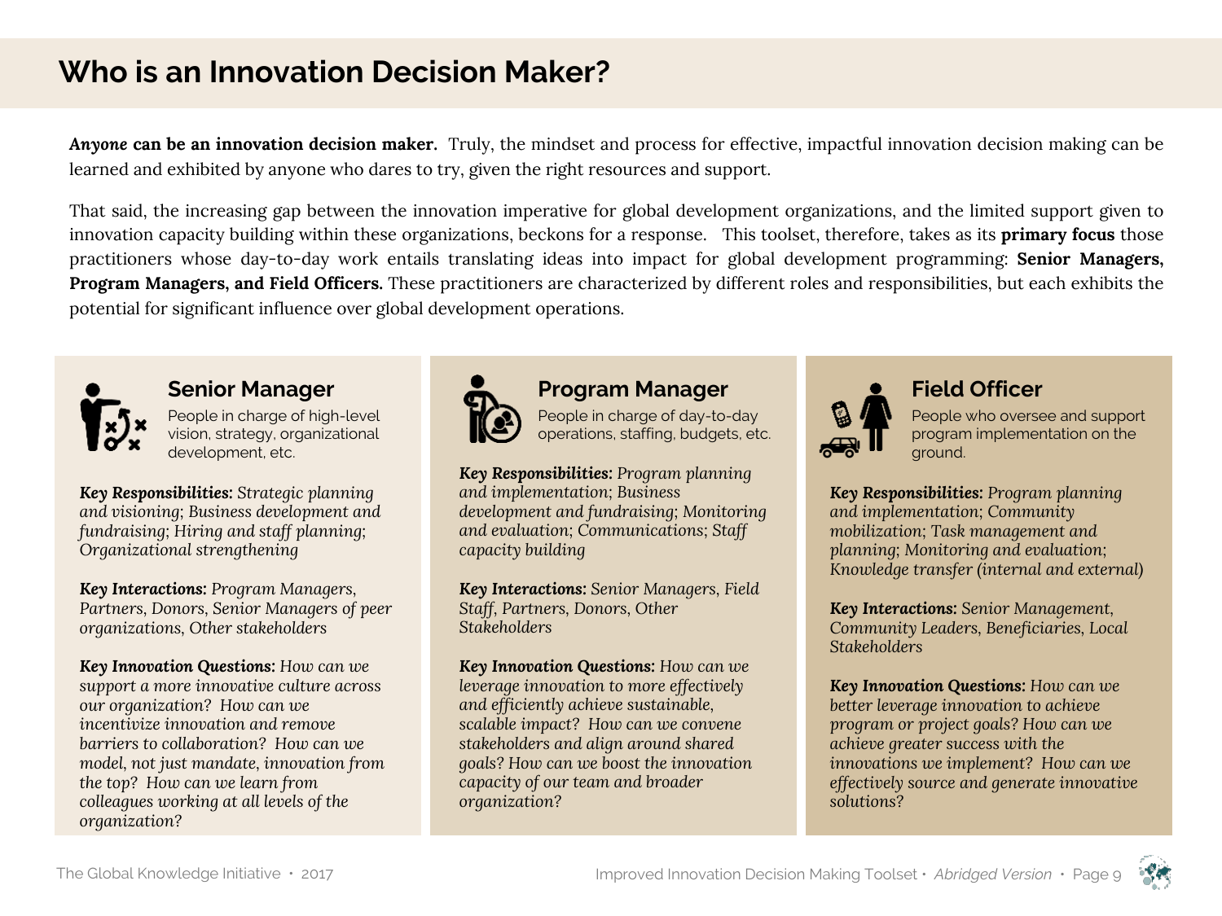# Who is an Innovation Decision Maker?

***Anyone* can be an innovation decision maker.** Truly, the mindset and process for effective, impactful innovation decision making can be learned and exhibited by anyone who dares to try, given the right resources and support.

That said, the increasing gap between the innovation imperative for global development organizations, and the limited support given to innovation capacity building within these organizations, beckons for a response. This toolset, therefore, takes as its **primary focus** those practitioners whose day-to-day work entails translating ideas into impact for global development programming: **Senior Managers, Program Managers, and Field Officers.** These practitioners are characterized by different roles and responsibilities, but each exhibits the potential for significant influence over global development operations.

## Senior Manager

People in charge of high-level vision, strategy, organizational development, etc.

***Key Responsibilities:*** *Strategic planning and visioning; Business development and fundraising; Hiring and staff planning; Organizational strengthening*

***Key Interactions:*** *Program Managers, Partners, Donors, Senior Managers of peer organizations, Other stakeholders*

***Key Innovation Questions:*** *How can we support a more innovative culture across our organization? How can we incentivize innovation and remove barriers to collaboration? How can we model, not just mandate, innovation from the top? How can we learn from colleagues working at all levels of the organization?*

## Program Manager

People in charge of day-to-day operations, staffing, budgets, etc.

***Key Responsibilities:*** *Program planning and implementation; Business development and fundraising; Monitoring and evaluation; Communications; Staff capacity building*

***Key Interactions:*** *Senior Managers, Field Staff, Partners, Donors, Other Stakeholders*

***Key Innovation Questions:*** *How can we leverage innovation to more effectively and efficiently achieve sustainable, scalable impact? How can we convene stakeholders and align around shared goals? How can we boost the innovation capacity of our team and broader organization?*

## Field Officer

People who oversee and support program implementation on the ground.

***Key Responsibilities:*** *Program planning and implementation; Community mobilization; Task management and planning; Monitoring and evaluation; Knowledge transfer (internal and external)*

***Key Interactions:*** *Senior Management, Community Leaders, Beneficiaries, Local Stakeholders*

***Key Innovation Questions:*** *How can we better leverage innovation to achieve program or project goals? How can we achieve greater success with the innovations we implement? How can we effectively source and generate innovative solutions?*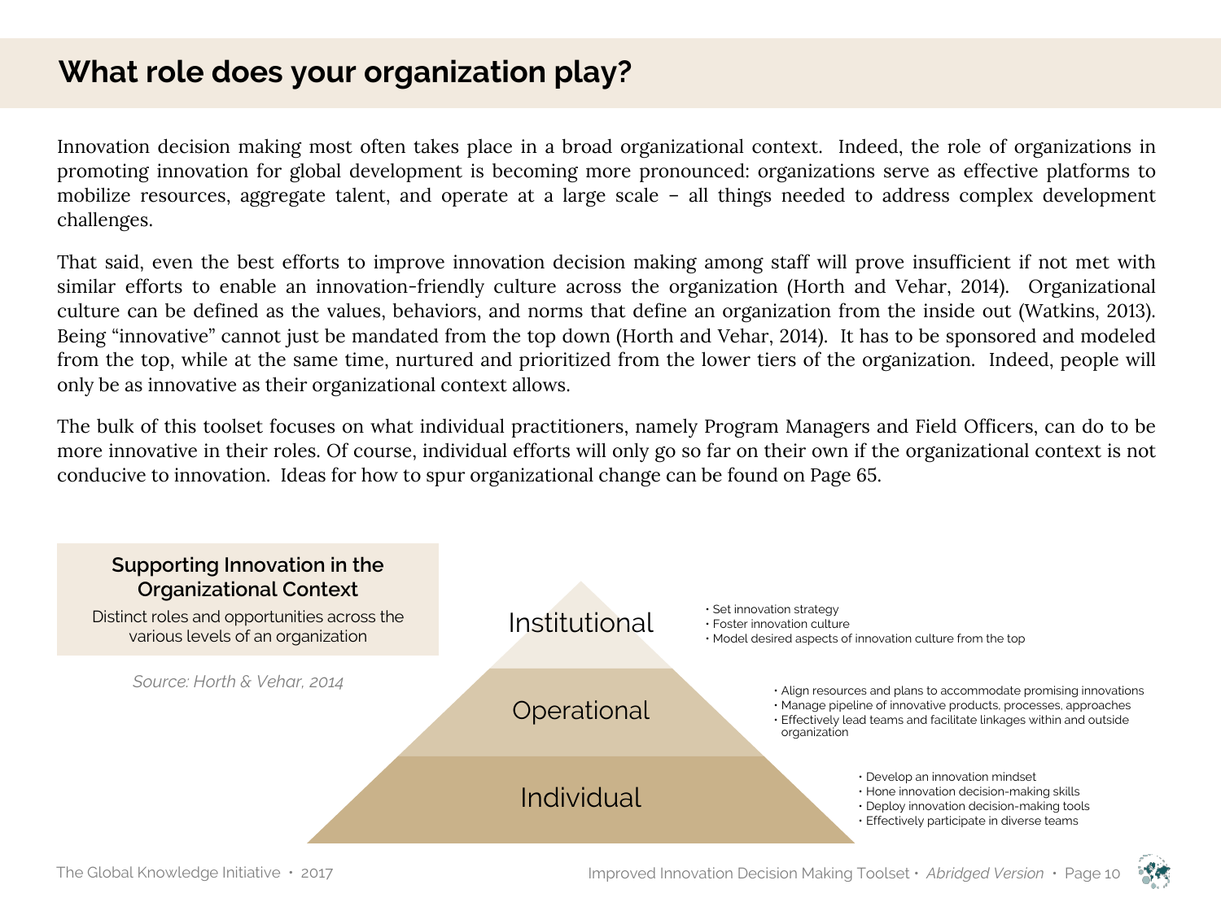# What role does your organization play?

Innovation decision making most often takes place in a broad organizational context. Indeed, the role of organizations in promoting innovation for global development is becoming more pronounced: organizations serve as effective platforms to mobilize resources, aggregate talent, and operate at a large scale – all things needed to address complex development challenges.

That said, even the best efforts to improve innovation decision making among staff will prove insufficient if not met with similar efforts to enable an innovation-friendly culture across the organization (Horth and Vehar, 2014). Organizational culture can be defined as the values, behaviors, and norms that define an organization from the inside out (Watkins, 2013). Being "innovative" cannot just be mandated from the top down (Horth and Vehar, 2014). It has to be sponsored and modeled from the top, while at the same time, nurtured and prioritized from the lower tiers of the organization. Indeed, people will only be as innovative as their organizational context allows.

The bulk of this toolset focuses on what individual practitioners, namely Program Managers and Field Officers, can do to be more innovative in their roles. Of course, individual efforts will only go so far on their own if the organizational context is not conducive to innovation. Ideas for how to spur organizational change can be found on Page 65.

**Supporting Innovation in the Organizational Context**

Distinct roles and opportunities across the various levels of an organization

*Source: Horth & Vehar, 2014*

**Institutional**
- Set innovation strategy
- Foster innovation culture
- Model desired aspects of innovation culture from the top

**Operational**
- Align resources and plans to accommodate promising innovations
- Manage pipeline of innovative products, processes, approaches
- Effectively lead teams and facilitate linkages within and outside organization

**Individual**
- Develop an innovation mindset
- Hone innovation decision-making skills
- Deploy innovation decision-making tools
- Effectively participate in diverse teams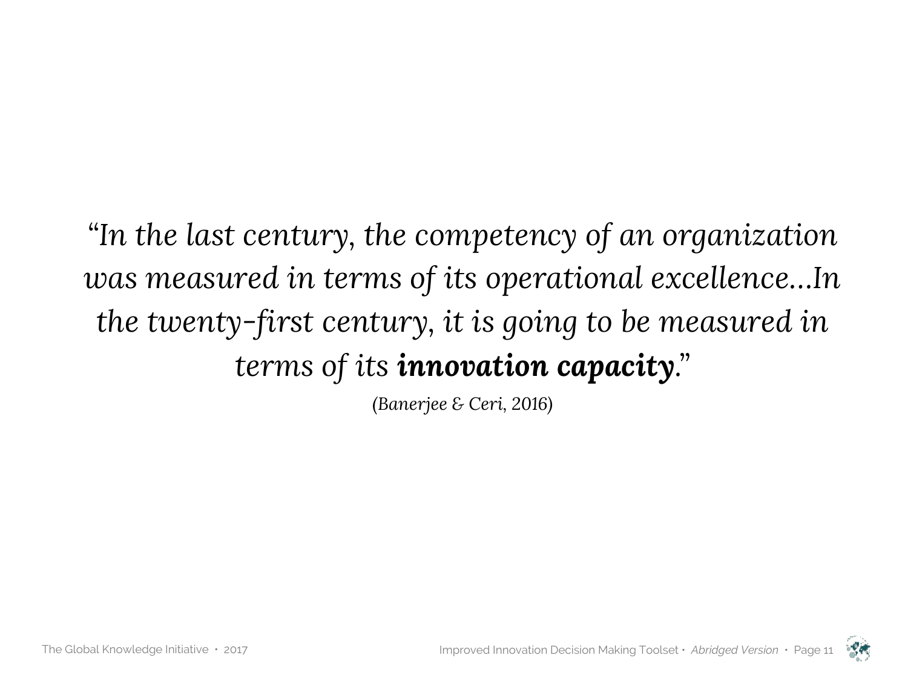*"In the last century, the competency of an organization was measured in terms of its operational excellence…In the twenty-first century, it is going to be measured in terms of its* ***innovation capacity****."*

*(Banerjee & Ceri, 2016)*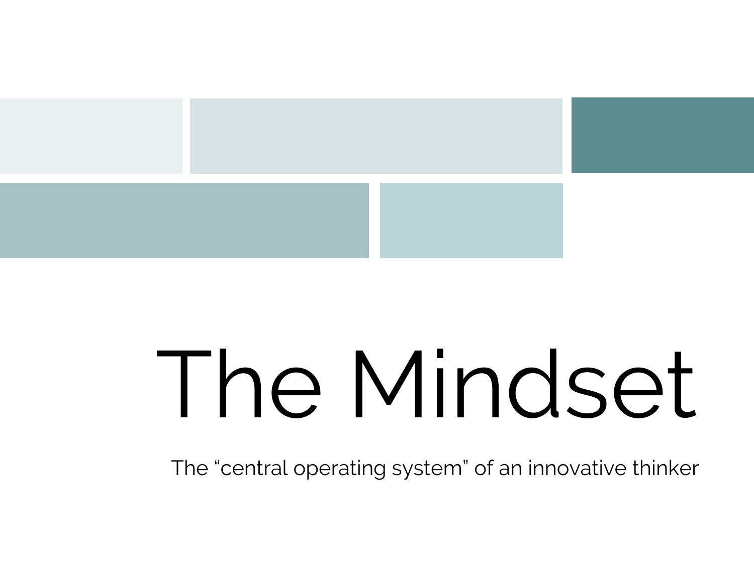# The Mindset

The “central operating system” of an innovative thinker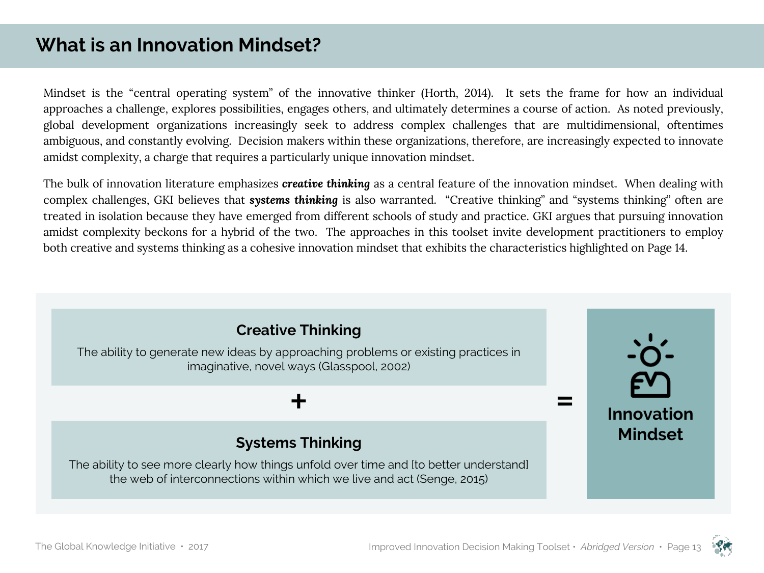# What is an Innovation Mindset?

Mindset is the "central operating system" of the innovative thinker (Horth, 2014). It sets the frame for how an individual approaches a challenge, explores possibilities, engages others, and ultimately determines a course of action. As noted previously, global development organizations increasingly seek to address complex challenges that are multidimensional, oftentimes ambiguous, and constantly evolving. Decision makers within these organizations, therefore, are increasingly expected to innovate amidst complexity, a charge that requires a particularly unique innovation mindset.

The bulk of innovation literature emphasizes ***creative thinking*** as a central feature of the innovation mindset. When dealing with complex challenges, GKI believes that ***systems thinking*** is also warranted. "Creative thinking" and "systems thinking" often are treated in isolation because they have emerged from different schools of study and practice. GKI argues that pursuing innovation amidst complexity beckons for a hybrid of the two. The approaches in this toolset invite development practitioners to employ both creative and systems thinking as a cohesive innovation mindset that exhibits the characteristics highlighted on Page 14.

**Creative Thinking**

The ability to generate new ideas by approaching problems or existing practices in imaginative, novel ways (Glasspool, 2002)

**+**

**Systems Thinking**

The ability to see more clearly how things unfold over time and [to better understand] the web of interconnections within which we live and act (Senge, 2015)

**=**

**Innovation Mindset**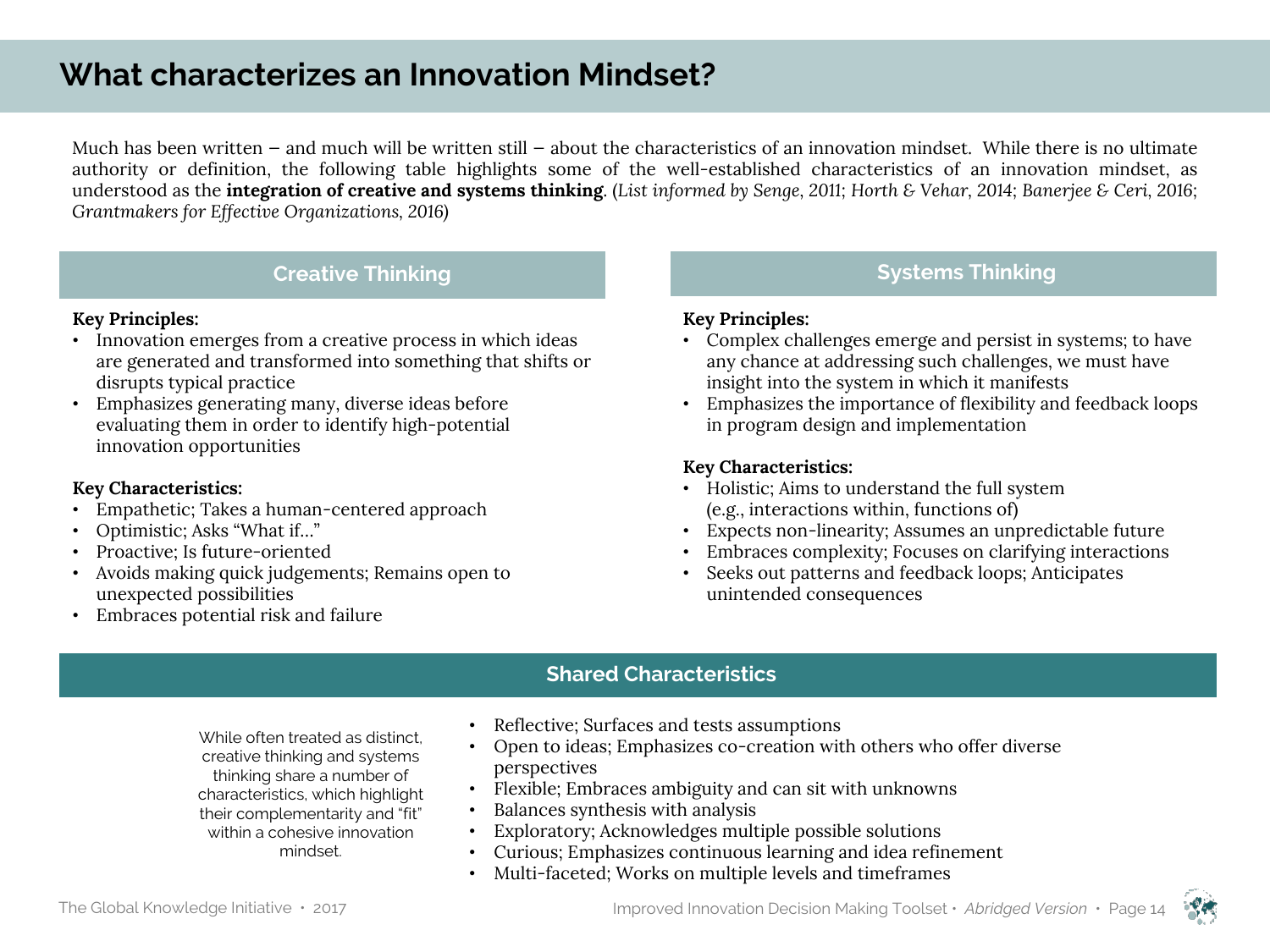# What characterizes an Innovation Mindset?

Much has been written – and much will be written still – about the characteristics of an innovation mindset. While there is no ultimate authority or definition, the following table highlights some of the well-established characteristics of an innovation mindset, as understood as the **integration of creative and systems thinking**. (*List informed by Senge, 2011; Horth & Vehar, 2014; Banerjee & Ceri, 2016; Grantmakers for Effective Organizations, 2016*)

## Creative Thinking

**Key Principles:**

- Innovation emerges from a creative process in which ideas are generated and transformed into something that shifts or disrupts typical practice
- Emphasizes generating many, diverse ideas before evaluating them in order to identify high-potential innovation opportunities

**Key Characteristics:**

- Empathetic; Takes a human-centered approach
- Optimistic; Asks "What if…"
- Proactive; Is future-oriented
- Avoids making quick judgements; Remains open to unexpected possibilities
- Embraces potential risk and failure

## Systems Thinking

**Key Principles:**

- Complex challenges emerge and persist in systems; to have any chance at addressing such challenges, we must have insight into the system in which it manifests
- Emphasizes the importance of flexibility and feedback loops in program design and implementation

**Key Characteristics:**

- Holistic; Aims to understand the full system (e.g., interactions within, functions of)
- Expects non-linearity; Assumes an unpredictable future
- Embraces complexity; Focuses on clarifying interactions
- Seeks out patterns and feedback loops; Anticipates unintended consequences

## Shared Characteristics

While often treated as distinct, creative thinking and systems thinking share a number of characteristics, which highlight their complementarity and "fit" within a cohesive innovation mindset.

- Reflective; Surfaces and tests assumptions
- Open to ideas; Emphasizes co-creation with others who offer diverse perspectives
- Flexible; Embraces ambiguity and can sit with unknowns
- Balances synthesis with analysis
- Exploratory; Acknowledges multiple possible solutions
- Curious; Emphasizes continuous learning and idea refinement
- Multi-faceted; Works on multiple levels and timeframes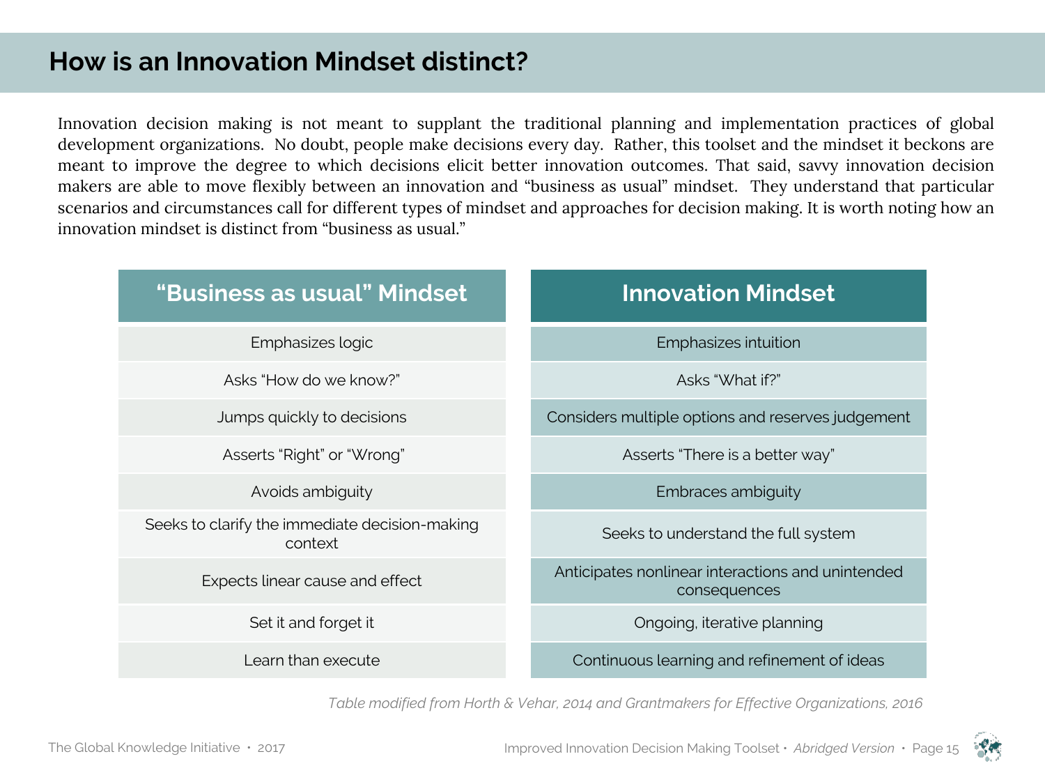# How is an Innovation Mindset distinct?

Innovation decision making is not meant to supplant the traditional planning and implementation practices of global development organizations. No doubt, people make decisions every day. Rather, this toolset and the mindset it beckons are meant to improve the degree to which decisions elicit better innovation outcomes. That said, savvy innovation decision makers are able to move flexibly between an innovation and "business as usual" mindset. They understand that particular scenarios and circumstances call for different types of mindset and approaches for decision making. It is worth noting how an innovation mindset is distinct from "business as usual."

| "Business as usual" Mindset | Innovation Mindset |
|---|---|
| Emphasizes logic | Emphasizes intuition |
| Asks "How do we know?" | Asks "What if?" |
| Jumps quickly to decisions | Considers multiple options and reserves judgement |
| Asserts "Right" or "Wrong" | Asserts "There is a better way" |
| Avoids ambiguity | Embraces ambiguity |
| Seeks to clarify the immediate decision-making context | Seeks to understand the full system |
| Expects linear cause and effect | Anticipates nonlinear interactions and unintended consequences |
| Set it and forget it | Ongoing, iterative planning |
| Learn than execute | Continuous learning and refinement of ideas |

*Table modified from Horth & Vehar, 2014 and Grantmakers for Effective Organizations, 2016*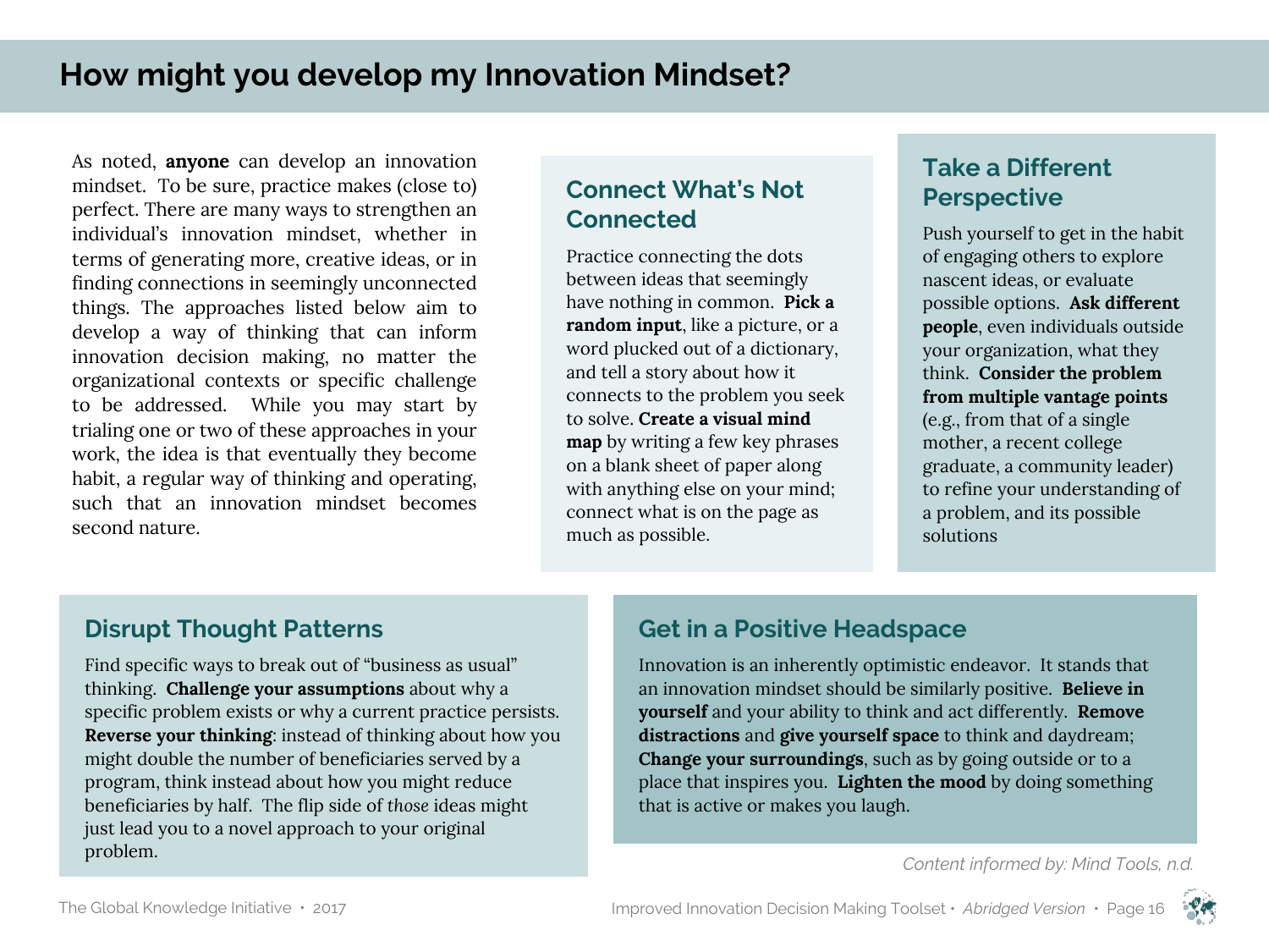# How might you develop my Innovation Mindset?

As noted, **anyone** can develop an innovation mindset. To be sure, practice makes (close to) perfect. There are many ways to strengthen an individual's innovation mindset, whether in terms of generating more, creative ideas, or in finding connections in seemingly unconnected things. The approaches listed below aim to develop a way of thinking that can inform innovation decision making, no matter the organizational contexts or specific challenge to be addressed. While you may start by trialing one or two of these approaches in your work, the idea is that eventually they become habit, a regular way of thinking and operating, such that an innovation mindset becomes second nature.

## Connect What's Not Connected

Practice connecting the dots between ideas that seemingly have nothing in common. **Pick a random input**, like a picture, or a word plucked out of a dictionary, and tell a story about how it connects to the problem you seek to solve. **Create a visual mind map** by writing a few key phrases on a blank sheet of paper along with anything else on your mind; connect what is on the page as much as possible.

## Take a Different Perspective

Push yourself to get in the habit of engaging others to explore nascent ideas, or evaluate possible options. **Ask different people**, even individuals outside your organization, what they think. **Consider the problem from multiple vantage points** (e.g., from that of a single mother, a recent college graduate, a community leader) to refine your understanding of a problem, and its possible solutions

## Disrupt Thought Patterns

Find specific ways to break out of "business as usual" thinking. **Challenge your assumptions** about why a specific problem exists or why a current practice persists. **Reverse your thinking**: instead of thinking about how you might double the number of beneficiaries served by a program, think instead about how you might reduce beneficiaries by half. The flip side of *those* ideas might just lead you to a novel approach to your original problem.

## Get in a Positive Headspace

Innovation is an inherently optimistic endeavor. It stands that an innovation mindset should be similarly positive. **Believe in yourself** and your ability to think and act differently. **Remove distractions** and **give yourself space** to think and daydream; **Change your surroundings**, such as by going outside or to a place that inspires you. **Lighten the mood** by doing something that is active or makes you laugh.

*Content informed by: Mind Tools, n.d.*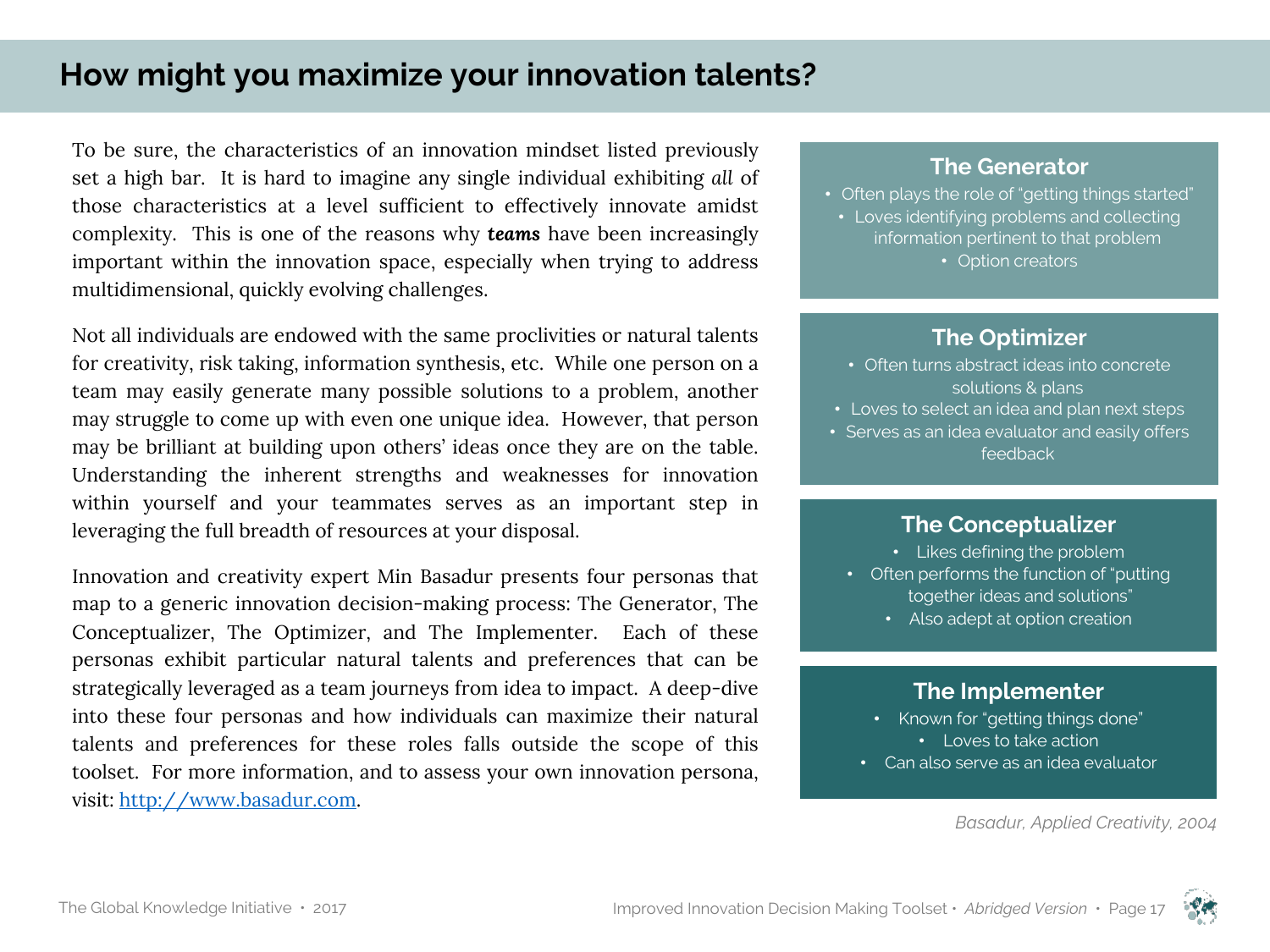# How might you maximize your innovation talents?

To be sure, the characteristics of an innovation mindset listed previously set a high bar. It is hard to imagine any single individual exhibiting *all* of those characteristics at a level sufficient to effectively innovate amidst complexity. This is one of the reasons why ***teams*** have been increasingly important within the innovation space, especially when trying to address multidimensional, quickly evolving challenges.

Not all individuals are endowed with the same proclivities or natural talents for creativity, risk taking, information synthesis, etc. While one person on a team may easily generate many possible solutions to a problem, another may struggle to come up with even one unique idea. However, that person may be brilliant at building upon others' ideas once they are on the table. Understanding the inherent strengths and weaknesses for innovation within yourself and your teammates serves as an important step in leveraging the full breadth of resources at your disposal.

Innovation and creativity expert Min Basadur presents four personas that map to a generic innovation decision-making process: The Generator, The Conceptualizer, The Optimizer, and The Implementer. Each of these personas exhibit particular natural talents and preferences that can be strategically leveraged as a team journeys from idea to impact. A deep-dive into these four personas and how individuals can maximize their natural talents and preferences for these roles falls outside the scope of this toolset. For more information, and to assess your own innovation persona, visit: [http://www.basadur.com](http://www.basadur.com).

### The Generator

- Often plays the role of "getting things started"
- Loves identifying problems and collecting information pertinent to that problem
- Option creators

### The Optimizer

- Often turns abstract ideas into concrete solutions & plans
- Loves to select an idea and plan next steps
- Serves as an idea evaluator and easily offers feedback

### The Conceptualizer

- Likes defining the problem
- Often performs the function of "putting together ideas and solutions"
- Also adept at option creation

### The Implementer

- Known for "getting things done"
- Loves to take action
- Can also serve as an idea evaluator

*Basadur, Applied Creativity, 2004*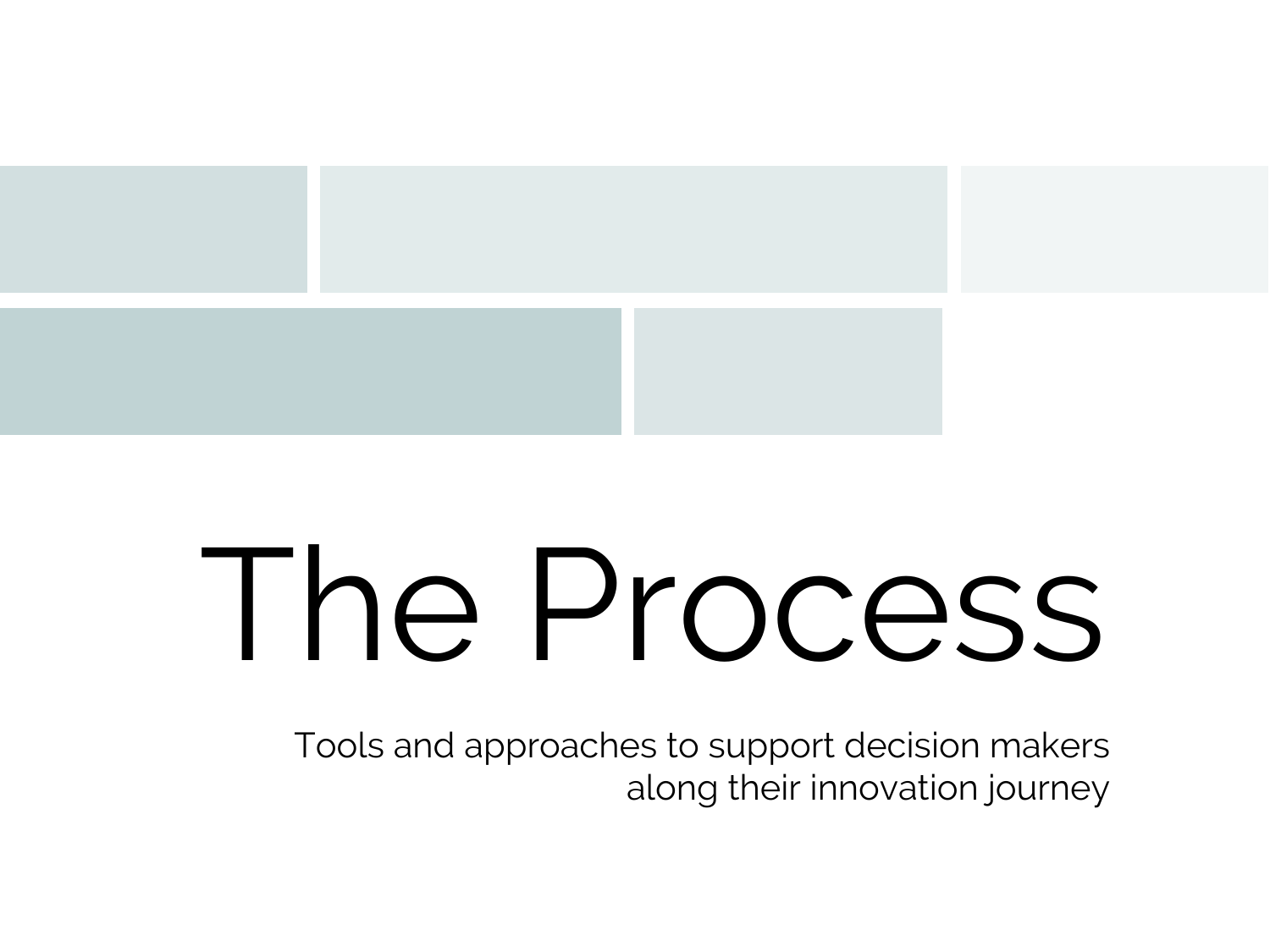# The Process

Tools and approaches to support decision makers along their innovation journey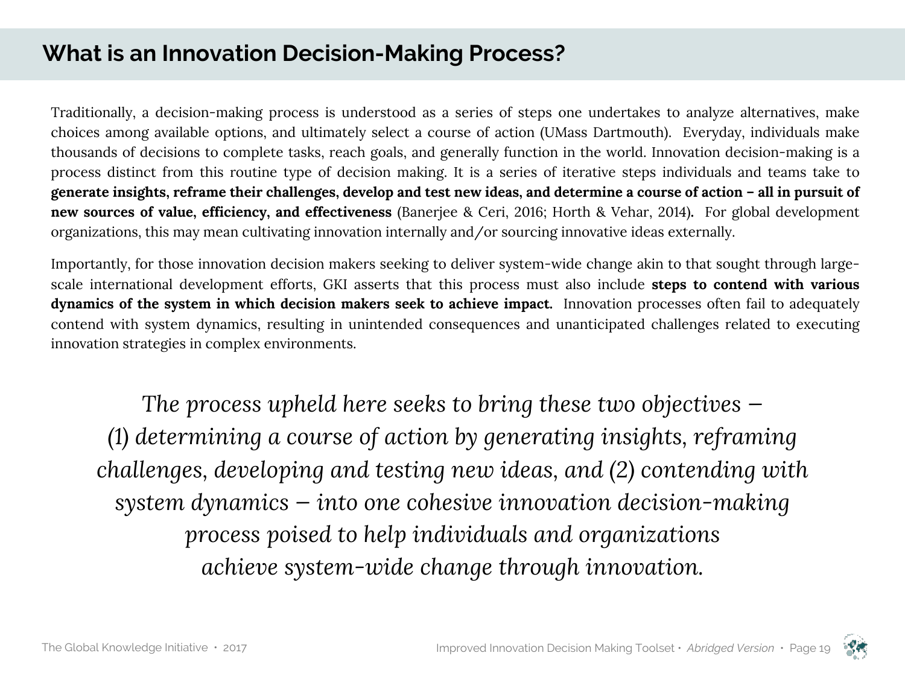## What is an Innovation Decision-Making Process?

Traditionally, a decision-making process is understood as a series of steps one undertakes to analyze alternatives, make choices among available options, and ultimately select a course of action (UMass Dartmouth). Everyday, individuals make thousands of decisions to complete tasks, reach goals, and generally function in the world. Innovation decision-making is a process distinct from this routine type of decision making. It is a series of iterative steps individuals and teams take to **generate insights, reframe their challenges, develop and test new ideas, and determine a course of action – all in pursuit of new sources of value, efficiency, and effectiveness** (Banerjee & Ceri, 2016; Horth & Vehar, 2014). For global development organizations, this may mean cultivating innovation internally and/or sourcing innovative ideas externally.

Importantly, for those innovation decision makers seeking to deliver system-wide change akin to that sought through large-scale international development efforts, GKI asserts that this process must also include **steps to contend with various dynamics of the system in which decision makers seek to achieve impact.** Innovation processes often fail to adequately contend with system dynamics, resulting in unintended consequences and unanticipated challenges related to executing innovation strategies in complex environments.

*The process upheld here seeks to bring these two objectives — (1) determining a course of action by generating insights, reframing challenges, developing and testing new ideas, and (2) contending with system dynamics — into one cohesive innovation decision-making process poised to help individuals and organizations achieve system-wide change through innovation.*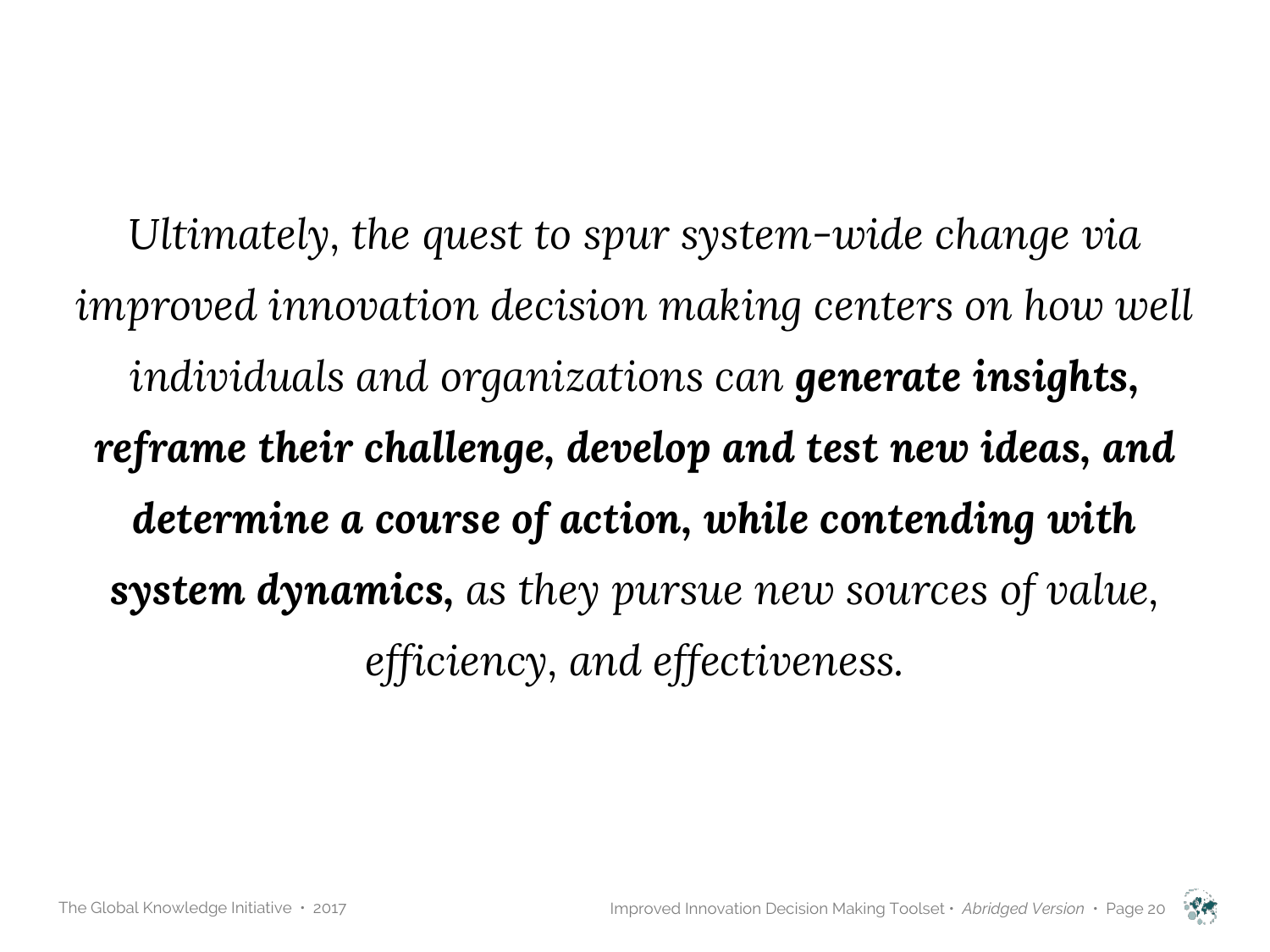*Ultimately, the quest to spur system-wide change via improved innovation decision making centers on how well individuals and organizations can* ***generate insights, reframe their challenge, develop and test new ideas, and determine a course of action, while contending with system dynamics,*** *as they pursue new sources of value, efficiency, and effectiveness.*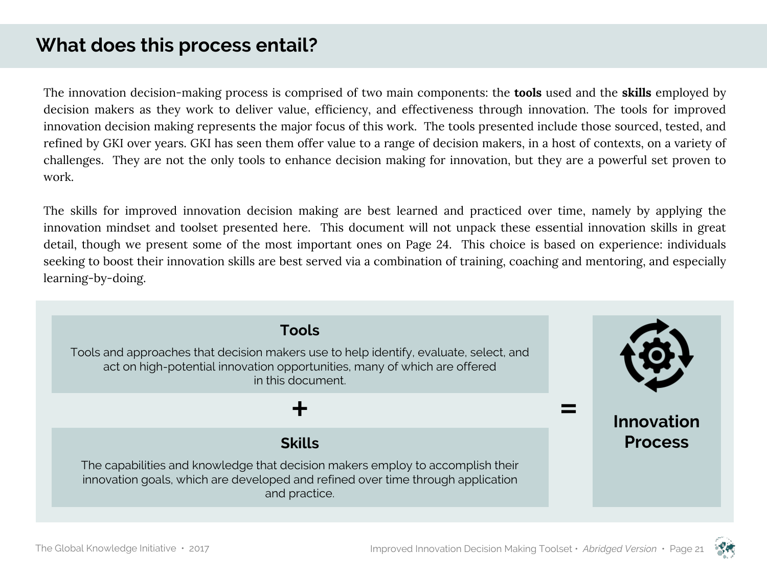# What does this process entail?

The innovation decision-making process is comprised of two main components: the **tools** used and the **skills** employed by decision makers as they work to deliver value, efficiency, and effectiveness through innovation. The tools for improved innovation decision making represents the major focus of this work. The tools presented include those sourced, tested, and refined by GKI over years. GKI has seen them offer value to a range of decision makers, in a host of contexts, on a variety of challenges. They are not the only tools to enhance decision making for innovation, but they are a powerful set proven to work.

The skills for improved innovation decision making are best learned and practiced over time, namely by applying the innovation mindset and toolset presented here. This document will not unpack these essential innovation skills in great detail, though we present some of the most important ones on Page 24. This choice is based on experience: individuals seeking to boost their innovation skills are best served via a combination of training, coaching and mentoring, and especially learning-by-doing.

**Tools**

Tools and approaches that decision makers use to help identify, evaluate, select, and act on high-potential innovation opportunities, many of which are offered in this document.

**+**

**Skills**

The capabilities and knowledge that decision makers employ to accomplish their innovation goals, which are developed and refined over time through application and practice.

**=**

**Innovation Process**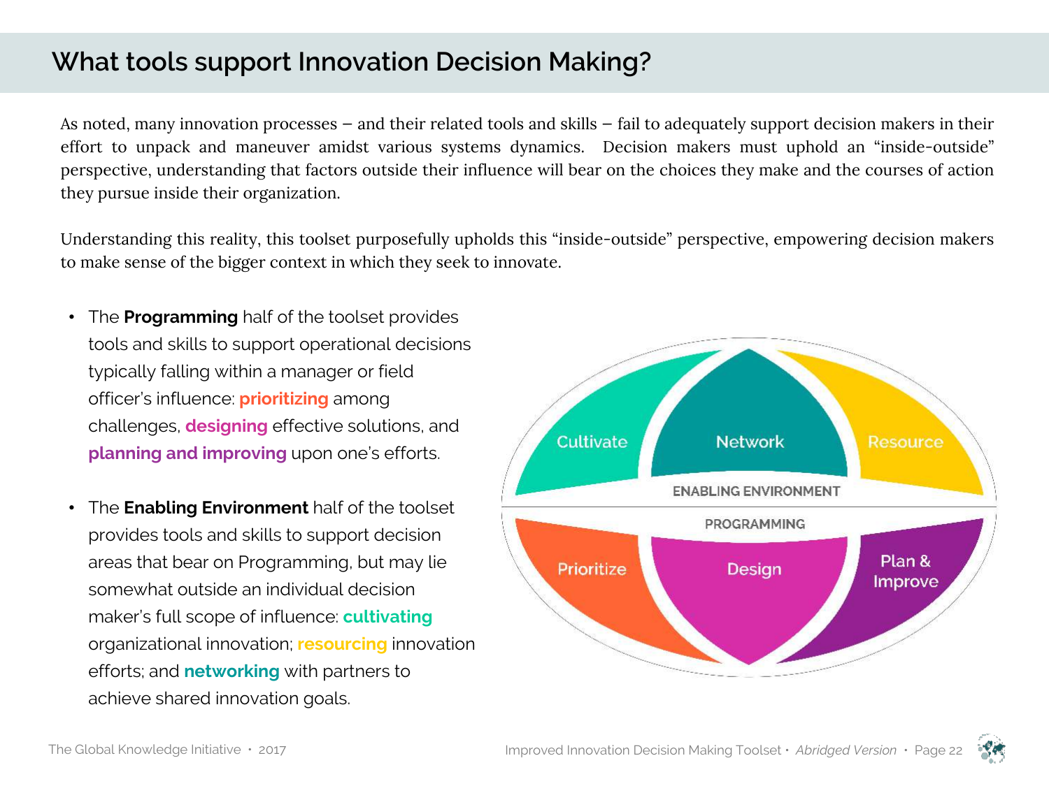# What tools support Innovation Decision Making?

As noted, many innovation processes – and their related tools and skills – fail to adequately support decision makers in their effort to unpack and maneuver amidst various systems dynamics. Decision makers must uphold an "inside-outside" perspective, understanding that factors outside their influence will bear on the choices they make and the courses of action they pursue inside their organization.

Understanding this reality, this toolset purposefully upholds this "inside-outside" perspective, empowering decision makers to make sense of the bigger context in which they seek to innovate.

- The **Programming** half of the toolset provides tools and skills to support operational decisions typically falling within a manager or field officer's influence: **prioritizing** among challenges, **designing** effective solutions, and **planning and improving** upon one's efforts.
- The **Enabling Environment** half of the toolset provides tools and skills to support decision areas that bear on Programming, but may lie somewhat outside an individual decision maker's full scope of influence: **cultivating** organizational innovation; **resourcing** innovation efforts; and **networking** with partners to achieve shared innovation goals.

Cultivate | Network | Resource

ENABLING ENVIRONMENT

PROGRAMMING

Prioritize | Design | Plan & Improve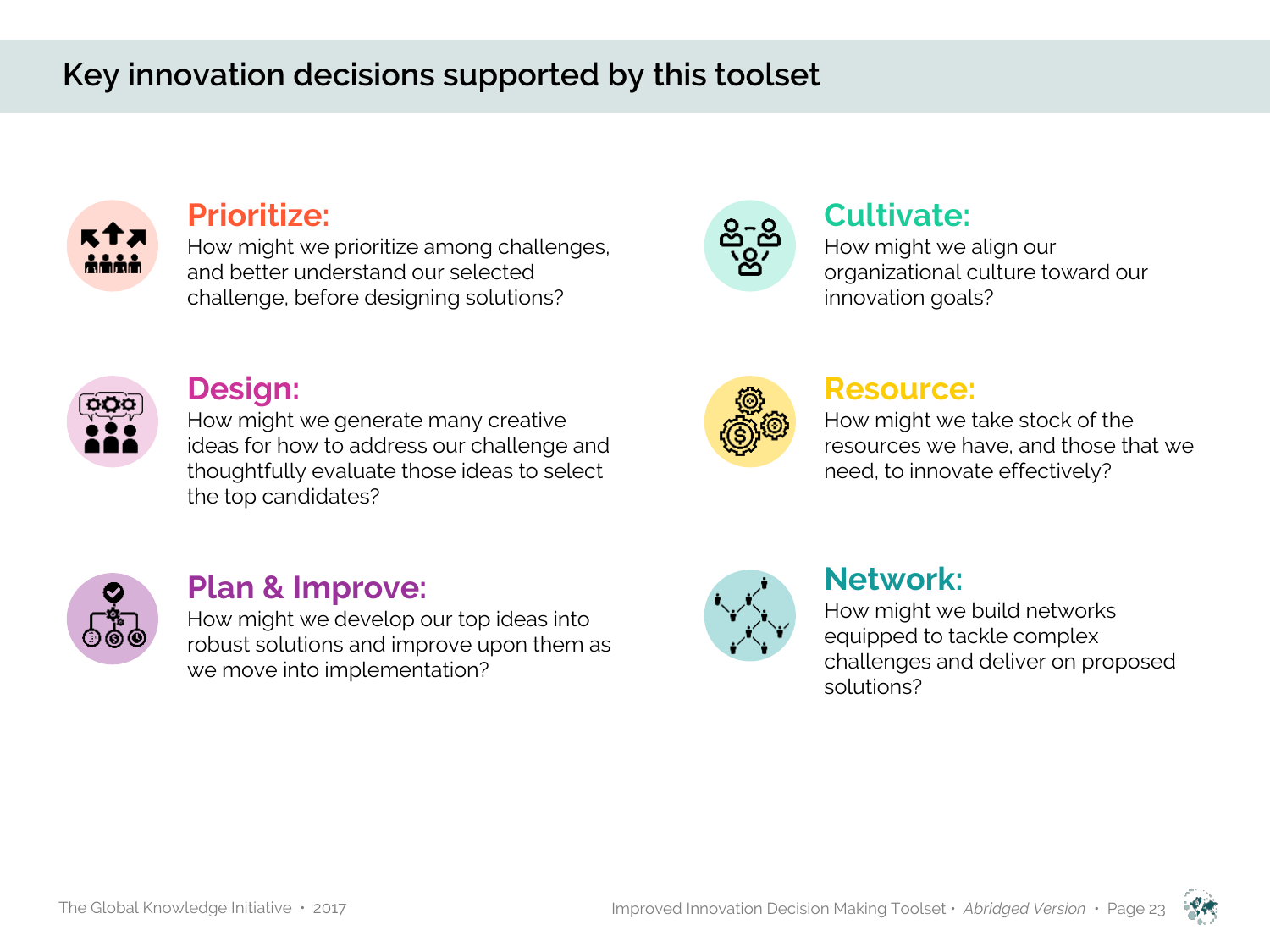# Key innovation decisions supported by this toolset

## Prioritize:

How might we prioritize among challenges, and better understand our selected challenge, before designing solutions?

## Design:

How might we generate many creative ideas for how to address our challenge and thoughtfully evaluate those ideas to select the top candidates?

## Plan & Improve:

How might we develop our top ideas into robust solutions and improve upon them as we move into implementation?

## Cultivate:

How might we align our organizational culture toward our innovation goals?

## Resource:

How might we take stock of the resources we have, and those that we need, to innovate effectively?

## Network:

How might we build networks equipped to tackle complex challenges and deliver on proposed solutions?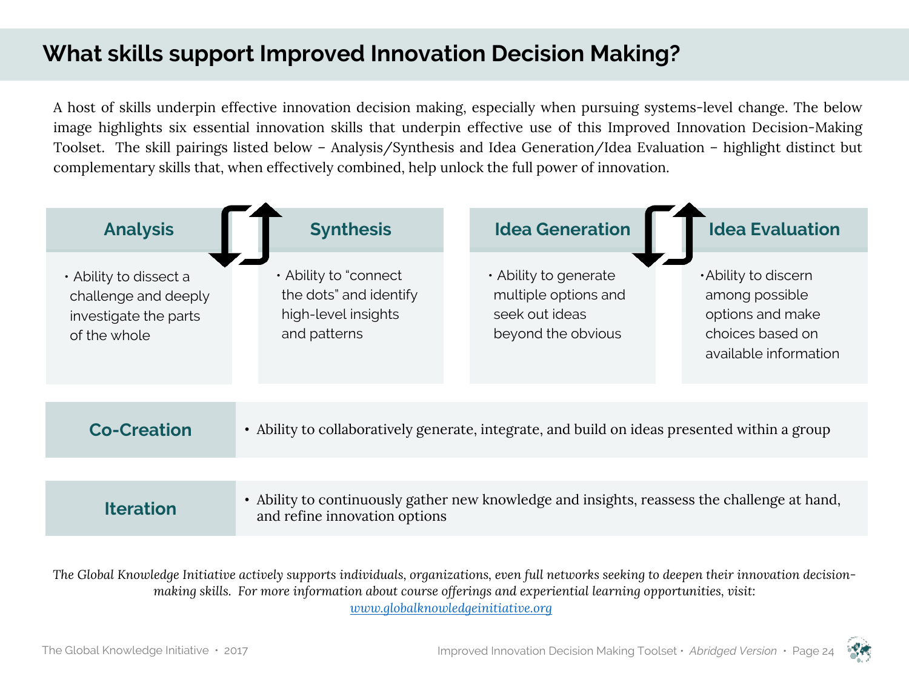# What skills support Improved Innovation Decision Making?

A host of skills underpin effective innovation decision making, especially when pursuing systems-level change. The below image highlights six essential innovation skills that underpin effective use of this Improved Innovation Decision-Making Toolset. The skill pairings listed below – Analysis/Synthesis and Idea Generation/Idea Evaluation – highlight distinct but complementary skills that, when effectively combined, help unlock the full power of innovation.

| Analysis | Synthesis | Idea Generation | Idea Evaluation |
|---|---|---|---|
| • Ability to dissect a challenge and deeply investigate the parts of the whole | • Ability to "connect the dots" and identify high-level insights and patterns | • Ability to generate multiple options and seek out ideas beyond the obvious | • Ability to discern among possible options and make choices based on available information |

| Skill | Description |
|---|---|
| **Co-Creation** | • Ability to collaboratively generate, integrate, and build on ideas presented within a group |
| **Iteration** | • Ability to continuously gather new knowledge and insights, reassess the challenge at hand, and refine innovation options |

*The Global Knowledge Initiative actively supports individuals, organizations, even full networks seeking to deepen their innovation decision-making skills. For more information about course offerings and experiential learning opportunities, visit:* [www.globalknowledgeinitiative.org](http://www.globalknowledgeinitiative.org)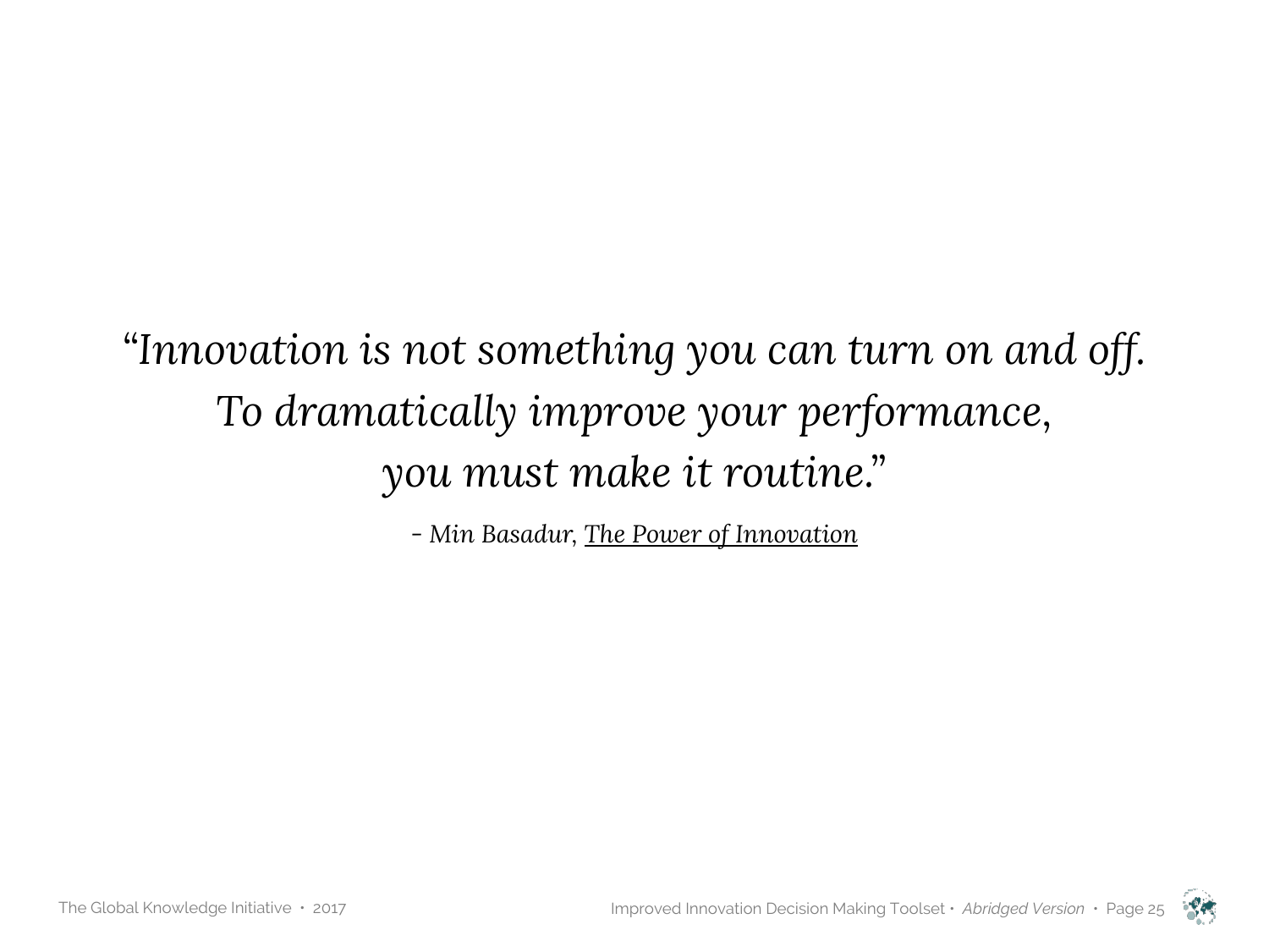*"Innovation is not something you can turn on and off.*
*To dramatically improve your performance,*
*you must make it routine."*

*- Min Basadur, The Power of Innovation*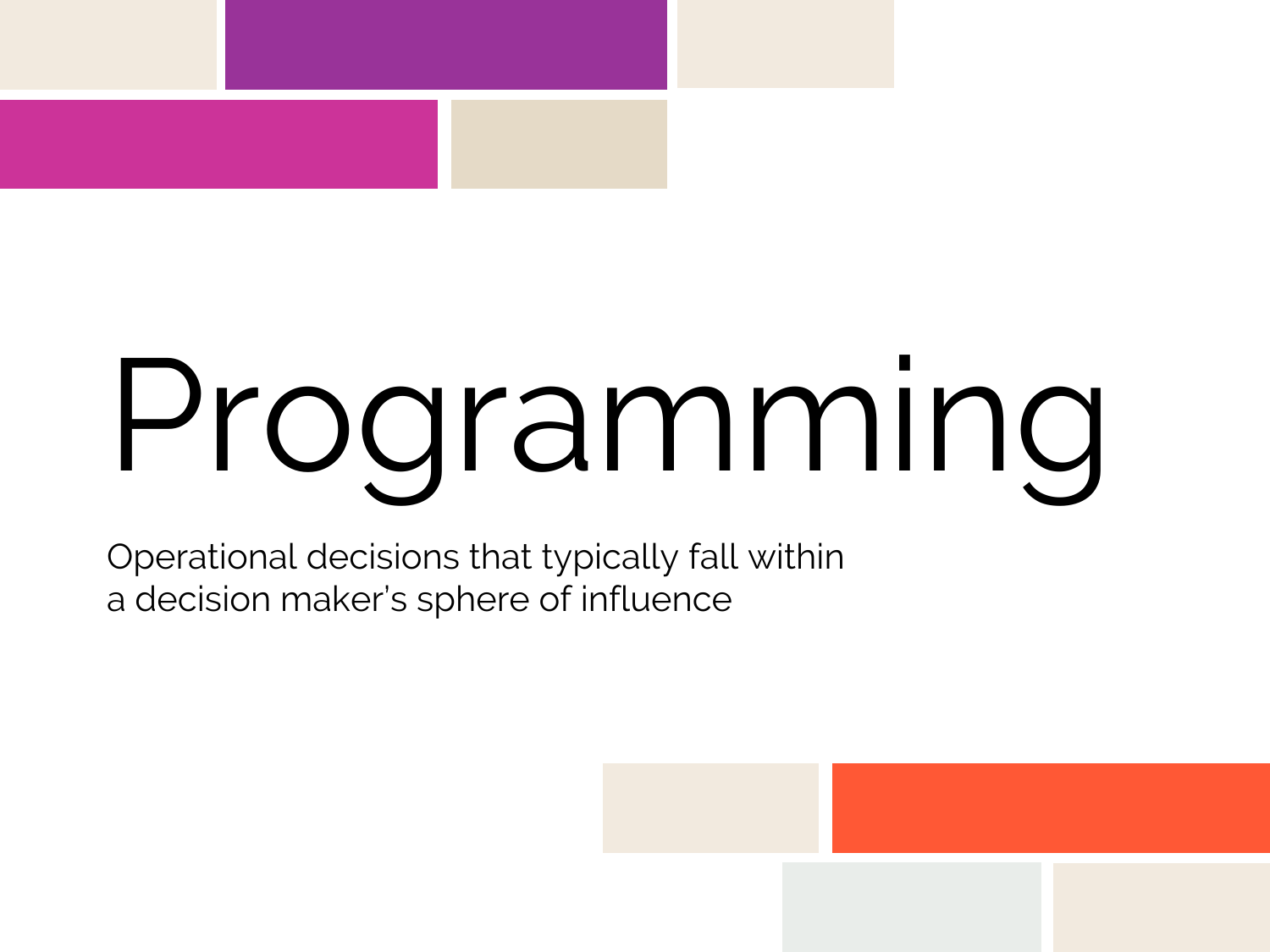# Programming

Operational decisions that typically fall within a decision maker's sphere of influence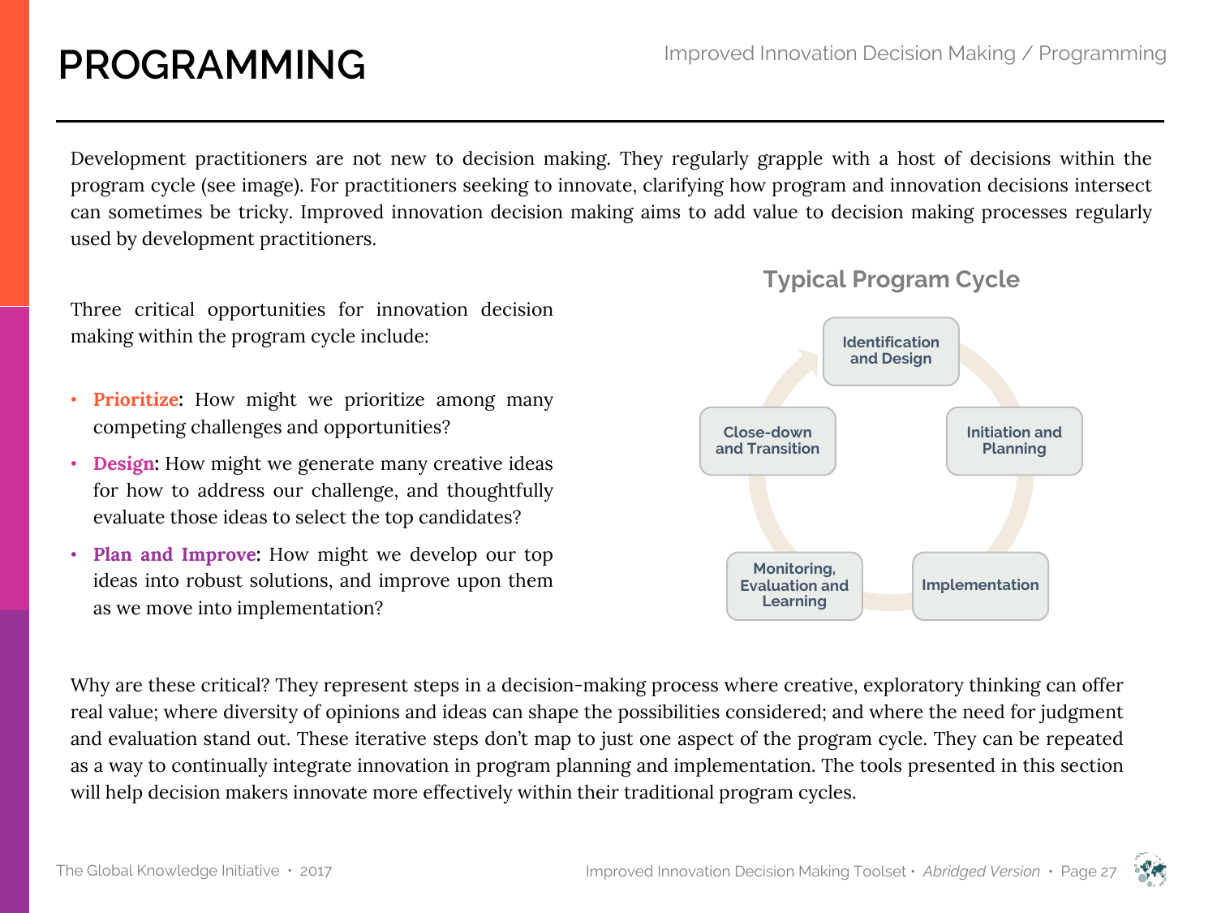# PROGRAMMING

Development practitioners are not new to decision making. They regularly grapple with a host of decisions within the program cycle (see image). For practitioners seeking to innovate, clarifying how program and innovation decisions intersect can sometimes be tricky. Improved innovation decision making aims to add value to decision making processes regularly used by development practitioners.

Three critical opportunities for innovation decision making within the program cycle include:

- **Prioritize**: How might we prioritize among many competing challenges and opportunities?
- **Design**: How might we generate many creative ideas for how to address our challenge, and thoughtfully evaluate those ideas to select the top candidates?
- **Plan and Improve**: How might we develop our top ideas into robust solutions, and improve upon them as we move into implementation?

**Typical Program Cycle**

Identification and Design → Initiation and Planning → Implementation → Monitoring, Evaluation and Learning → Close-down and Transition

Why are these critical? They represent steps in a decision-making process where creative, exploratory thinking can offer real value; where diversity of opinions and ideas can shape the possibilities considered; and where the need for judgment and evaluation stand out. These iterative steps don't map to just one aspect of the program cycle. They can be repeated as a way to continually integrate innovation in program planning and implementation. The tools presented in this section will help decision makers innovate more effectively within their traditional program cycles.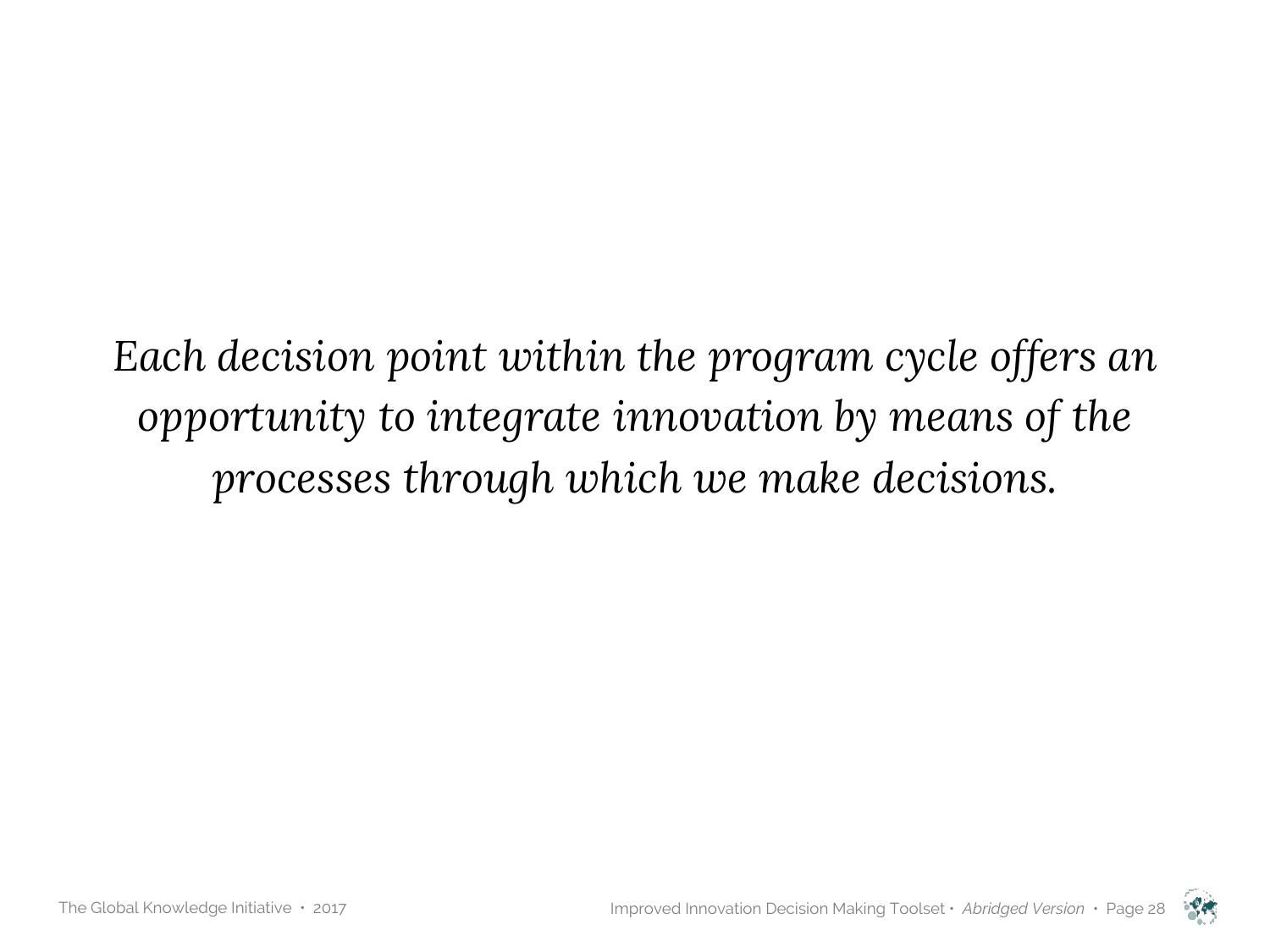*Each decision point within the program cycle offers an opportunity to integrate innovation by means of the processes through which we make decisions.*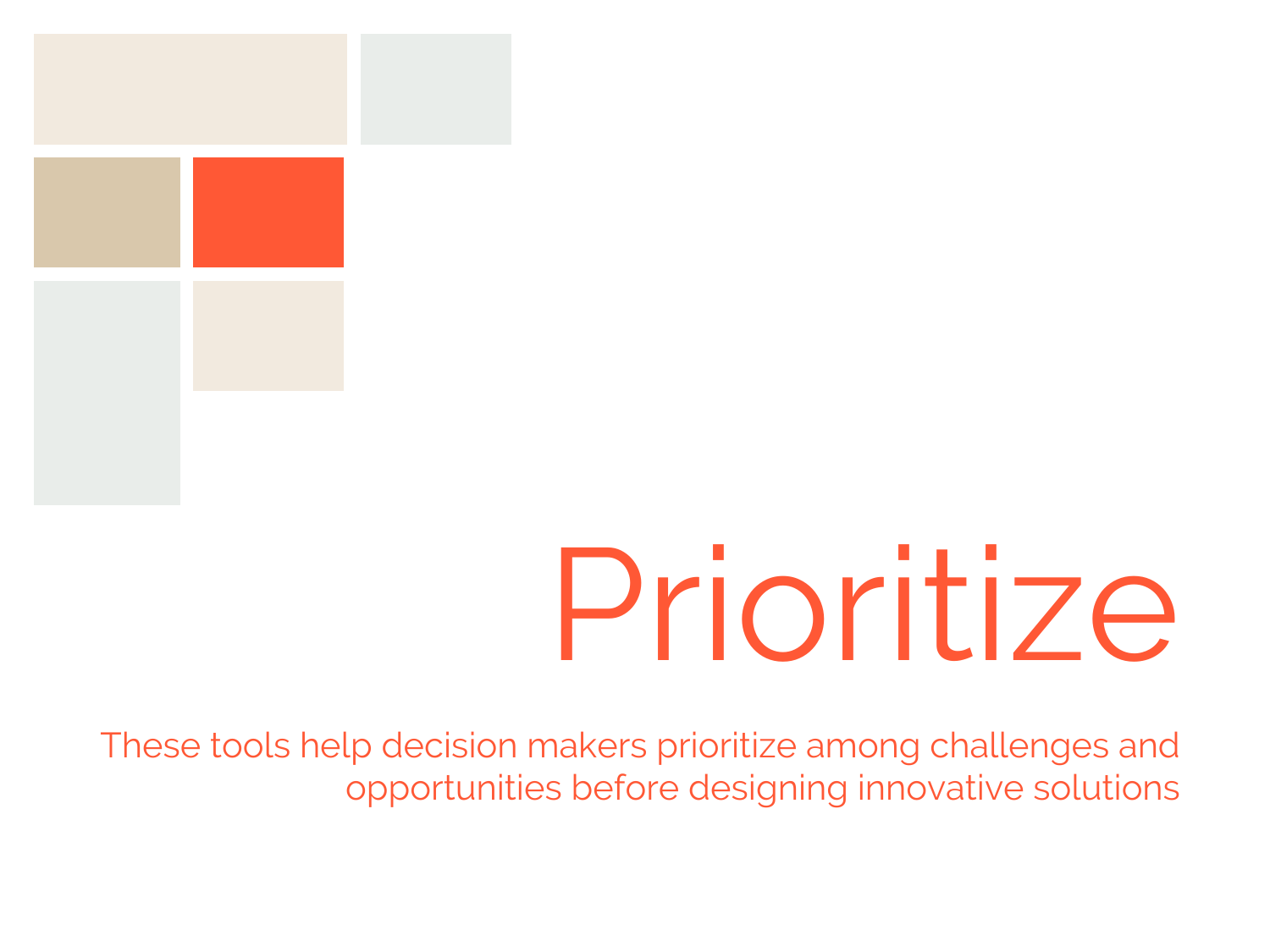# Prioritize

These tools help decision makers prioritize among challenges and opportunities before designing innovative solutions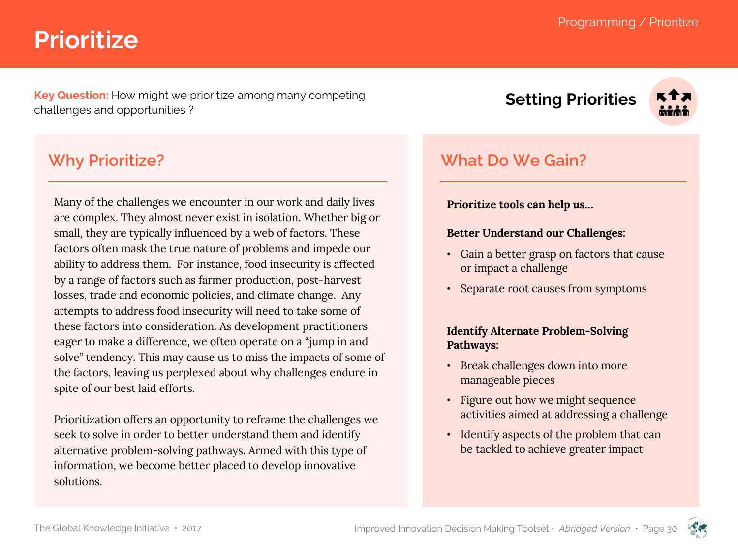# Prioritize

**Key Question:** How might we prioritize among many competing challenges and opportunities ?

**Setting Priorities**

## Why Prioritize?

Many of the challenges we encounter in our work and daily lives are complex. They almost never exist in isolation. Whether big or small, they are typically influenced by a web of factors. These factors often mask the true nature of problems and impede our ability to address them. For instance, food insecurity is affected by a range of factors such as farmer production, post-harvest losses, trade and economic policies, and climate change. Any attempts to address food insecurity will need to take some of these factors into consideration. As development practitioners eager to make a difference, we often operate on a "jump in and solve" tendency. This may cause us to miss the impacts of some of the factors, leaving us perplexed about why challenges endure in spite of our best laid efforts.

Prioritization offers an opportunity to reframe the challenges we seek to solve in order to better understand them and identify alternative problem-solving pathways. Armed with this type of information, we become better placed to develop innovative solutions.

## What Do We Gain?

**Prioritize tools can help us…**

**Better Understand our Challenges:**

- Gain a better grasp on factors that cause or impact a challenge
- Separate root causes from symptoms

**Identify Alternate Problem-Solving Pathways:**

- Break challenges down into more manageable pieces
- Figure out how we might sequence activities aimed at addressing a challenge
- Identify aspects of the problem that can be tackled to achieve greater impact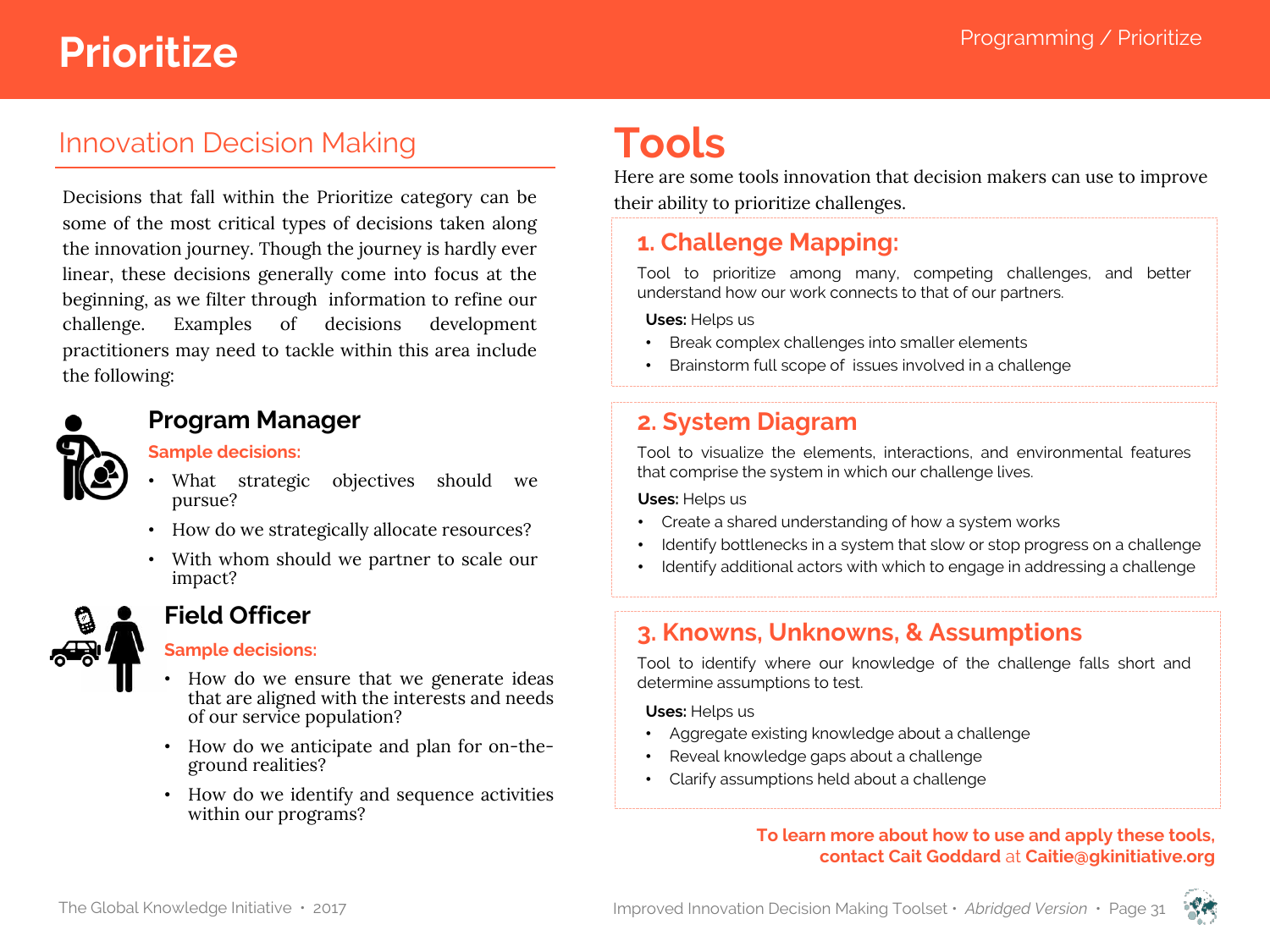# Prioritize

## Innovation Decision Making

Decisions that fall within the Prioritize category can be some of the most critical types of decisions taken along the innovation journey. Though the journey is hardly ever linear, these decisions generally come into focus at the beginning, as we filter through information to refine our challenge. Examples of decisions development practitioners may need to tackle within this area include the following:

### Program Manager

**Sample decisions:**

- What strategic objectives should we pursue?
- How do we strategically allocate resources?
- With whom should we partner to scale our impact?

### Field Officer

**Sample decisions:**

- How do we ensure that we generate ideas that are aligned with the interests and needs of our service population?
- How do we anticipate and plan for on-the-ground realities?
- How do we identify and sequence activities within our programs?

# Tools

Here are some tools innovation that decision makers can use to improve their ability to prioritize challenges.

### 1. Challenge Mapping:

Tool to prioritize among many, competing challenges, and better understand how our work connects to that of our partners.

**Uses:** Helps us

- Break complex challenges into smaller elements
- Brainstorm full scope of issues involved in a challenge

### 2. System Diagram

Tool to visualize the elements, interactions, and environmental features that comprise the system in which our challenge lives.

**Uses:** Helps us

- Create a shared understanding of how a system works
- Identify bottlenecks in a system that slow or stop progress on a challenge
- Identify additional actors with which to engage in addressing a challenge

### 3. Knowns, Unknowns, & Assumptions

Tool to identify where our knowledge of the challenge falls short and determine assumptions to test.

**Uses:** Helps us

- Aggregate existing knowledge about a challenge
- Reveal knowledge gaps about a challenge
- Clarify assumptions held about a challenge

**To learn more about how to use and apply these tools, contact Cait Goddard** at **Caitie@gkinitiative.org**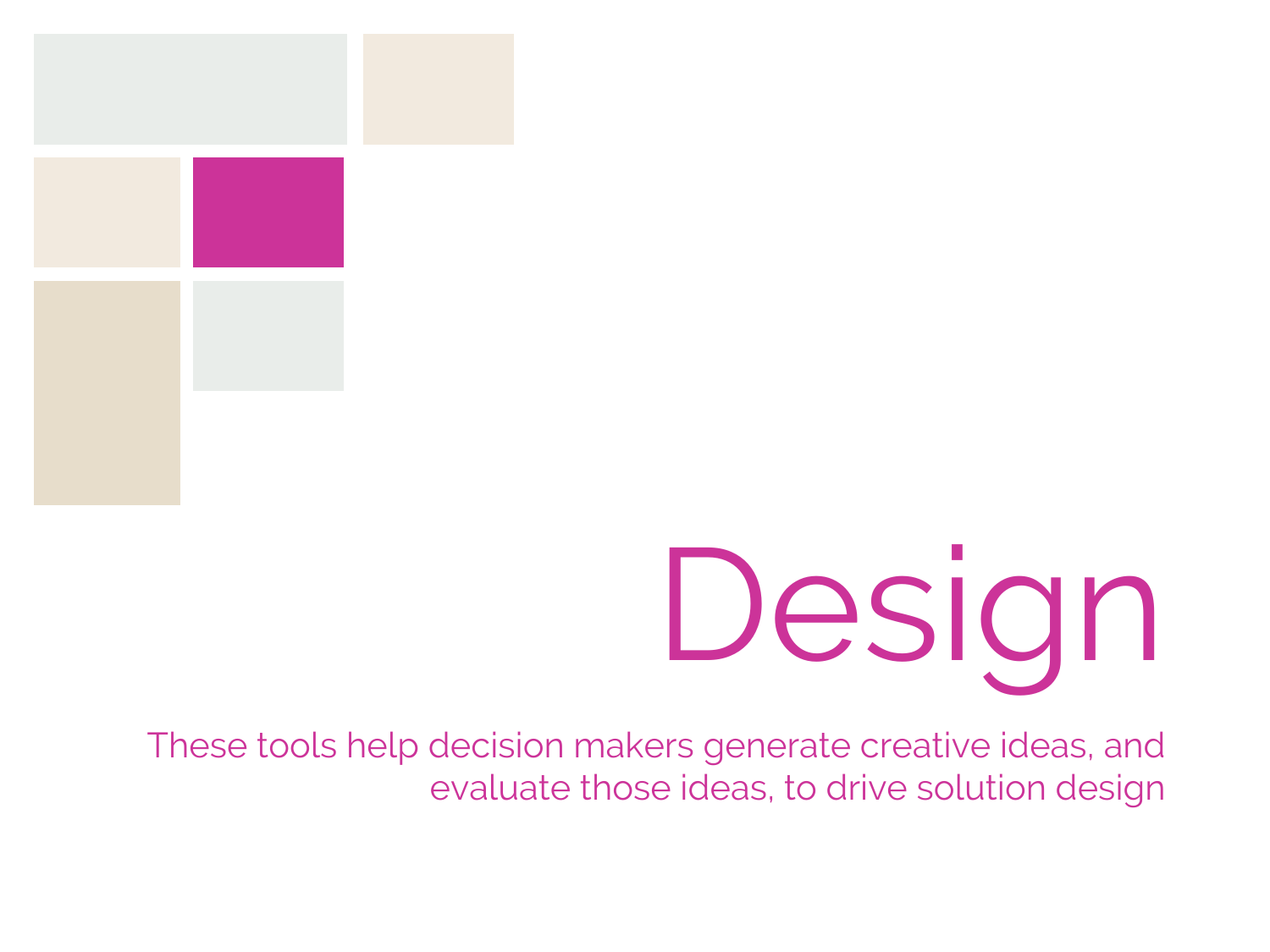# Design

These tools help decision makers generate creative ideas, and evaluate those ideas, to drive solution design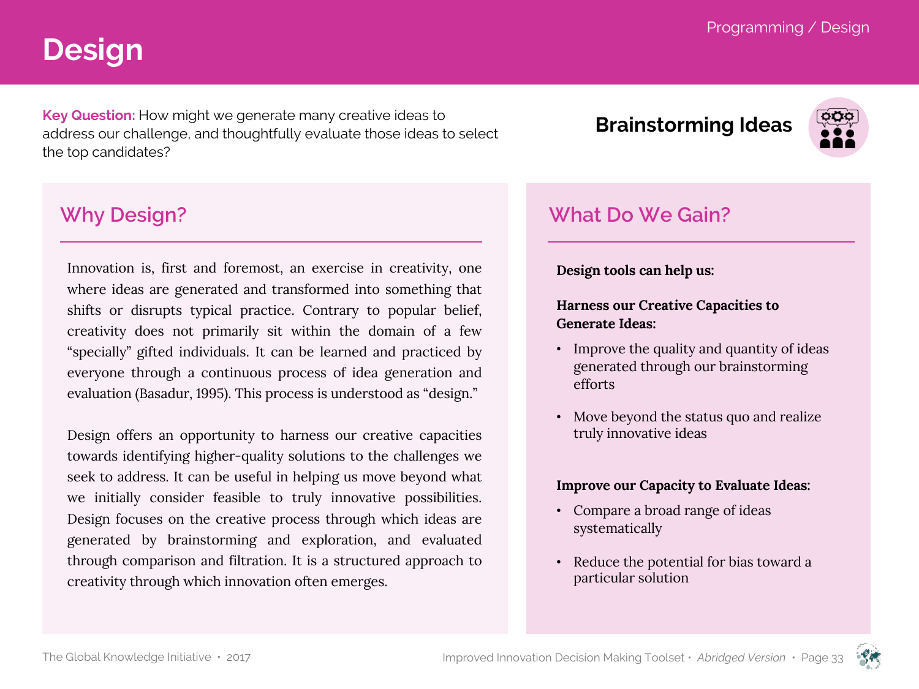# Design

**Key Question:** How might we generate many creative ideas to address our challenge, and thoughtfully evaluate those ideas to select the top candidates?

**Brainstorming Ideas**

## Why Design?

Innovation is, first and foremost, an exercise in creativity, one where ideas are generated and transformed into something that shifts or disrupts typical practice. Contrary to popular belief, creativity does not primarily sit within the domain of a few "specially" gifted individuals. It can be learned and practiced by everyone through a continuous process of idea generation and evaluation (Basadur, 1995). This process is understood as "design."

Design offers an opportunity to harness our creative capacities towards identifying higher-quality solutions to the challenges we seek to address. It can be useful in helping us move beyond what we initially consider feasible to truly innovative possibilities. Design focuses on the creative process through which ideas are generated by brainstorming and exploration, and evaluated through comparison and filtration. It is a structured approach to creativity through which innovation often emerges.

## What Do We Gain?

**Design tools can help us:**

**Harness our Creative Capacities to Generate Ideas:**

- Improve the quality and quantity of ideas generated through our brainstorming efforts
- Move beyond the status quo and realize truly innovative ideas

**Improve our Capacity to Evaluate Ideas:**

- Compare a broad range of ideas systematically
- Reduce the potential for bias toward a particular solution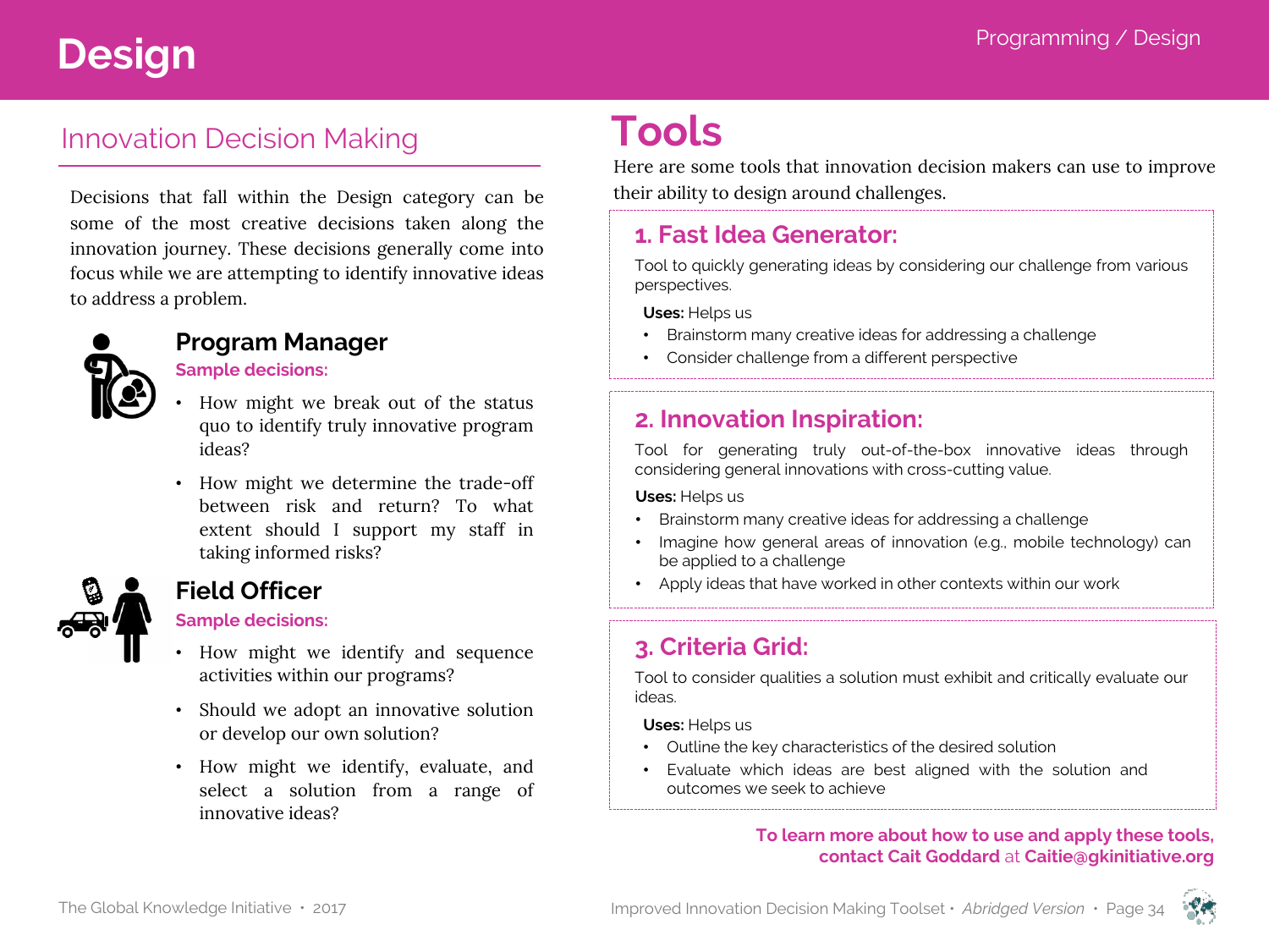# Design

## Innovation Decision Making

Decisions that fall within the Design category can be some of the most creative decisions taken along the innovation journey. These decisions generally come into focus while we are attempting to identify innovative ideas to address a problem.

### Program Manager

**Sample decisions:**

- How might we break out of the status quo to identify truly innovative program ideas?
- How might we determine the trade-off between risk and return? To what extent should I support my staff in taking informed risks?

### Field Officer

**Sample decisions:**

- How might we identify and sequence activities within our programs?
- Should we adopt an innovative solution or develop our own solution?
- How might we identify, evaluate, and select a solution from a range of innovative ideas?

# Tools

Here are some tools that innovation decision makers can use to improve their ability to design around challenges.

### 1. Fast Idea Generator:

Tool to quickly generating ideas by considering our challenge from various perspectives.

**Uses:** Helps us

- Brainstorm many creative ideas for addressing a challenge
- Consider challenge from a different perspective

### 2. Innovation Inspiration:

Tool for generating truly out-of-the-box innovative ideas through considering general innovations with cross-cutting value.

**Uses:** Helps us

- Brainstorm many creative ideas for addressing a challenge
- Imagine how general areas of innovation (e.g., mobile technology) can be applied to a challenge
- Apply ideas that have worked in other contexts within our work

### 3. Criteria Grid:

Tool to consider qualities a solution must exhibit and critically evaluate our ideas.

**Uses:** Helps us

- Outline the key characteristics of the desired solution
- Evaluate which ideas are best aligned with the solution and outcomes we seek to achieve

**To learn more about how to use and apply these tools, contact Cait Goddard** at **Caitie@gkinitiative.org**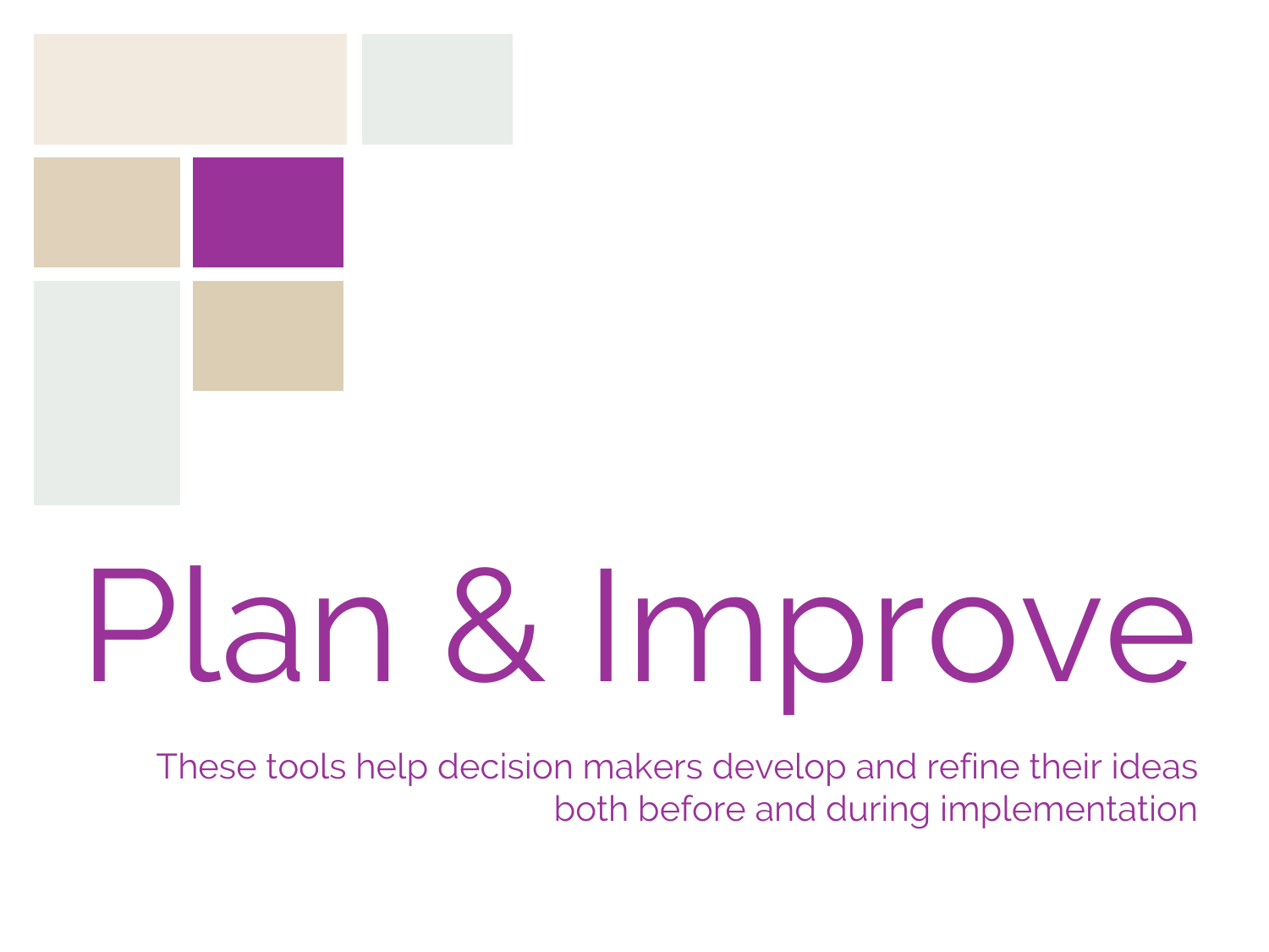# Plan & Improve

These tools help decision makers develop and refine their ideas both before and during implementation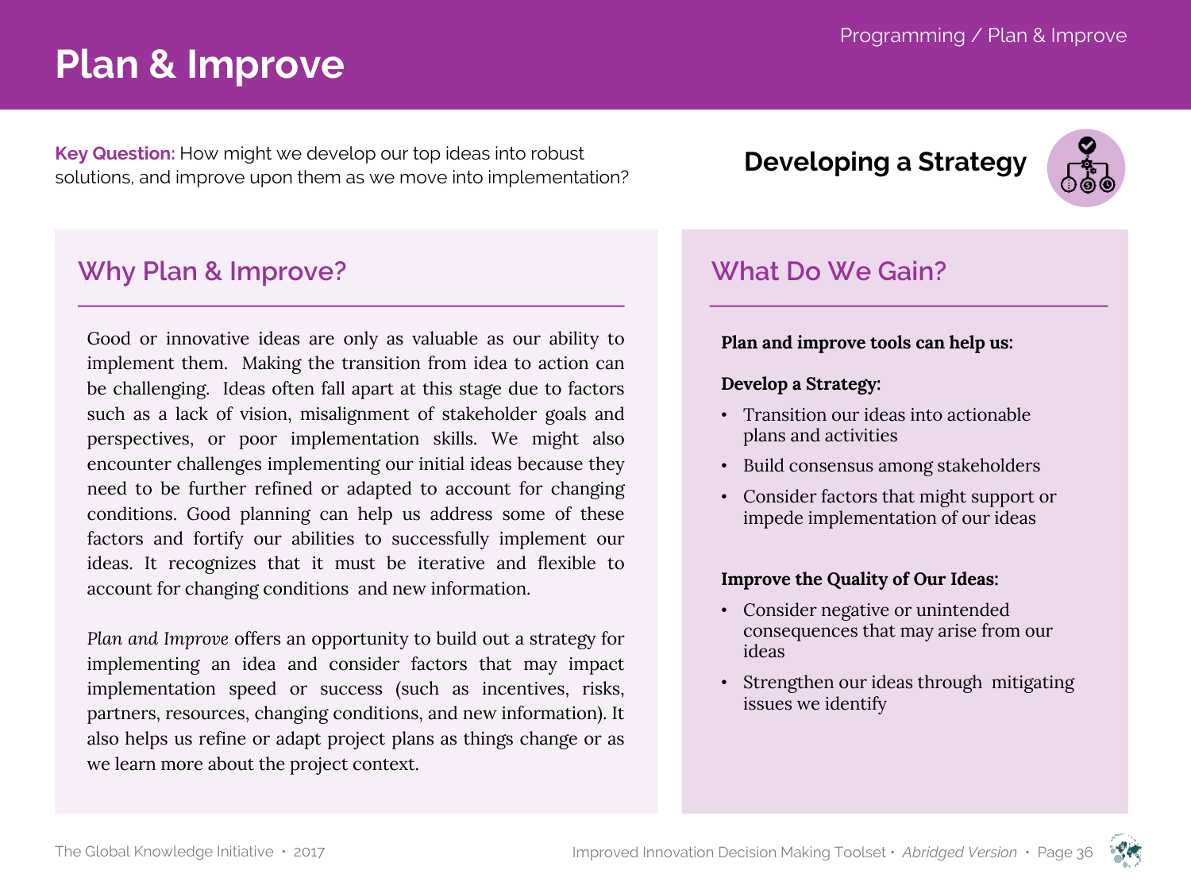# Plan & Improve

**Key Question:** How might we develop our top ideas into robust solutions, and improve upon them as we move into implementation?

## Developing a Strategy

## Why Plan & Improve?

Good or innovative ideas are only as valuable as our ability to implement them. Making the transition from idea to action can be challenging. Ideas often fall apart at this stage due to factors such as a lack of vision, misalignment of stakeholder goals and perspectives, or poor implementation skills. We might also encounter challenges implementing our initial ideas because they need to be further refined or adapted to account for changing conditions. Good planning can help us address some of these factors and fortify our abilities to successfully implement our ideas. It recognizes that it must be iterative and flexible to account for changing conditions and new information.

*Plan and Improve* offers an opportunity to build out a strategy for implementing an idea and consider factors that may impact implementation speed or success (such as incentives, risks, partners, resources, changing conditions, and new information). It also helps us refine or adapt project plans as things change or as we learn more about the project context.

## What Do We Gain?

**Plan and improve tools can help us:**

**Develop a Strategy:**

- Transition our ideas into actionable plans and activities
- Build consensus among stakeholders
- Consider factors that might support or impede implementation of our ideas

**Improve the Quality of Our Ideas:**

- Consider negative or unintended consequences that may arise from our ideas
- Strengthen our ideas through mitigating issues we identify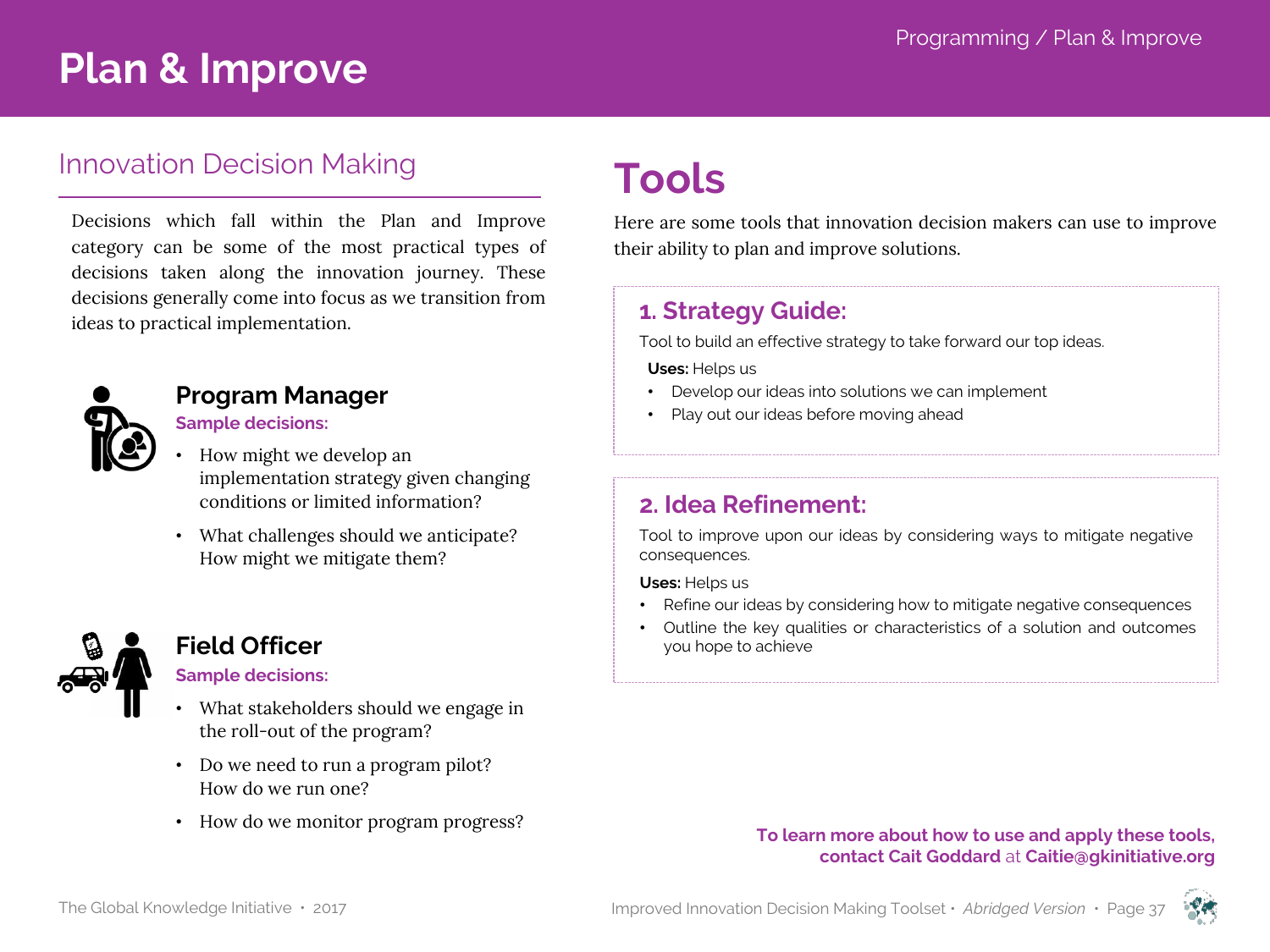# Plan & Improve

## Innovation Decision Making

Decisions which fall within the Plan and Improve category can be some of the most practical types of decisions taken along the innovation journey. These decisions generally come into focus as we transition from ideas to practical implementation.

### Program Manager

**Sample decisions:**

- How might we develop an implementation strategy given changing conditions or limited information?
- What challenges should we anticipate? How might we mitigate them?

### Field Officer

**Sample decisions:**

- What stakeholders should we engage in the roll-out of the program?
- Do we need to run a program pilot? How do we run one?
- How do we monitor program progress?

# Tools

Here are some tools that innovation decision makers can use to improve their ability to plan and improve solutions.

### 1. Strategy Guide:

Tool to build an effective strategy to take forward our top ideas.

**Uses:** Helps us

- Develop our ideas into solutions we can implement
- Play out our ideas before moving ahead

### 2. Idea Refinement:

Tool to improve upon our ideas by considering ways to mitigate negative consequences.

**Uses:** Helps us

- Refine our ideas by considering how to mitigate negative consequences
- Outline the key qualities or characteristics of a solution and outcomes you hope to achieve

**To learn more about how to use and apply these tools, contact Cait Goddard** at **Caitie@gkinitiative.org**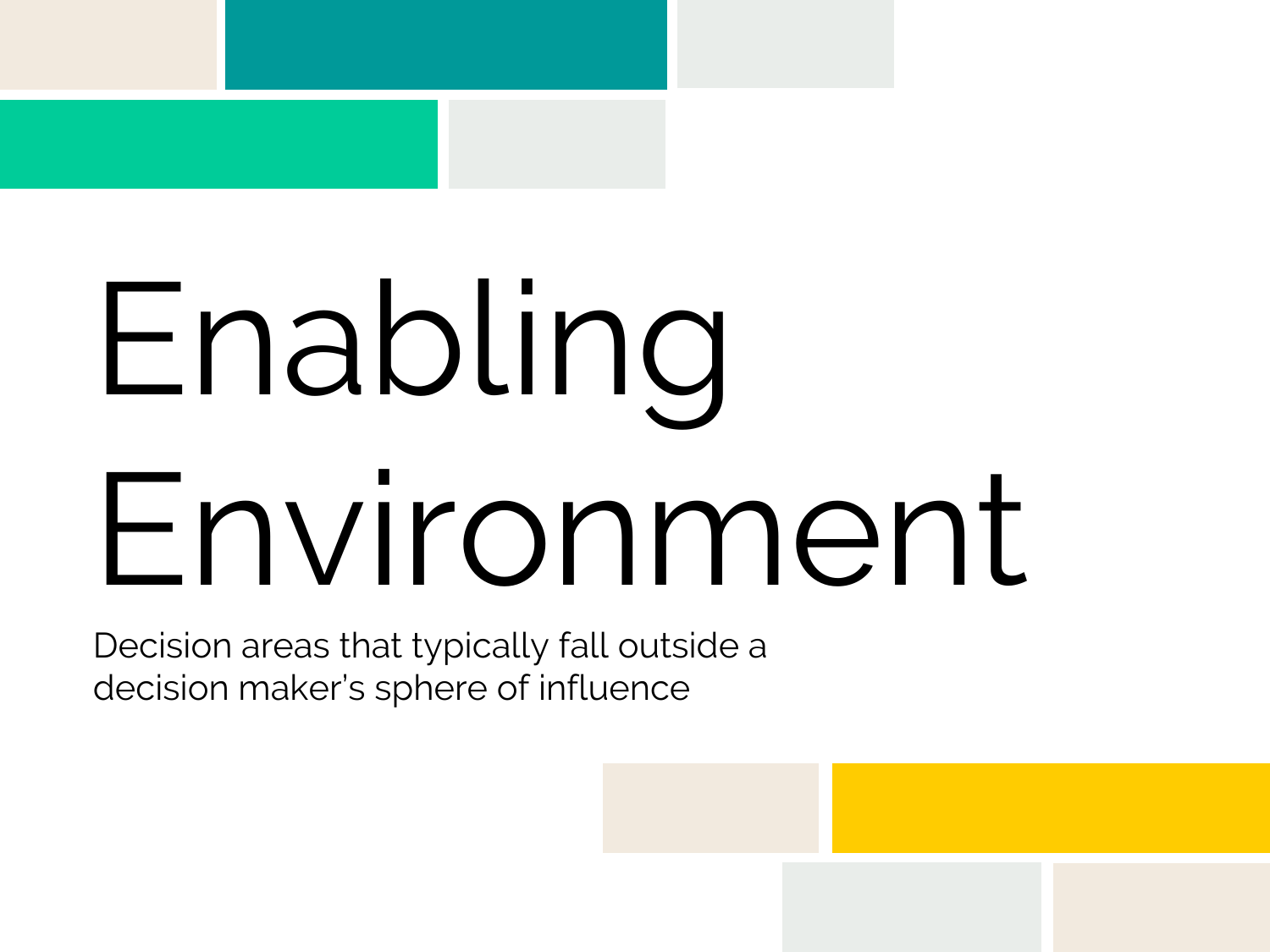# Enabling Environment

Decision areas that typically fall outside a decision maker's sphere of influence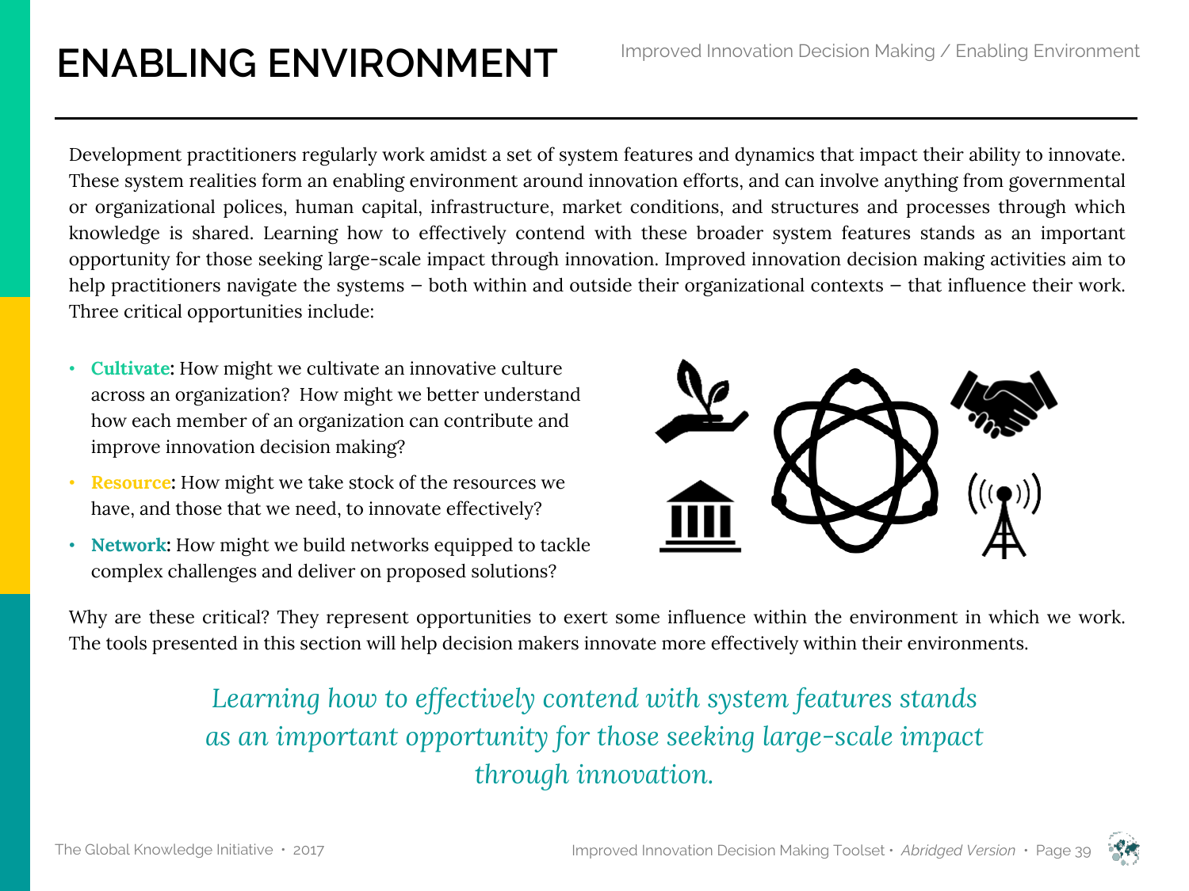# ENABLING ENVIRONMENT

Development practitioners regularly work amidst a set of system features and dynamics that impact their ability to innovate. These system realities form an enabling environment around innovation efforts, and can involve anything from governmental or organizational polices, human capital, infrastructure, market conditions, and structures and processes through which knowledge is shared. Learning how to effectively contend with these broader system features stands as an important opportunity for those seeking large-scale impact through innovation. Improved innovation decision making activities aim to help practitioners navigate the systems – both within and outside their organizational contexts – that influence their work. Three critical opportunities include:

- **Cultivate**: How might we cultivate an innovative culture across an organization? How might we better understand how each member of an organization can contribute and improve innovation decision making?
- **Resource**: How might we take stock of the resources we have, and those that we need, to innovate effectively?
- **Network**: How might we build networks equipped to tackle complex challenges and deliver on proposed solutions?

Why are these critical? They represent opportunities to exert some influence within the environment in which we work. The tools presented in this section will help decision makers innovate more effectively within their environments.

*Learning how to effectively contend with system features stands as an important opportunity for those seeking large-scale impact through innovation.*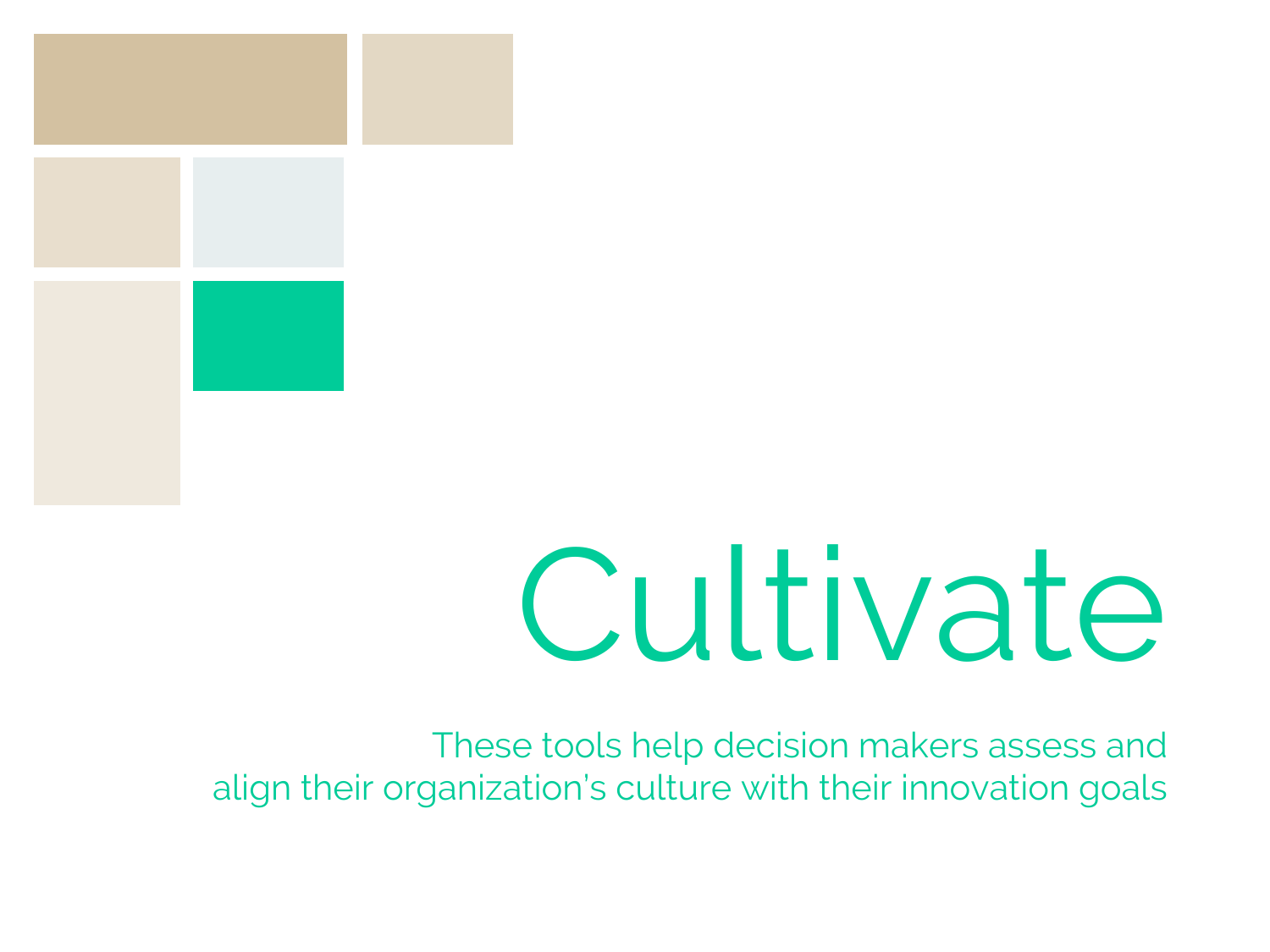# Cultivate

These tools help decision makers assess and align their organization's culture with their innovation goals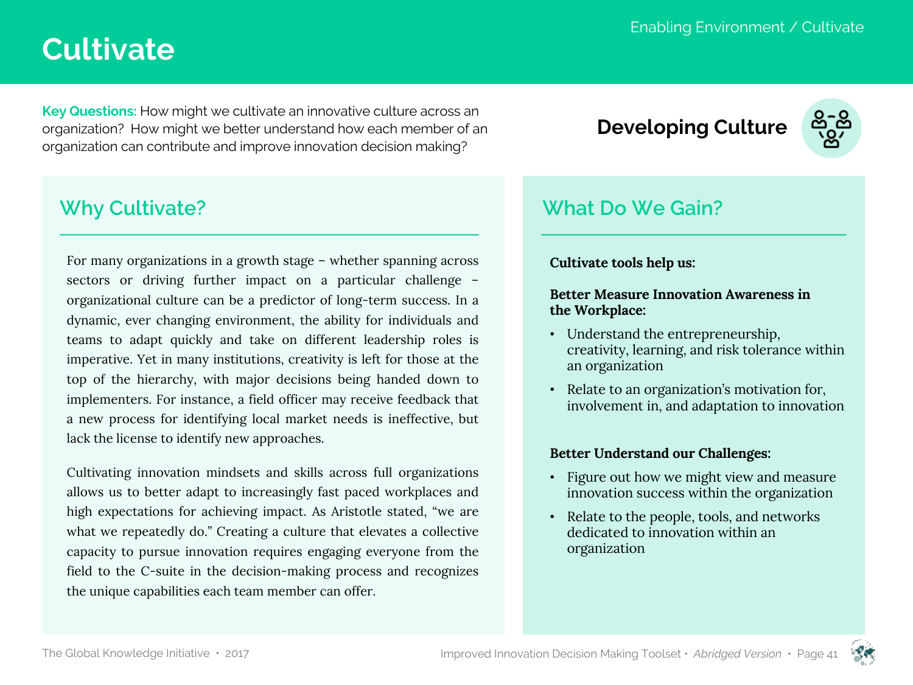# Cultivate

**Key Questions:** How might we cultivate an innovative culture across an organization? How might we better understand how each member of an organization can contribute and improve innovation decision making?

## Developing Culture

## Why Cultivate?

For many organizations in a growth stage – whether spanning across sectors or driving further impact on a particular challenge – organizational culture can be a predictor of long-term success. In a dynamic, ever changing environment, the ability for individuals and teams to adapt quickly and take on different leadership roles is imperative. Yet in many institutions, creativity is left for those at the top of the hierarchy, with major decisions being handed down to implementers. For instance, a field officer may receive feedback that a new process for identifying local market needs is ineffective, but lack the license to identify new approaches.

Cultivating innovation mindsets and skills across full organizations allows us to better adapt to increasingly fast paced workplaces and high expectations for achieving impact. As Aristotle stated, "we are what we repeatedly do." Creating a culture that elevates a collective capacity to pursue innovation requires engaging everyone from the field to the C-suite in the decision-making process and recognizes the unique capabilities each team member can offer.

## What Do We Gain?

**Cultivate tools help us:**

**Better Measure Innovation Awareness in the Workplace:**

- Understand the entrepreneurship, creativity, learning, and risk tolerance within an organization
- Relate to an organization's motivation for, involvement in, and adaptation to innovation

**Better Understand our Challenges:**

- Figure out how we might view and measure innovation success within the organization
- Relate to the people, tools, and networks dedicated to innovation within an organization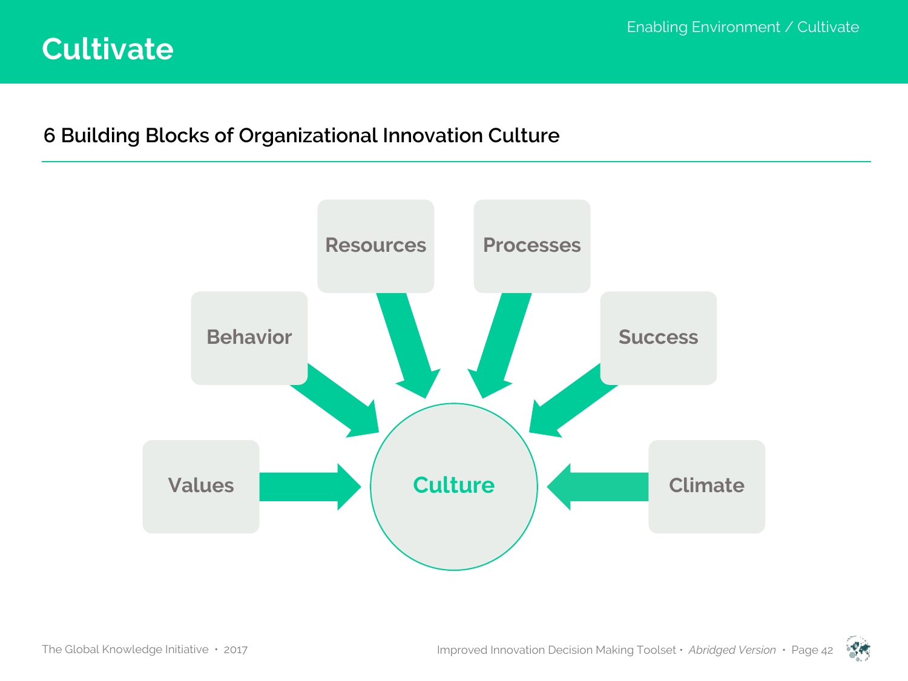# Cultivate

## 6 Building Blocks of Organizational Innovation Culture

- Resources
- Processes
- Behavior
- Success
- Values
- Climate

→ Culture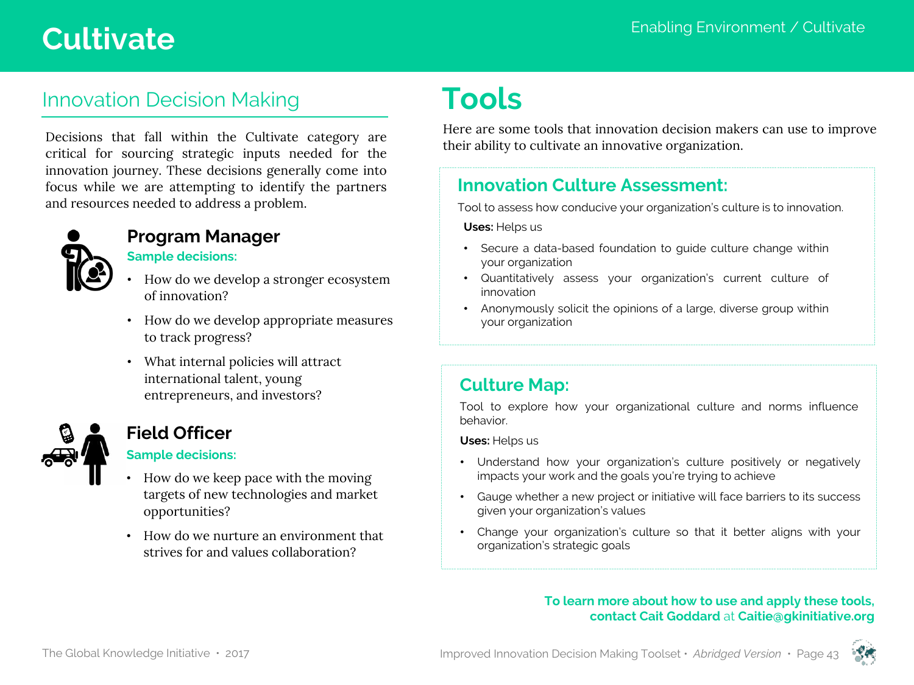# Cultivate

## Innovation Decision Making

Decisions that fall within the Cultivate category are critical for sourcing strategic inputs needed for the innovation journey. These decisions generally come into focus while we are attempting to identify the partners and resources needed to address a problem.

### Program Manager

**Sample decisions:**

- How do we develop a stronger ecosystem of innovation?
- How do we develop appropriate measures to track progress?
- What internal policies will attract international talent, young entrepreneurs, and investors?

### Field Officer

**Sample decisions:**

- How do we keep pace with the moving targets of new technologies and market opportunities?
- How do we nurture an environment that strives for and values collaboration?

# Tools

Here are some tools that innovation decision makers can use to improve their ability to cultivate an innovative organization.

### Innovation Culture Assessment:

Tool to assess how conducive your organization's culture is to innovation.

**Uses:** Helps us

- Secure a data-based foundation to guide culture change within your organization
- Quantitatively assess your organization's current culture of innovation
- Anonymously solicit the opinions of a large, diverse group within your organization

### Culture Map:

Tool to explore how your organizational culture and norms influence behavior.

**Uses:** Helps us

- Understand how your organization's culture positively or negatively impacts your work and the goals you're trying to achieve
- Gauge whether a new project or initiative will face barriers to its success given your organization's values
- Change your organization's culture so that it better aligns with your organization's strategic goals

**To learn more about how to use and apply these tools, contact Cait Goddard** at **Caitie@gkinitiative.org**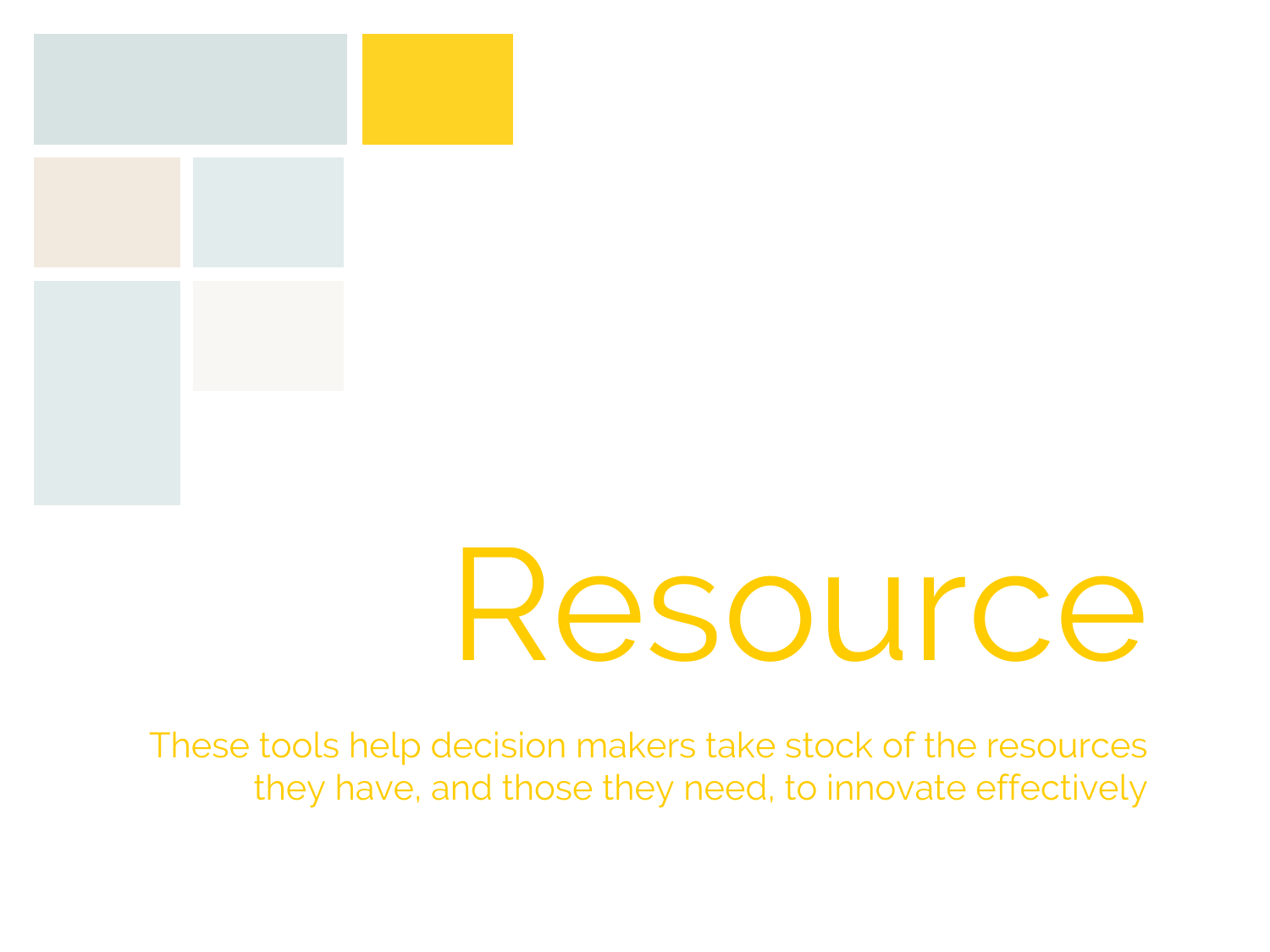# Resource

These tools help decision makers take stock of the resources they have, and those they need, to innovate effectively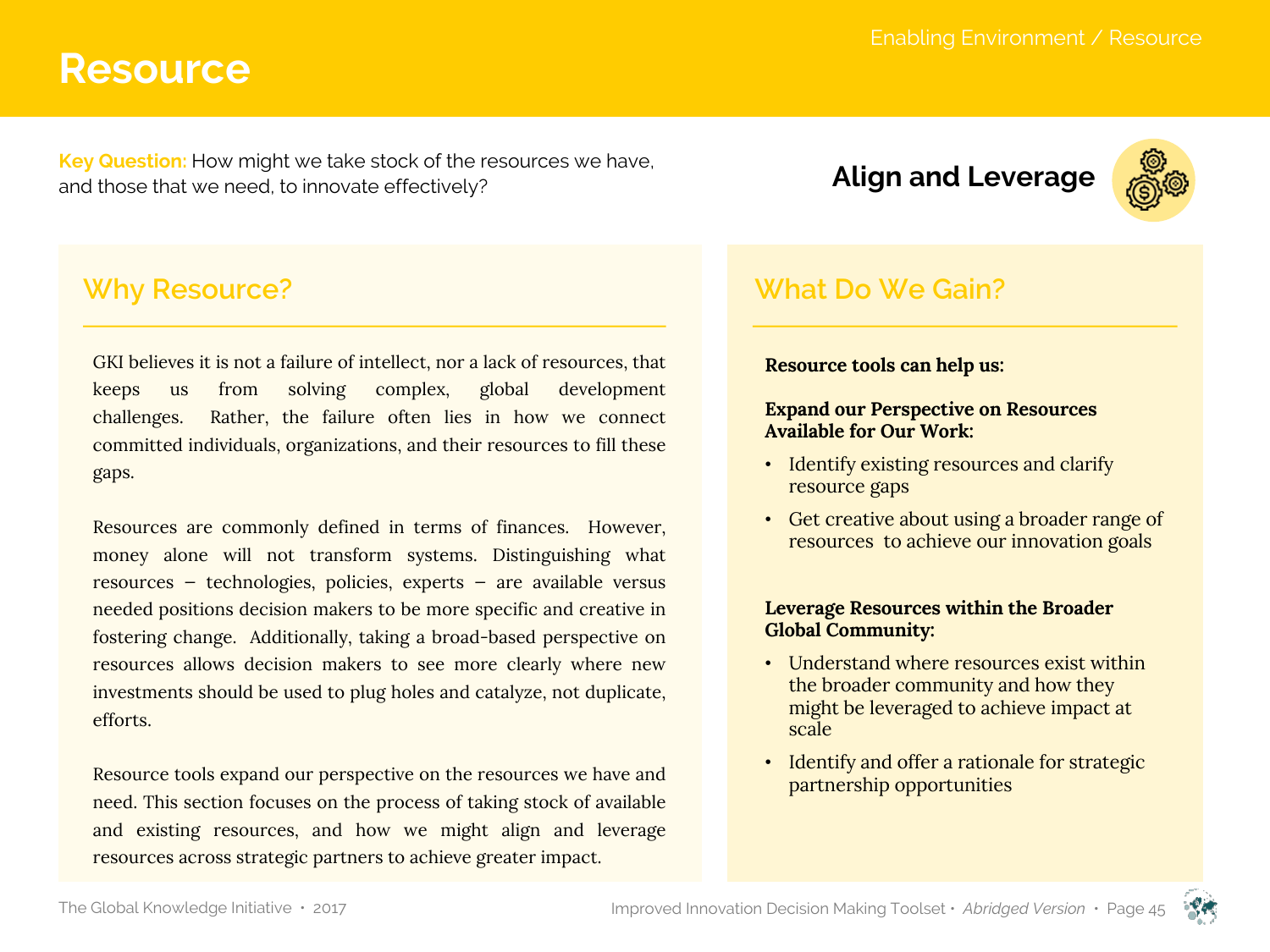# Resource

**Key Question:** How might we take stock of the resources we have, and those that we need, to innovate effectively?

**Align and Leverage**

## Why Resource?

GKI believes it is not a failure of intellect, nor a lack of resources, that keeps us from solving complex, global development challenges. Rather, the failure often lies in how we connect committed individuals, organizations, and their resources to fill these gaps.

Resources are commonly defined in terms of finances. However, money alone will not transform systems. Distinguishing what resources – technologies, policies, experts – are available versus needed positions decision makers to be more specific and creative in fostering change. Additionally, taking a broad-based perspective on resources allows decision makers to see more clearly where new investments should be used to plug holes and catalyze, not duplicate, efforts.

Resource tools expand our perspective on the resources we have and need. This section focuses on the process of taking stock of available and existing resources, and how we might align and leverage resources across strategic partners to achieve greater impact.

## What Do We Gain?

**Resource tools can help us:**

**Expand our Perspective on Resources Available for Our Work:**

- Identify existing resources and clarify resource gaps
- Get creative about using a broader range of resources to achieve our innovation goals

**Leverage Resources within the Broader Global Community:**

- Understand where resources exist within the broader community and how they might be leveraged to achieve impact at scale
- Identify and offer a rationale for strategic partnership opportunities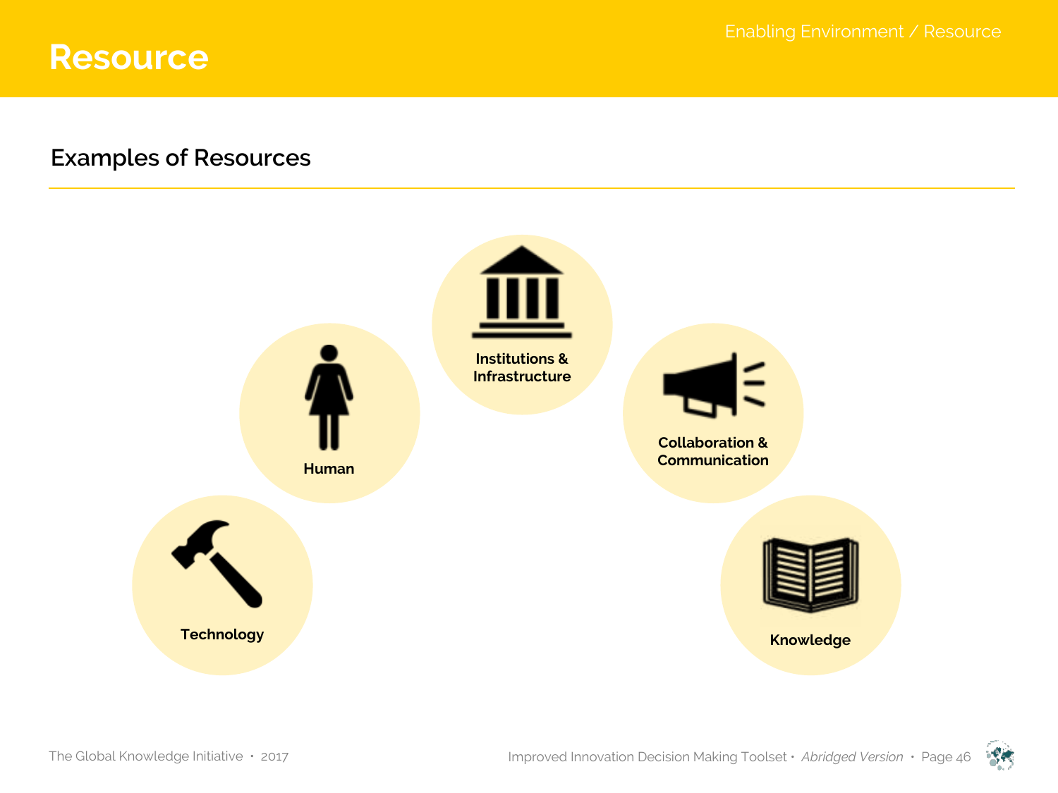# Resource

## Examples of Resources

- Technology
- Human
- Institutions & Infrastructure
- Collaboration & Communication
- Knowledge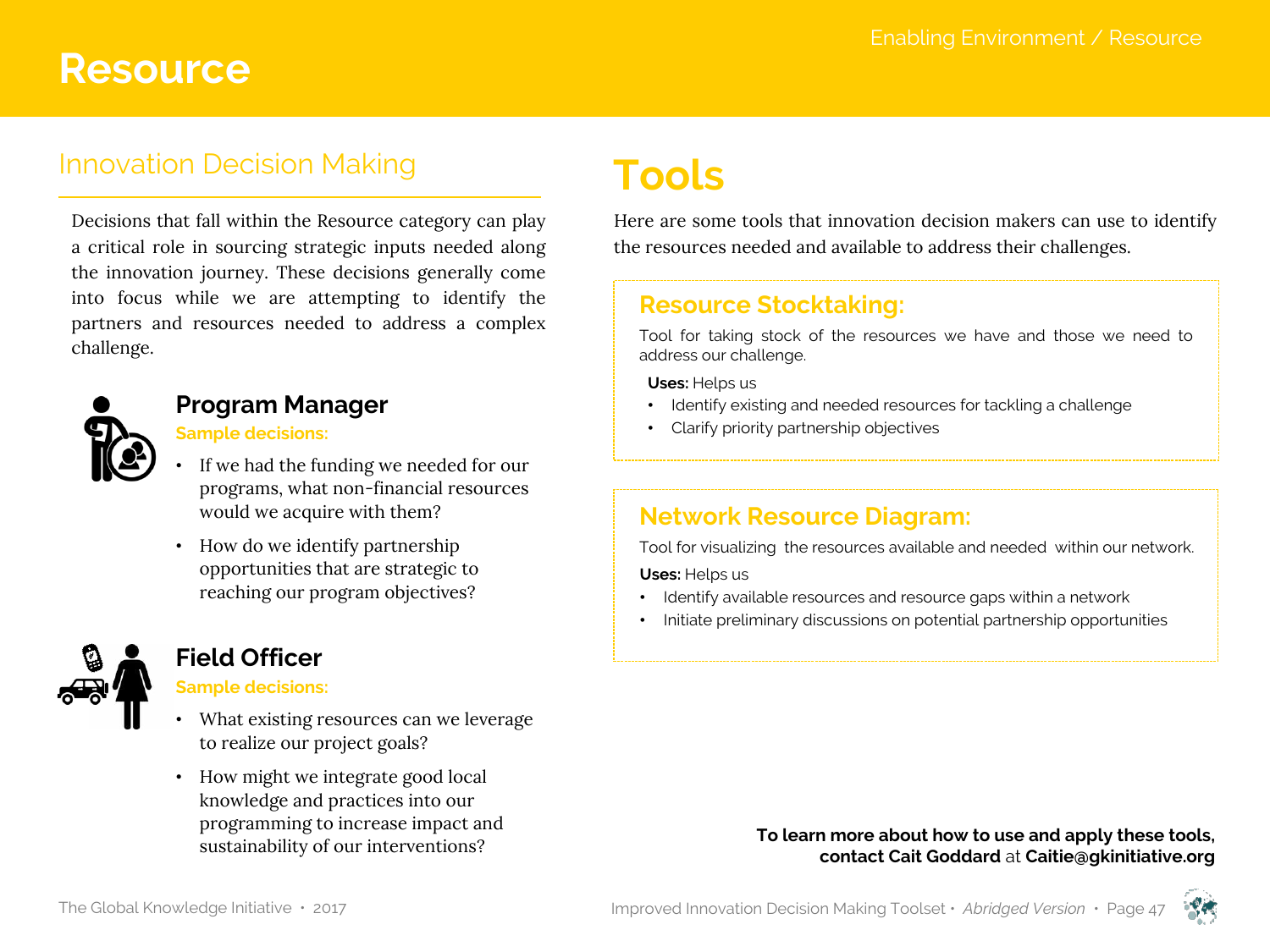# Resource

## Innovation Decision Making

Decisions that fall within the Resource category can play a critical role in sourcing strategic inputs needed along the innovation journey. These decisions generally come into focus while we are attempting to identify the partners and resources needed to address a complex challenge.

### Program Manager

**Sample decisions:**

- If we had the funding we needed for our programs, what non-financial resources would we acquire with them?
- How do we identify partnership opportunities that are strategic to reaching our program objectives?

### Field Officer

**Sample decisions:**

- What existing resources can we leverage to realize our project goals?
- How might we integrate good local knowledge and practices into our programming to increase impact and sustainability of our interventions?

# Tools

Here are some tools that innovation decision makers can use to identify the resources needed and available to address their challenges.

### Resource Stocktaking:

Tool for taking stock of the resources we have and those we need to address our challenge.

**Uses:** Helps us

- Identify existing and needed resources for tackling a challenge
- Clarify priority partnership objectives

### Network Resource Diagram:

Tool for visualizing the resources available and needed within our network.

**Uses:** Helps us

- Identify available resources and resource gaps within a network
- Initiate preliminary discussions on potential partnership opportunities

**To learn more about how to use and apply these tools, contact Cait Goddard** at **Caitie@gkinitiative.org**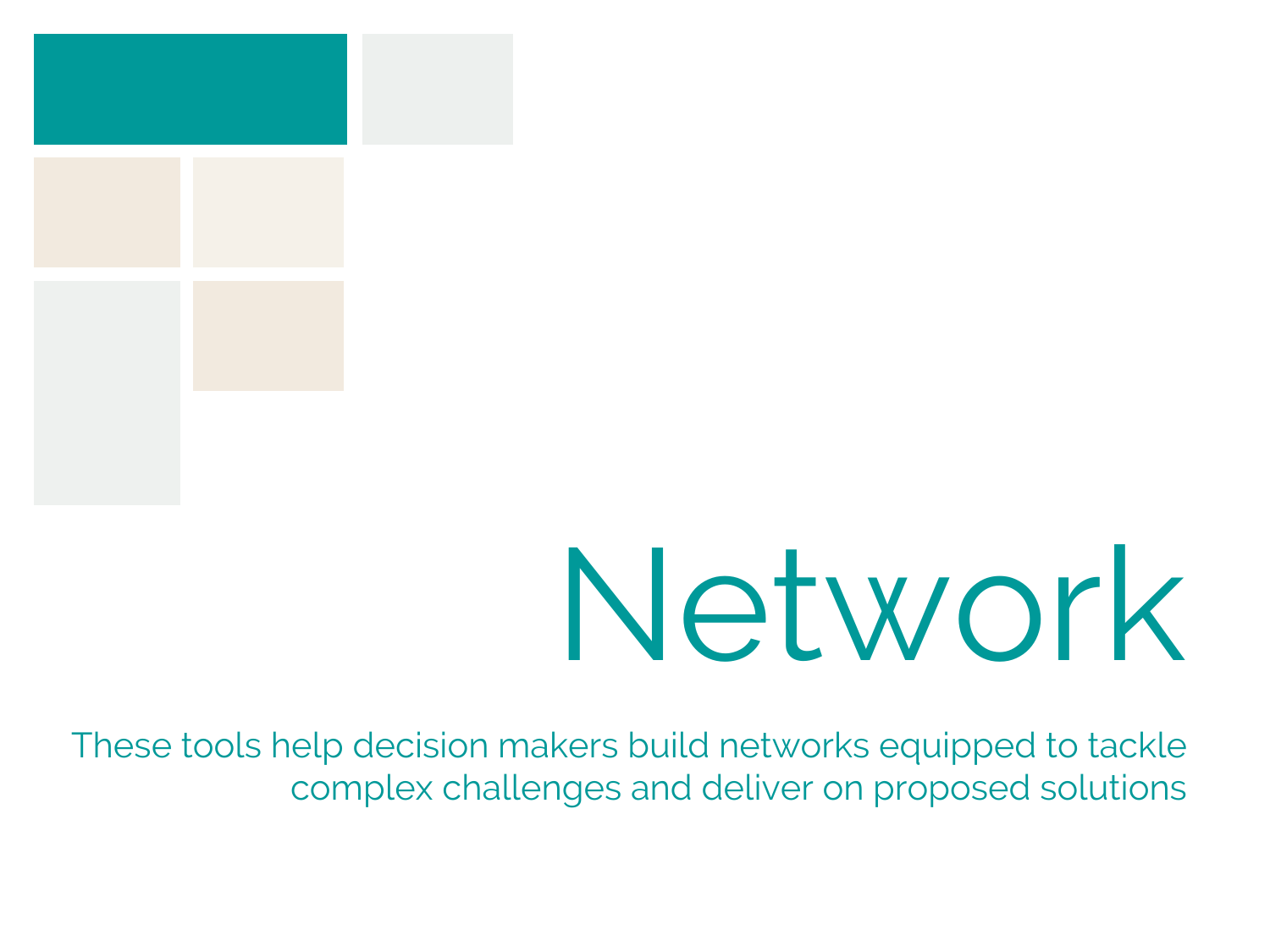# Network

These tools help decision makers build networks equipped to tackle complex challenges and deliver on proposed solutions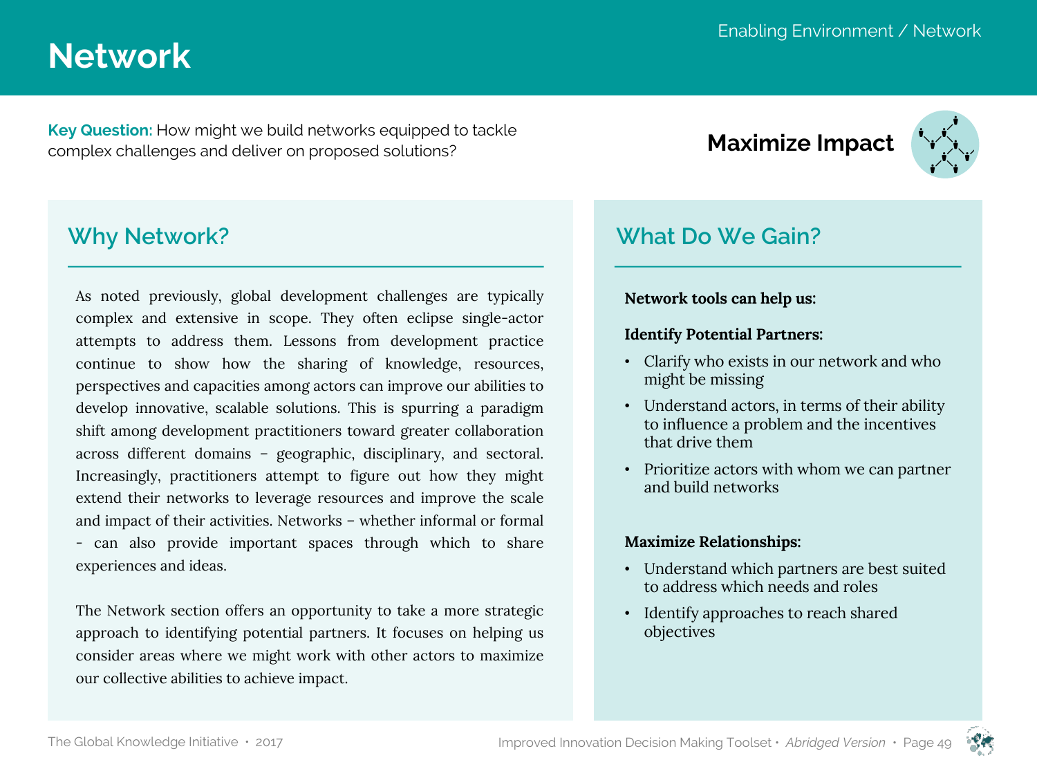# Network

**Key Question:** How might we build networks equipped to tackle complex challenges and deliver on proposed solutions?

**Maximize Impact**

## Why Network?

As noted previously, global development challenges are typically complex and extensive in scope. They often eclipse single-actor attempts to address them. Lessons from development practice continue to show how the sharing of knowledge, resources, perspectives and capacities among actors can improve our abilities to develop innovative, scalable solutions. This is spurring a paradigm shift among development practitioners toward greater collaboration across different domains – geographic, disciplinary, and sectoral. Increasingly, practitioners attempt to figure out how they might extend their networks to leverage resources and improve the scale and impact of their activities. Networks – whether informal or formal - can also provide important spaces through which to share experiences and ideas.

The Network section offers an opportunity to take a more strategic approach to identifying potential partners. It focuses on helping us consider areas where we might work with other actors to maximize our collective abilities to achieve impact.

## What Do We Gain?

**Network tools can help us:**

**Identify Potential Partners:**

- Clarify who exists in our network and who might be missing
- Understand actors, in terms of their ability to influence a problem and the incentives that drive them
- Prioritize actors with whom we can partner and build networks

**Maximize Relationships:**

- Understand which partners are best suited to address which needs and roles
- Identify approaches to reach shared objectives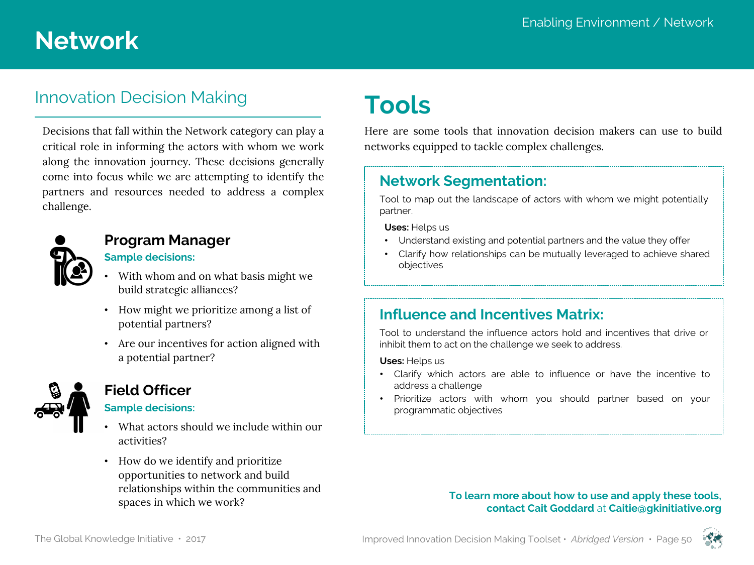# Network

## Innovation Decision Making

Decisions that fall within the Network category can play a critical role in informing the actors with whom we work along the innovation journey. These decisions generally come into focus while we are attempting to identify the partners and resources needed to address a complex challenge.

### Program Manager

**Sample decisions:**

- With whom and on what basis might we build strategic alliances?
- How might we prioritize among a list of potential partners?
- Are our incentives for action aligned with a potential partner?

### Field Officer

**Sample decisions:**

- What actors should we include within our activities?
- How do we identify and prioritize opportunities to network and build relationships within the communities and spaces in which we work?

## Tools

Here are some tools that innovation decision makers can use to build networks equipped to tackle complex challenges.

### Network Segmentation:

Tool to map out the landscape of actors with whom we might potentially partner.

**Uses:** Helps us

- Understand existing and potential partners and the value they offer
- Clarify how relationships can be mutually leveraged to achieve shared objectives

### Influence and Incentives Matrix:

Tool to understand the influence actors hold and incentives that drive or inhibit them to act on the challenge we seek to address.

**Uses:** Helps us

- Clarify which actors are able to influence or have the incentive to address a challenge
- Prioritize actors with whom you should partner based on your programmatic objectives

**To learn more about how to use and apply these tools, contact Cait Goddard** at **Caitie@gkinitiative.org**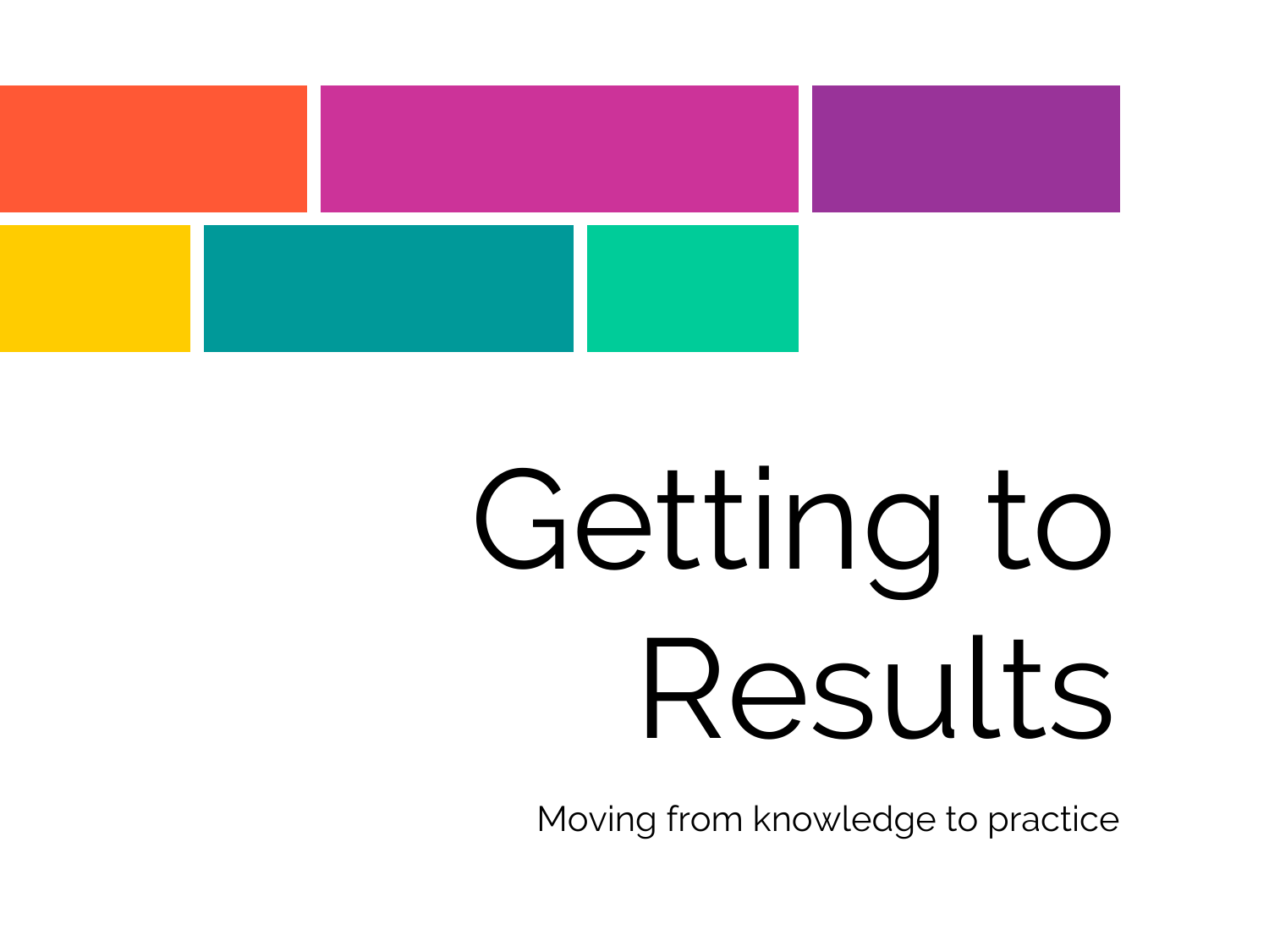# Getting to Results

Moving from knowledge to practice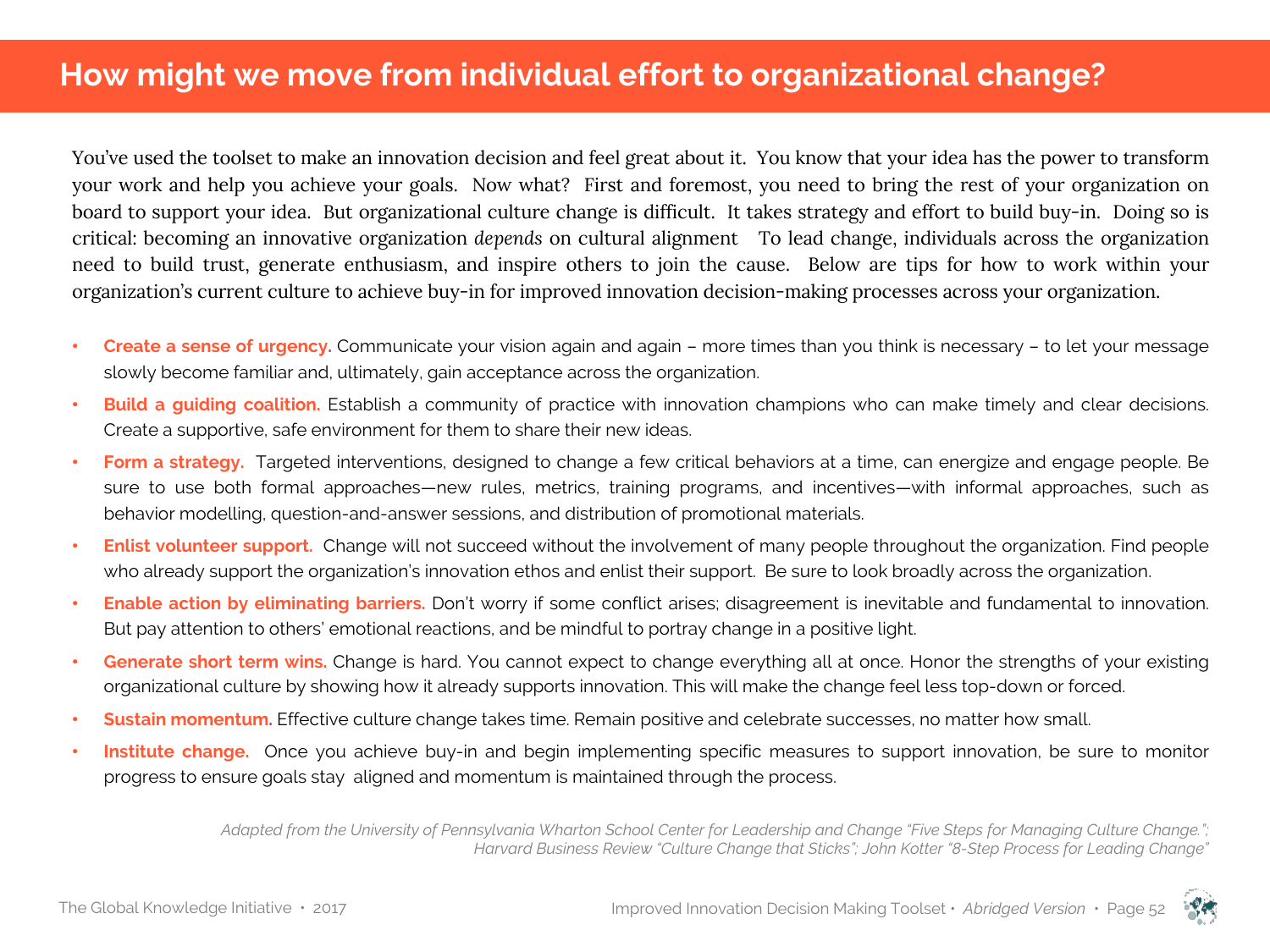# How might we move from individual effort to organizational change?

You've used the toolset to make an innovation decision and feel great about it. You know that your idea has the power to transform your work and help you achieve your goals. Now what? First and foremost, you need to bring the rest of your organization on board to support your idea. But organizational culture change is difficult. It takes strategy and effort to build buy-in. Doing so is critical: becoming an innovative organization *depends* on cultural alignment To lead change, individuals across the organization need to build trust, generate enthusiasm, and inspire others to join the cause. Below are tips for how to work within your organization's current culture to achieve buy-in for improved innovation decision-making processes across your organization.

- **Create a sense of urgency.** Communicate your vision again and again – more times than you think is necessary – to let your message slowly become familiar and, ultimately, gain acceptance across the organization.
- **Build a guiding coalition.** Establish a community of practice with innovation champions who can make timely and clear decisions. Create a supportive, safe environment for them to share their new ideas.
- **Form a strategy.** Targeted interventions, designed to change a few critical behaviors at a time, can energize and engage people. Be sure to use both formal approaches—new rules, metrics, training programs, and incentives—with informal approaches, such as behavior modelling, question-and-answer sessions, and distribution of promotional materials.
- **Enlist volunteer support.** Change will not succeed without the involvement of many people throughout the organization. Find people who already support the organization's innovation ethos and enlist their support. Be sure to look broadly across the organization.
- **Enable action by eliminating barriers.** Don't worry if some conflict arises; disagreement is inevitable and fundamental to innovation. But pay attention to others' emotional reactions, and be mindful to portray change in a positive light.
- **Generate short term wins.** Change is hard. You cannot expect to change everything all at once. Honor the strengths of your existing organizational culture by showing how it already supports innovation. This will make the change feel less top-down or forced.
- **Sustain momentum.** Effective culture change takes time. Remain positive and celebrate successes, no matter how small.
- **Institute change.** Once you achieve buy-in and begin implementing specific measures to support innovation, be sure to monitor progress to ensure goals stay aligned and momentum is maintained through the process.

*Adapted from the University of Pennsylvania Wharton School Center for Leadership and Change "Five Steps for Managing Culture Change."; Harvard Business Review "Culture Change that Sticks"; John Kotter "8-Step Process for Leading Change"*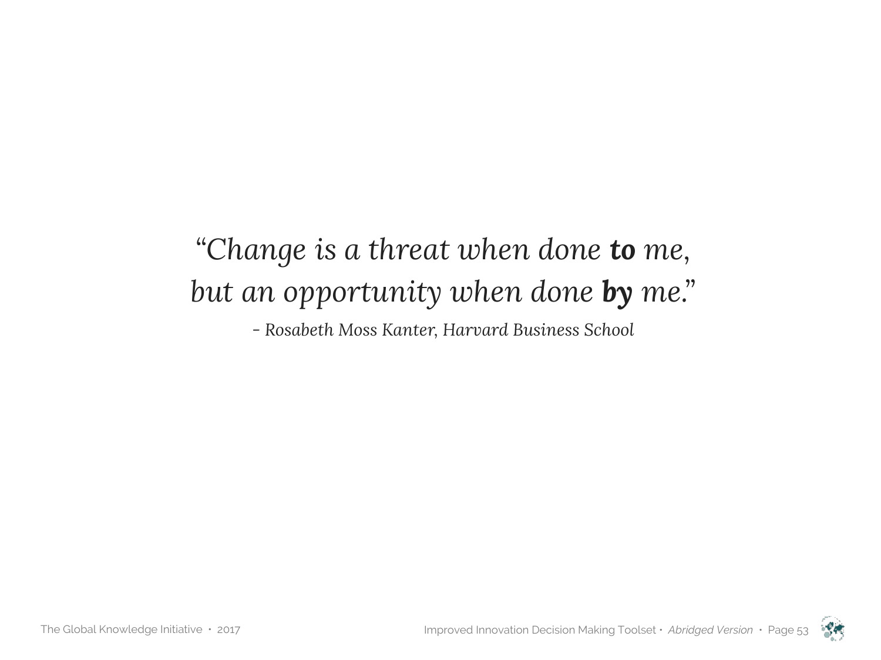*"Change is a threat when done **to** me,*
*but an opportunity when done **by** me."*

*- Rosabeth Moss Kanter, Harvard Business School*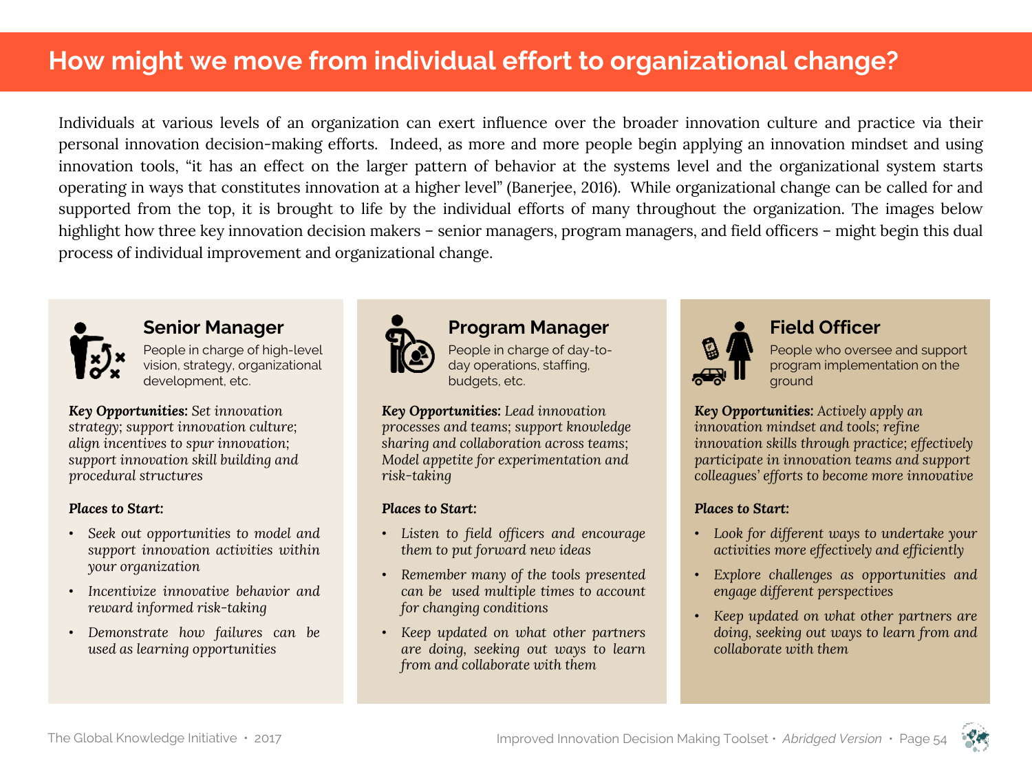# How might we move from individual effort to organizational change?

Individuals at various levels of an organization can exert influence over the broader innovation culture and practice via their personal innovation decision-making efforts. Indeed, as more and more people begin applying an innovation mindset and using innovation tools, "it has an effect on the larger pattern of behavior at the systems level and the organizational system starts operating in ways that constitutes innovation at a higher level" (Banerjee, 2016). While organizational change can be called for and supported from the top, it is brought to life by the individual efforts of many throughout the organization. The images below highlight how three key innovation decision makers – senior managers, program managers, and field officers – might begin this dual process of individual improvement and organizational change.

## Senior Manager

People in charge of high-level vision, strategy, organizational development, etc.

***Key Opportunities:*** *Set innovation strategy; support innovation culture; align incentives to spur innovation; support innovation skill building and procedural structures*

***Places to Start:***

- *Seek out opportunities to model and support innovation activities within your organization*
- *Incentivize innovative behavior and reward informed risk-taking*
- *Demonstrate how failures can be used as learning opportunities*

## Program Manager

People in charge of day-to-day operations, staffing, budgets, etc.

***Key Opportunities:*** *Lead innovation processes and teams; support knowledge sharing and collaboration across teams; Model appetite for experimentation and risk-taking*

***Places to Start:***

- *Listen to field officers and encourage them to put forward new ideas*
- *Remember many of the tools presented can be used multiple times to account for changing conditions*
- *Keep updated on what other partners are doing, seeking out ways to learn from and collaborate with them*

## Field Officer

People who oversee and support program implementation on the ground

***Key Opportunities:*** *Actively apply an innovation mindset and tools; refine innovation skills through practice; effectively participate in innovation teams and support colleagues' efforts to become more innovative*

***Places to Start:***

- *Look for different ways to undertake your activities more effectively and efficiently*
- *Explore challenges as opportunities and engage different perspectives*
- *Keep updated on what other partners are doing, seeking out ways to learn from and collaborate with them*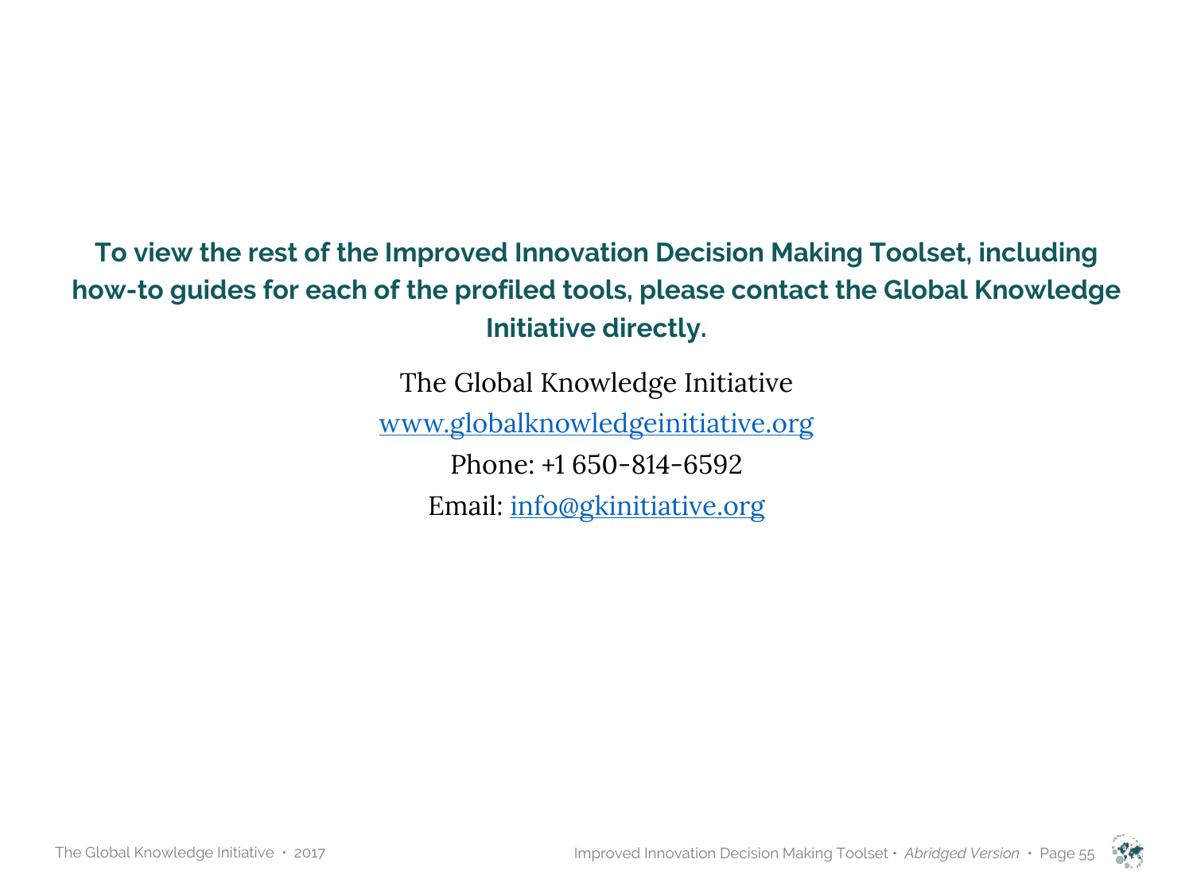**To view the rest of the Improved Innovation Decision Making Toolset, including how-to guides for each of the profiled tools, please contact the Global Knowledge Initiative directly.**

The Global Knowledge Initiative

[www.globalknowledgeinitiative.org](http://www.globalknowledgeinitiative.org)

Phone: +1 650-814-6592

Email: [info@gkinitiative.org](mailto:info@gkinitiative.org)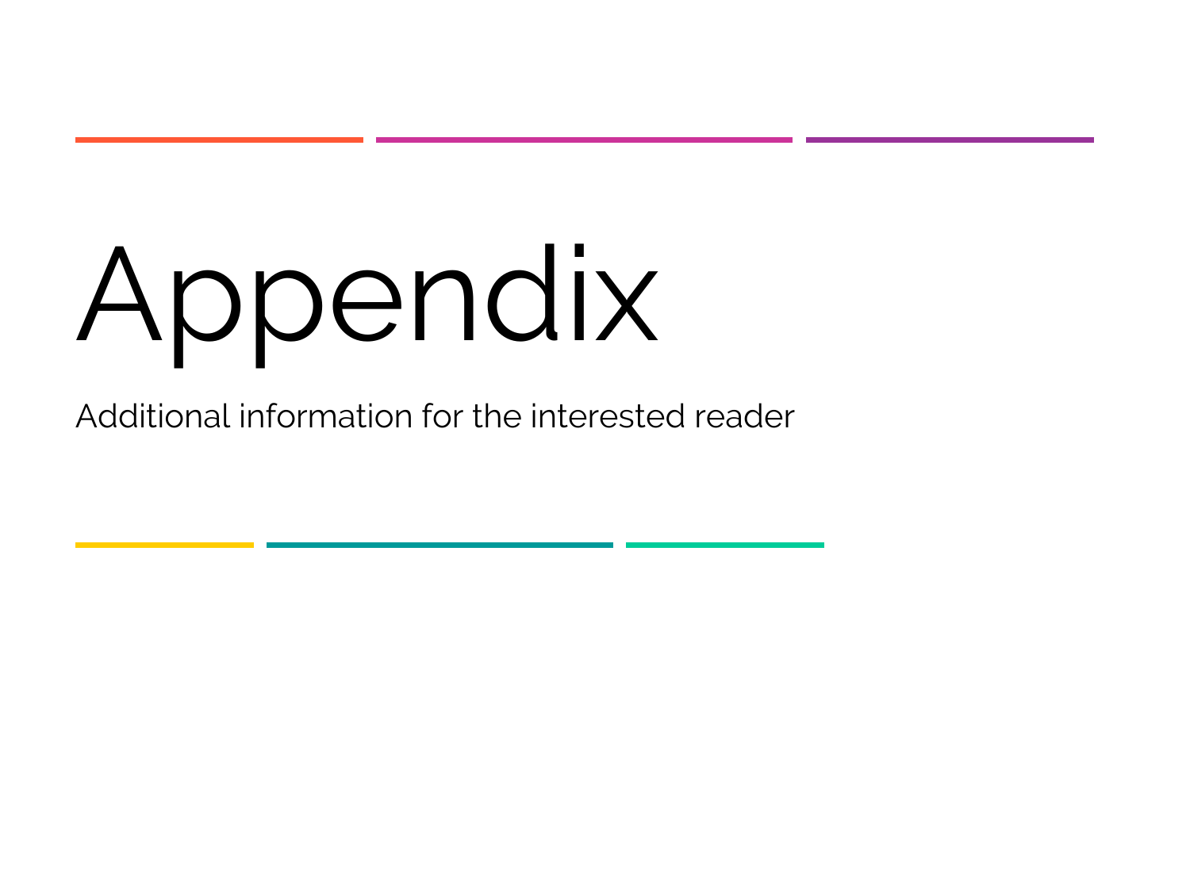# Appendix

Additional information for the interested reader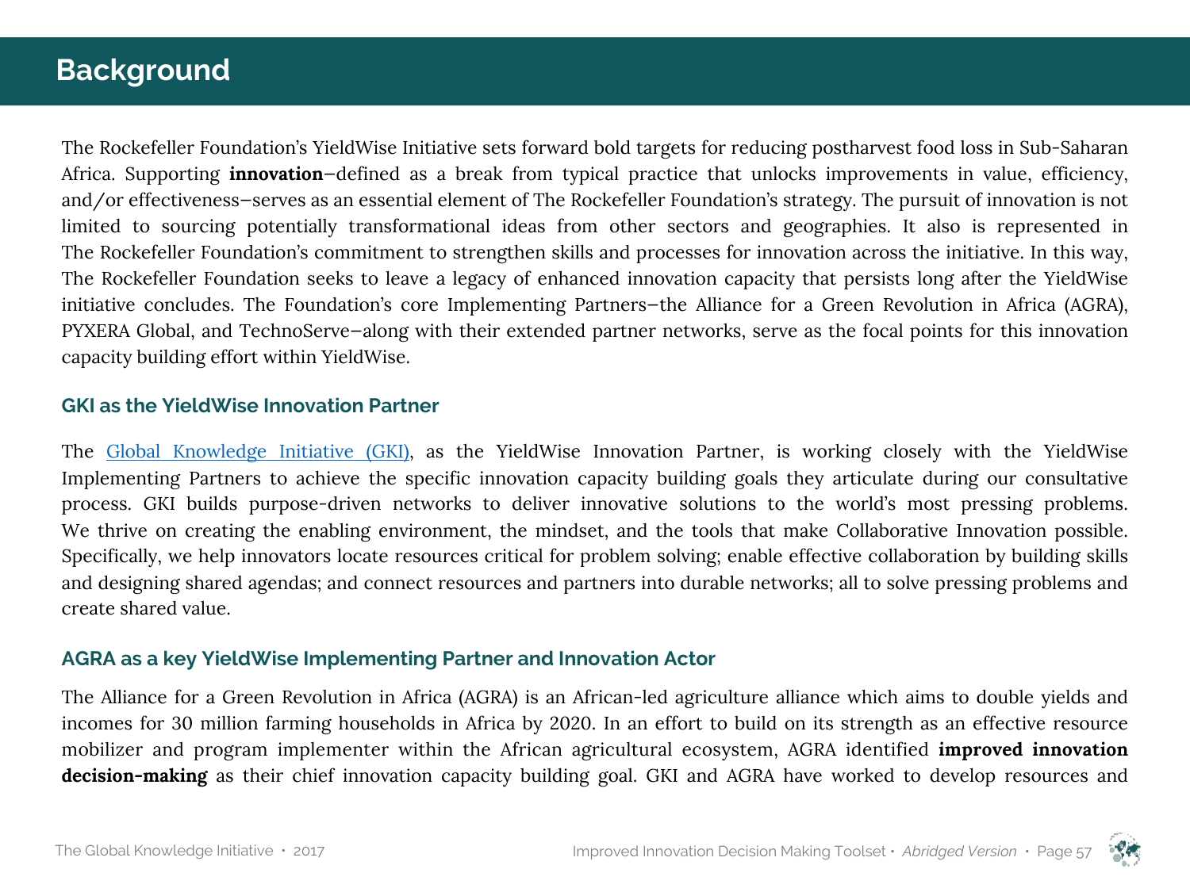# Background

The Rockefeller Foundation's YieldWise Initiative sets forward bold targets for reducing postharvest food loss in Sub-Saharan Africa. Supporting **innovation**–defined as a break from typical practice that unlocks improvements in value, efficiency, and/or effectiveness–serves as an essential element of The Rockefeller Foundation's strategy. The pursuit of innovation is not limited to sourcing potentially transformational ideas from other sectors and geographies. It also is represented in The Rockefeller Foundation's commitment to strengthen skills and processes for innovation across the initiative. In this way, The Rockefeller Foundation seeks to leave a legacy of enhanced innovation capacity that persists long after the YieldWise initiative concludes. The Foundation's core Implementing Partners–the Alliance for a Green Revolution in Africa (AGRA), PYXERA Global, and TechnoServe–along with their extended partner networks, serve as the focal points for this innovation capacity building effort within YieldWise.

## GKI as the YieldWise Innovation Partner

The Global Knowledge Initiative (GKI), as the YieldWise Innovation Partner, is working closely with the YieldWise Implementing Partners to achieve the specific innovation capacity building goals they articulate during our consultative process. GKI builds purpose-driven networks to deliver innovative solutions to the world's most pressing problems. We thrive on creating the enabling environment, the mindset, and the tools that make Collaborative Innovation possible. Specifically, we help innovators locate resources critical for problem solving; enable effective collaboration by building skills and designing shared agendas; and connect resources and partners into durable networks; all to solve pressing problems and create shared value.

## AGRA as a key YieldWise Implementing Partner and Innovation Actor

The Alliance for a Green Revolution in Africa (AGRA) is an African-led agriculture alliance which aims to double yields and incomes for 30 million farming households in Africa by 2020. In an effort to build on its strength as an effective resource mobilizer and program implementer within the African agricultural ecosystem, AGRA identified **improved innovation decision-making** as their chief innovation capacity building goal. GKI and AGRA have worked to develop resources and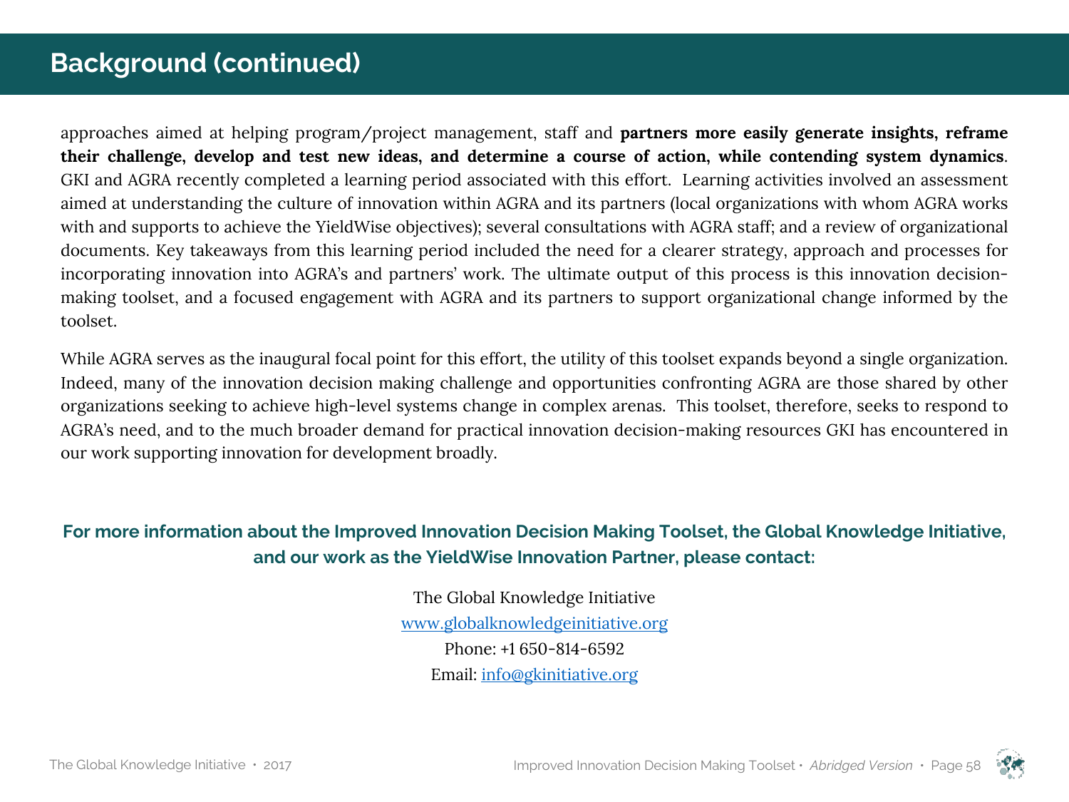## Background (continued)

approaches aimed at helping program/project management, staff and **partners more easily generate insights, reframe their challenge, develop and test new ideas, and determine a course of action, while contending system dynamics**. GKI and AGRA recently completed a learning period associated with this effort. Learning activities involved an assessment aimed at understanding the culture of innovation within AGRA and its partners (local organizations with whom AGRA works with and supports to achieve the YieldWise objectives); several consultations with AGRA staff; and a review of organizational documents. Key takeaways from this learning period included the need for a clearer strategy, approach and processes for incorporating innovation into AGRA's and partners' work. The ultimate output of this process is this innovation decision-making toolset, and a focused engagement with AGRA and its partners to support organizational change informed by the toolset.

While AGRA serves as the inaugural focal point for this effort, the utility of this toolset expands beyond a single organization. Indeed, many of the innovation decision making challenge and opportunities confronting AGRA are those shared by other organizations seeking to achieve high-level systems change in complex arenas. This toolset, therefore, seeks to respond to AGRA's need, and to the much broader demand for practical innovation decision-making resources GKI has encountered in our work supporting innovation for development broadly.

**For more information about the Improved Innovation Decision Making Toolset, the Global Knowledge Initiative, and our work as the YieldWise Innovation Partner, please contact:**

The Global Knowledge Initiative
www.globalknowledgeinitiative.org
Phone: +1 650-814-6592
Email: info@gkinitiative.org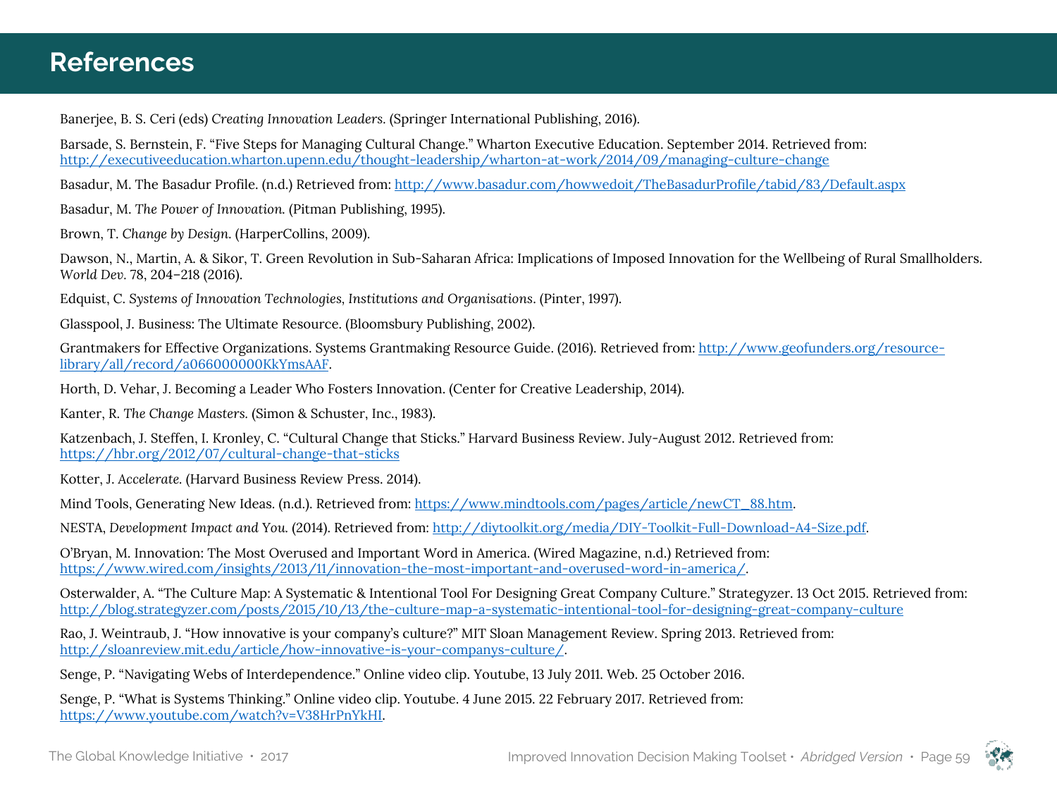# References

Banerjee, B. S. Ceri (eds) *Creating Innovation Leaders*. (Springer International Publishing, 2016).

Barsade, S. Bernstein, F. "Five Steps for Managing Cultural Change." Wharton Executive Education. September 2014. Retrieved from: http://executiveeducation.wharton.upenn.edu/thought-leadership/wharton-at-work/2014/09/managing-culture-change

Basadur, M. The Basadur Profile. (n.d.) Retrieved from: http://www.basadur.com/howwedoit/TheBasadurProfile/tabid/83/Default.aspx

Basadur, M. *The Power of Innovation*. (Pitman Publishing, 1995).

Brown, T. *Change by Design*. (HarperCollins, 2009).

Dawson, N., Martin, A. & Sikor, T. Green Revolution in Sub-Saharan Africa: Implications of Imposed Innovation for the Wellbeing of Rural Smallholders. *World Dev.* 78, 204–218 (2016).

Edquist, C. *Systems of Innovation Technologies, Institutions and Organisations*. (Pinter, 1997).

Glasspool, J. Business: The Ultimate Resource. (Bloomsbury Publishing, 2002).

Grantmakers for Effective Organizations. Systems Grantmaking Resource Guide. (2016). Retrieved from: http://www.geofunders.org/resource-library/all/record/a066000000KkYmsAAF.

Horth, D. Vehar, J. Becoming a Leader Who Fosters Innovation. (Center for Creative Leadership, 2014).

Kanter, R. *The Change Masters*. (Simon & Schuster, Inc., 1983).

Katzenbach, J. Steffen, I. Kronley, C. "Cultural Change that Sticks." Harvard Business Review. July-August 2012. Retrieved from: https://hbr.org/2012/07/cultural-change-that-sticks

Kotter, J. *Accelerate*. (Harvard Business Review Press. 2014).

Mind Tools, Generating New Ideas. (n.d.). Retrieved from: https://www.mindtools.com/pages/article/newCT_88.htm.

NESTA, *Development Impact and You*. (2014). Retrieved from: http://diytoolkit.org/media/DIY-Toolkit-Full-Download-A4-Size.pdf.

O'Bryan, M. Innovation: The Most Overused and Important Word in America. (Wired Magazine, n.d.) Retrieved from: https://www.wired.com/insights/2013/11/innovation-the-most-important-and-overused-word-in-america/.

Osterwalder, A. "The Culture Map: A Systematic & Intentional Tool For Designing Great Company Culture." Strategyzer. 13 Oct 2015. Retrieved from: http://blog.strategyzer.com/posts/2015/10/13/the-culture-map-a-systematic-intentional-tool-for-designing-great-company-culture

Rao, J. Weintraub, J. "How innovative is your company's culture?" MIT Sloan Management Review. Spring 2013. Retrieved from: http://sloanreview.mit.edu/article/how-innovative-is-your-companys-culture/.

Senge, P. "Navigating Webs of Interdependence." Online video clip. Youtube, 13 July 2011. Web. 25 October 2016.

Senge, P. "What is Systems Thinking." Online video clip. Youtube. 4 June 2015. 22 February 2017. Retrieved from: https://www.youtube.com/watch?v=V38HrPnYkHI.